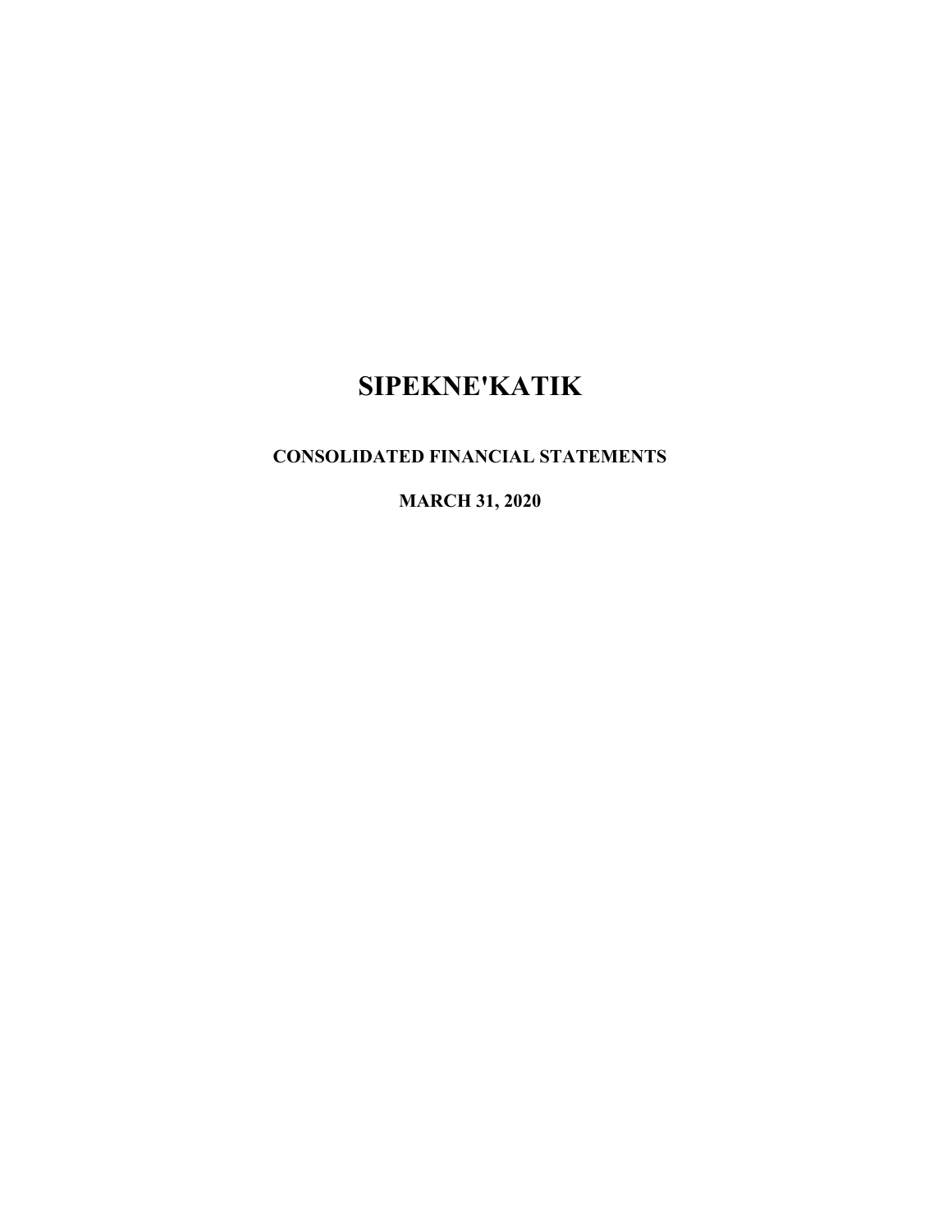# SIPEKNE'KATIK

## CONSOLIDATED FINANCIAL STATEMENTS

## MARCH 31, 2020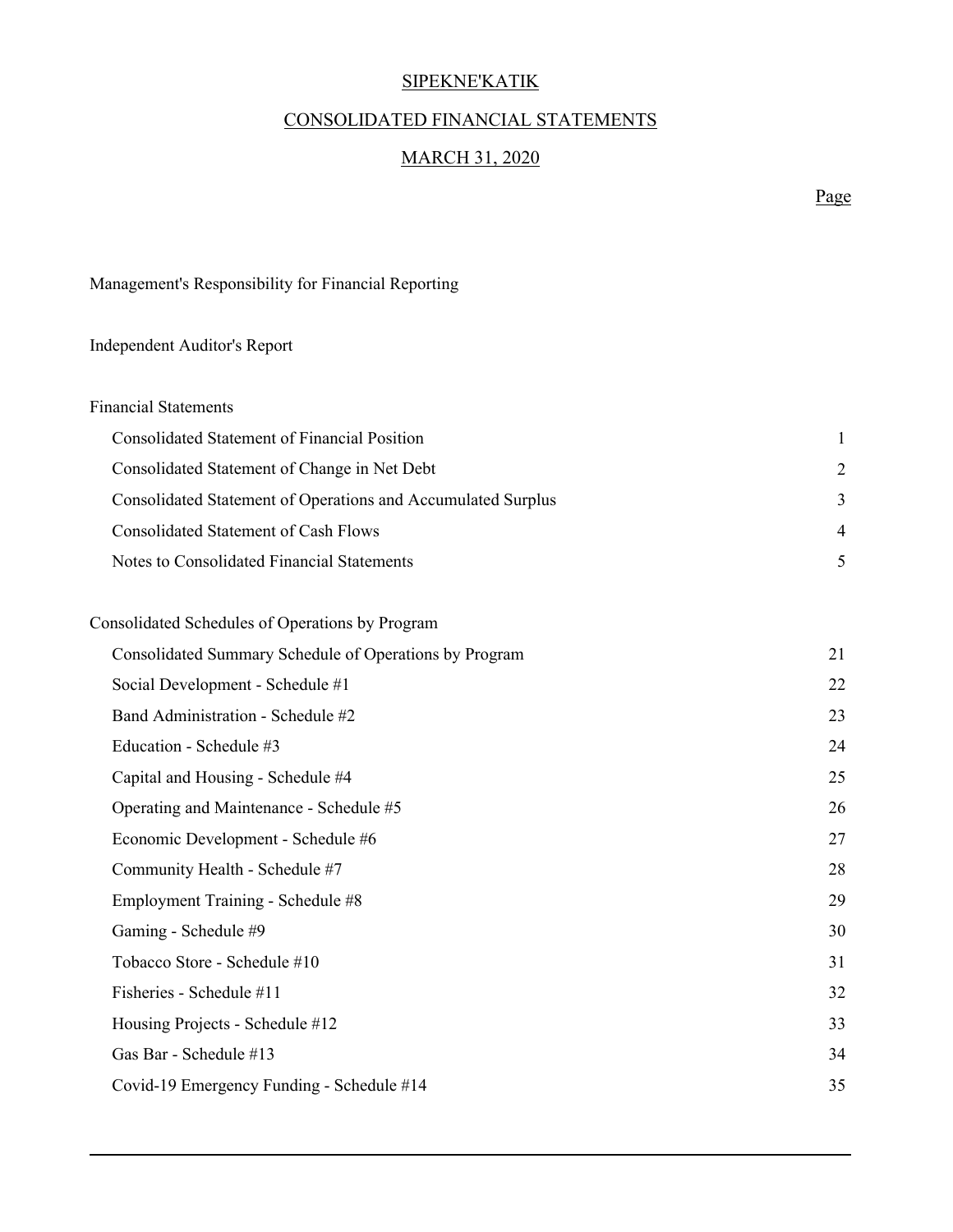# SIPEKNE'KATIK

## CONSOLIDATED FINANCIAL STATEMENTS

## MARCH 31, 2020

| | Page |
|---|---|
| Management's Responsibility for Financial Reporting | |
| Independent Auditor's Report | |
| **Financial Statements** | |
| Consolidated Statement of Financial Position | 1 |
| Consolidated Statement of Change in Net Debt | 2 |
| Consolidated Statement of Operations and Accumulated Surplus | 3 |
| Consolidated Statement of Cash Flows | 4 |
| Notes to Consolidated Financial Statements | 5 |
| **Consolidated Schedules of Operations by Program** | |
| Consolidated Summary Schedule of Operations by Program | 21 |
| Social Development - Schedule #1 | 22 |
| Band Administration - Schedule #2 | 23 |
| Education - Schedule #3 | 24 |
| Capital and Housing - Schedule #4 | 25 |
| Operating and Maintenance - Schedule #5 | 26 |
| Economic Development - Schedule #6 | 27 |
| Community Health - Schedule #7 | 28 |
| Employment Training - Schedule #8 | 29 |
| Gaming - Schedule #9 | 30 |
| Tobacco Store - Schedule #10 | 31 |
| Fisheries - Schedule #11 | 32 |
| Housing Projects - Schedule #12 | 33 |
| Gas Bar - Schedule #13 | 34 |
| Covid-19 Emergency Funding - Schedule #14 | 35 |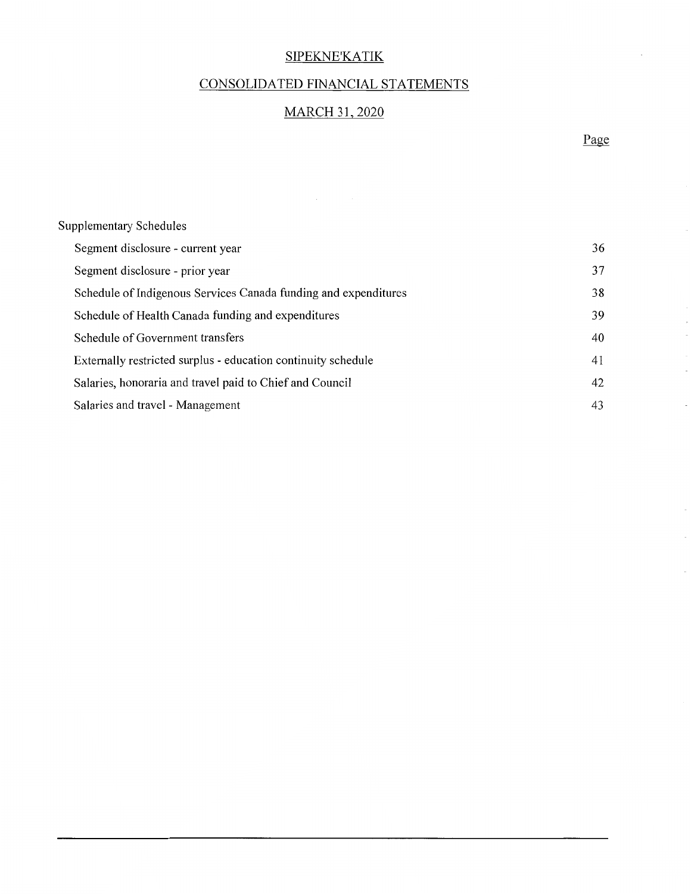# SIPEKNE'KATIK

## CONSOLIDATED FINANCIAL STATEMENTS

## MARCH 31, 2020

| | Page |
|---|---|
| **Supplementary Schedules** | |
| Segment disclosure - current year | 36 |
| Segment disclosure - prior year | 37 |
| Schedule of Indigenous Services Canada funding and expenditures | 38 |
| Schedule of Health Canada funding and expenditures | 39 |
| Schedule of Government transfers | 40 |
| Externally restricted surplus - education continuity schedule | 41 |
| Salaries, honoraria and travel paid to Chief and Council | 42 |
| Salaries and travel - Management | 43 |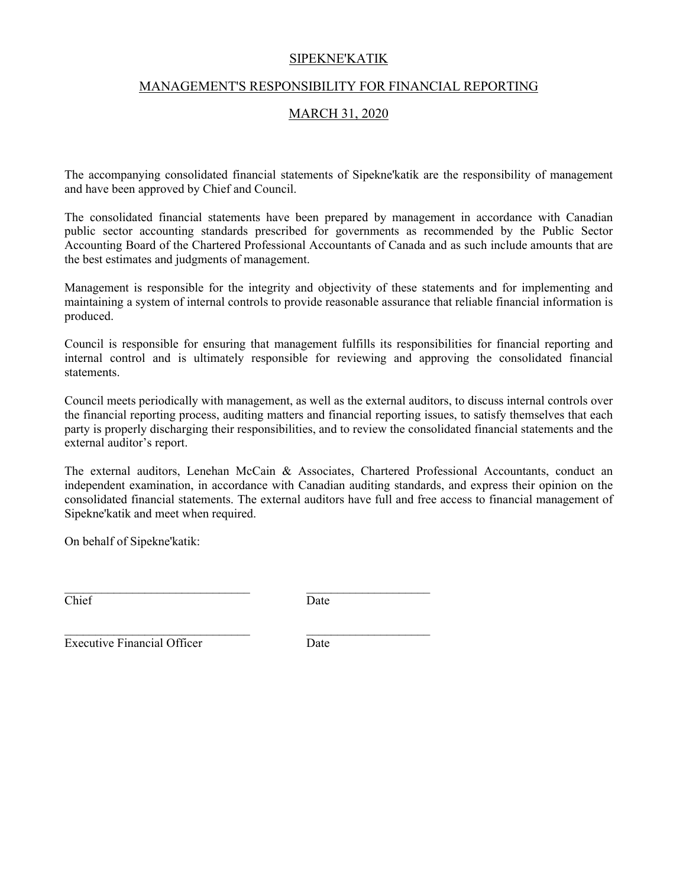# SIPEKNE'KATIK

## MANAGEMENT'S RESPONSIBILITY FOR FINANCIAL REPORTING

## MARCH 31, 2020

The accompanying consolidated financial statements of Sipekne'katik are the responsibility of management and have been approved by Chief and Council.

The consolidated financial statements have been prepared by management in accordance with Canadian public sector accounting standards prescribed for governments as recommended by the Public Sector Accounting Board of the Chartered Professional Accountants of Canada and as such include amounts that are the best estimates and judgments of management.

Management is responsible for the integrity and objectivity of these statements and for implementing and maintaining a system of internal controls to provide reasonable assurance that reliable financial information is produced.

Council is responsible for ensuring that management fulfills its responsibilities for financial reporting and internal control and is ultimately responsible for reviewing and approving the consolidated financial statements.

Council meets periodically with management, as well as the external auditors, to discuss internal controls over the financial reporting process, auditing matters and financial reporting issues, to satisfy themselves that each party is properly discharging their responsibilities, and to review the consolidated financial statements and the external auditor's report.

The external auditors, Lenehan McCain & Associates, Chartered Professional Accountants, conduct an independent examination, in accordance with Canadian auditing standards, and express their opinion on the consolidated financial statements. The external auditors have full and free access to financial management of Sipekne'katik and meet when required.

On behalf of Sipekne'katik:

______________________________ ____________________
Chief Date

______________________________ ____________________
Executive Financial Officer Date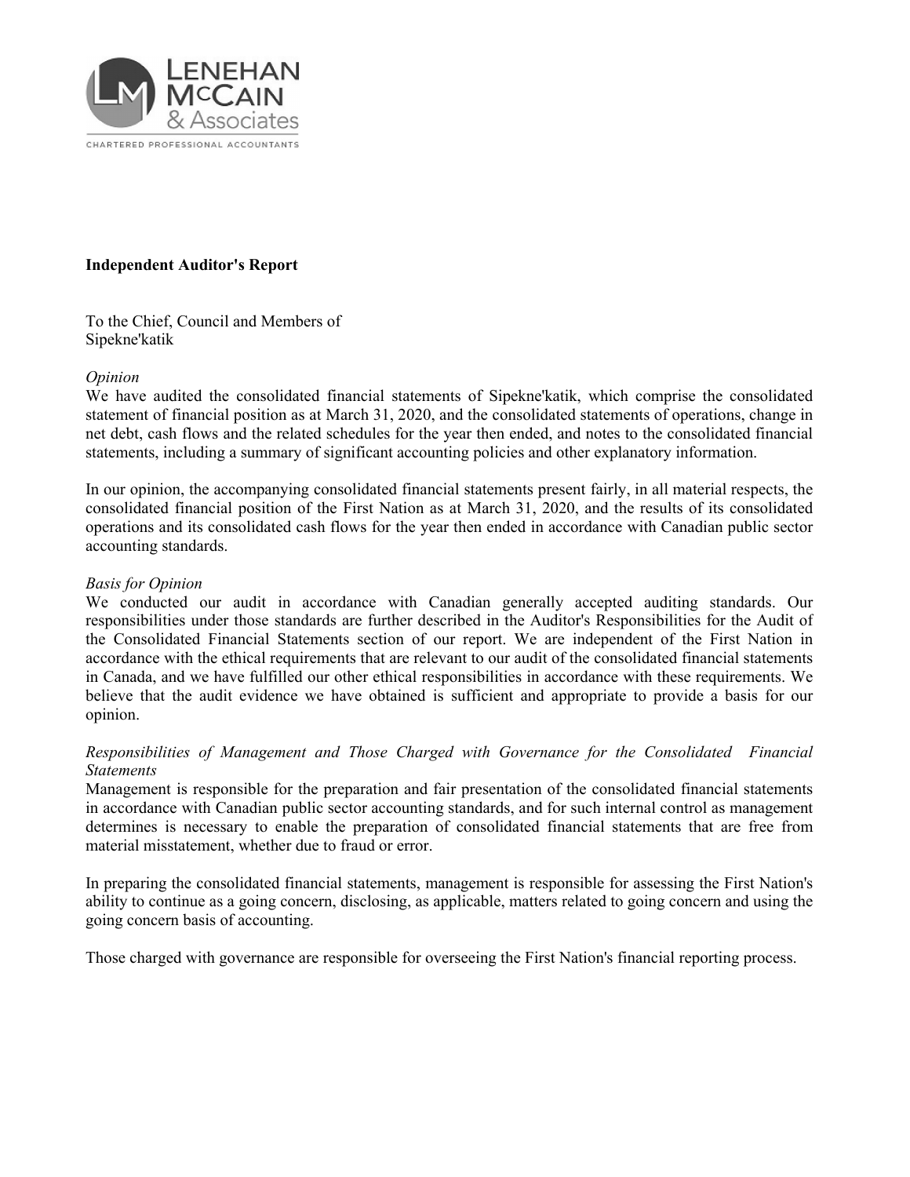**Independent Auditor's Report**

To the Chief, Council and Members of
Sipekne'katik

*Opinion*
We have audited the consolidated financial statements of Sipekne'katik, which comprise the consolidated statement of financial position as at March 31, 2020, and the consolidated statements of operations, change in net debt, cash flows and the related schedules for the year then ended, and notes to the consolidated financial statements, including a summary of significant accounting policies and other explanatory information.

In our opinion, the accompanying consolidated financial statements present fairly, in all material respects, the consolidated financial position of the First Nation as at March 31, 2020, and the results of its consolidated operations and its consolidated cash flows for the year then ended in accordance with Canadian public sector accounting standards.

*Basis for Opinion*
We conducted our audit in accordance with Canadian generally accepted auditing standards. Our responsibilities under those standards are further described in the Auditor's Responsibilities for the Audit of the Consolidated Financial Statements section of our report. We are independent of the First Nation in accordance with the ethical requirements that are relevant to our audit of the consolidated financial statements in Canada, and we have fulfilled our other ethical responsibilities in accordance with these requirements. We believe that the audit evidence we have obtained is sufficient and appropriate to provide a basis for our opinion.

*Responsibilities of Management and Those Charged with Governance for the Consolidated Financial Statements*
Management is responsible for the preparation and fair presentation of the consolidated financial statements in accordance with Canadian public sector accounting standards, and for such internal control as management determines is necessary to enable the preparation of consolidated financial statements that are free from material misstatement, whether due to fraud or error.

In preparing the consolidated financial statements, management is responsible for assessing the First Nation's ability to continue as a going concern, disclosing, as applicable, matters related to going concern and using the going concern basis of accounting.

Those charged with governance are responsible for overseeing the First Nation's financial reporting process.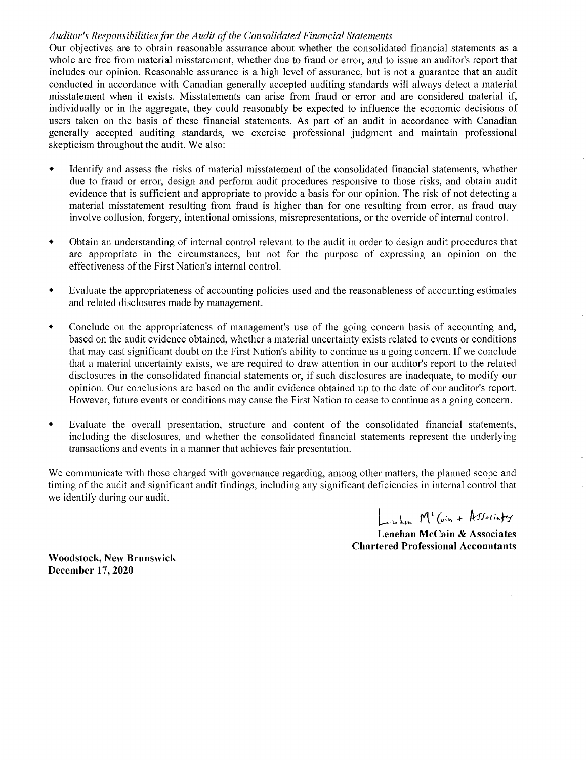*Auditor's Responsibilities for the Audit of the Consolidated Financial Statements*

Our objectives are to obtain reasonable assurance about whether the consolidated financial statements as a whole are free from material misstatement, whether due to fraud or error, and to issue an auditor's report that includes our opinion. Reasonable assurance is a high level of assurance, but is not a guarantee that an audit conducted in accordance with Canadian generally accepted auditing standards will always detect a material misstatement when it exists. Misstatements can arise from fraud or error and are considered material if, individually or in the aggregate, they could reasonably be expected to influence the economic decisions of users taken on the basis of these financial statements. As part of an audit in accordance with Canadian generally accepted auditing standards, we exercise professional judgment and maintain professional skepticism throughout the audit. We also:

- Identify and assess the risks of material misstatement of the consolidated financial statements, whether due to fraud or error, design and perform audit procedures responsive to those risks, and obtain audit evidence that is sufficient and appropriate to provide a basis for our opinion. The risk of not detecting a material misstatement resulting from fraud is higher than for one resulting from error, as fraud may involve collusion, forgery, intentional omissions, misrepresentations, or the override of internal control.

- Obtain an understanding of internal control relevant to the audit in order to design audit procedures that are appropriate in the circumstances, but not for the purpose of expressing an opinion on the effectiveness of the First Nation's internal control.

- Evaluate the appropriateness of accounting policies used and the reasonableness of accounting estimates and related disclosures made by management.

- Conclude on the appropriateness of management's use of the going concern basis of accounting and, based on the audit evidence obtained, whether a material uncertainty exists related to events or conditions that may cast significant doubt on the First Nation's ability to continue as a going concern. If we conclude that a material uncertainty exists, we are required to draw attention in our auditor's report to the related disclosures in the consolidated financial statements or, if such disclosures are inadequate, to modify our opinion. Our conclusions are based on the audit evidence obtained up to the date of our auditor's report. However, future events or conditions may cause the First Nation to cease to continue as a going concern.

- Evaluate the overall presentation, structure and content of the consolidated financial statements, including the disclosures, and whether the consolidated financial statements represent the underlying transactions and events in a manner that achieves fair presentation.

We communicate with those charged with governance regarding, among other matters, the planned scope and timing of the audit and significant audit findings, including any significant deficiencies in internal control that we identify during our audit.

Lenehan McCain + Associates

**Lenehan McCain & Associates**
**Chartered Professional Accountants**

**Woodstock, New Brunswick**
**December 17, 2020**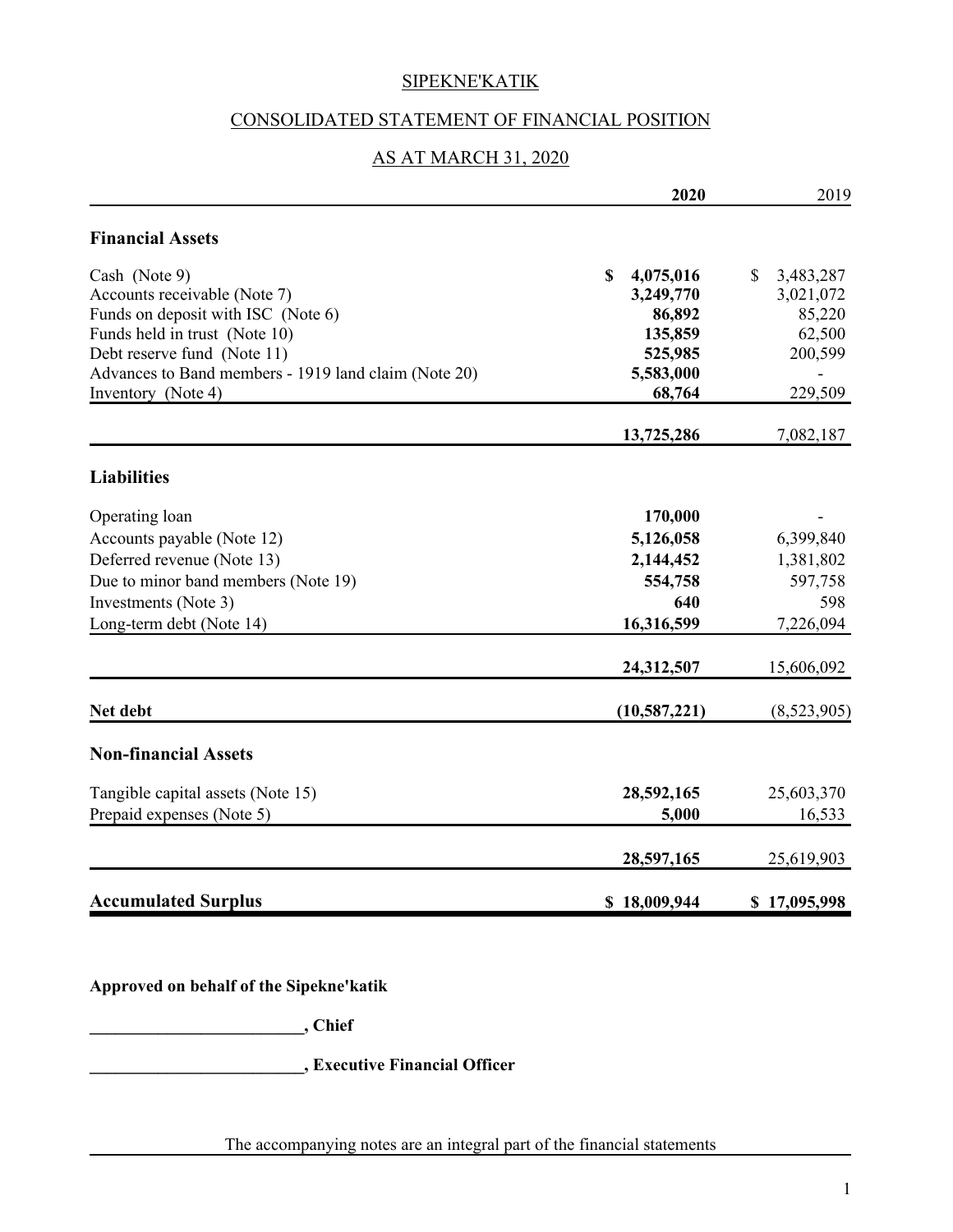# SIPEKNE'KATIK

## CONSOLIDATED STATEMENT OF FINANCIAL POSITION

### AS AT MARCH 31, 2020

| | **2020** | 2019 |
|---|---|---|
| **Financial Assets** | | |
| Cash (Note 9) | **$ 4,075,016** | $ 3,483,287 |
| Accounts receivable (Note 7) | **3,249,770** | 3,021,072 |
| Funds on deposit with ISC (Note 6) | **86,892** | 85,220 |
| Funds held in trust (Note 10) | **135,859** | 62,500 |
| Debt reserve fund (Note 11) | **525,985** | 200,599 |
| Advances to Band members - 1919 land claim (Note 20) | **5,583,000** | - |
| Inventory (Note 4) | **68,764** | 229,509 |
| | **13,725,286** | 7,082,187 |
| **Liabilities** | | |
| Operating loan | **170,000** | - |
| Accounts payable (Note 12) | **5,126,058** | 6,399,840 |
| Deferred revenue (Note 13) | **2,144,452** | 1,381,802 |
| Due to minor band members (Note 19) | **554,758** | 597,758 |
| Investments (Note 3) | **640** | 598 |
| Long-term debt (Note 14) | **16,316,599** | 7,226,094 |
| | **24,312,507** | 15,606,092 |
| **Net debt** | **(10,587,221)** | (8,523,905) |
| **Non-financial Assets** | | |
| Tangible capital assets (Note 15) | **28,592,165** | 25,603,370 |
| Prepaid expenses (Note 5) | **5,000** | 16,533 |
| | **28,597,165** | 25,619,903 |
| **Accumulated Surplus** | **$ 18,009,944** | **$ 17,095,998** |

**Approved on behalf of the Sipekne'katik**

**_________________________, Chief**

**_________________________, Executive Financial Officer**

The accompanying notes are an integral part of the financial statements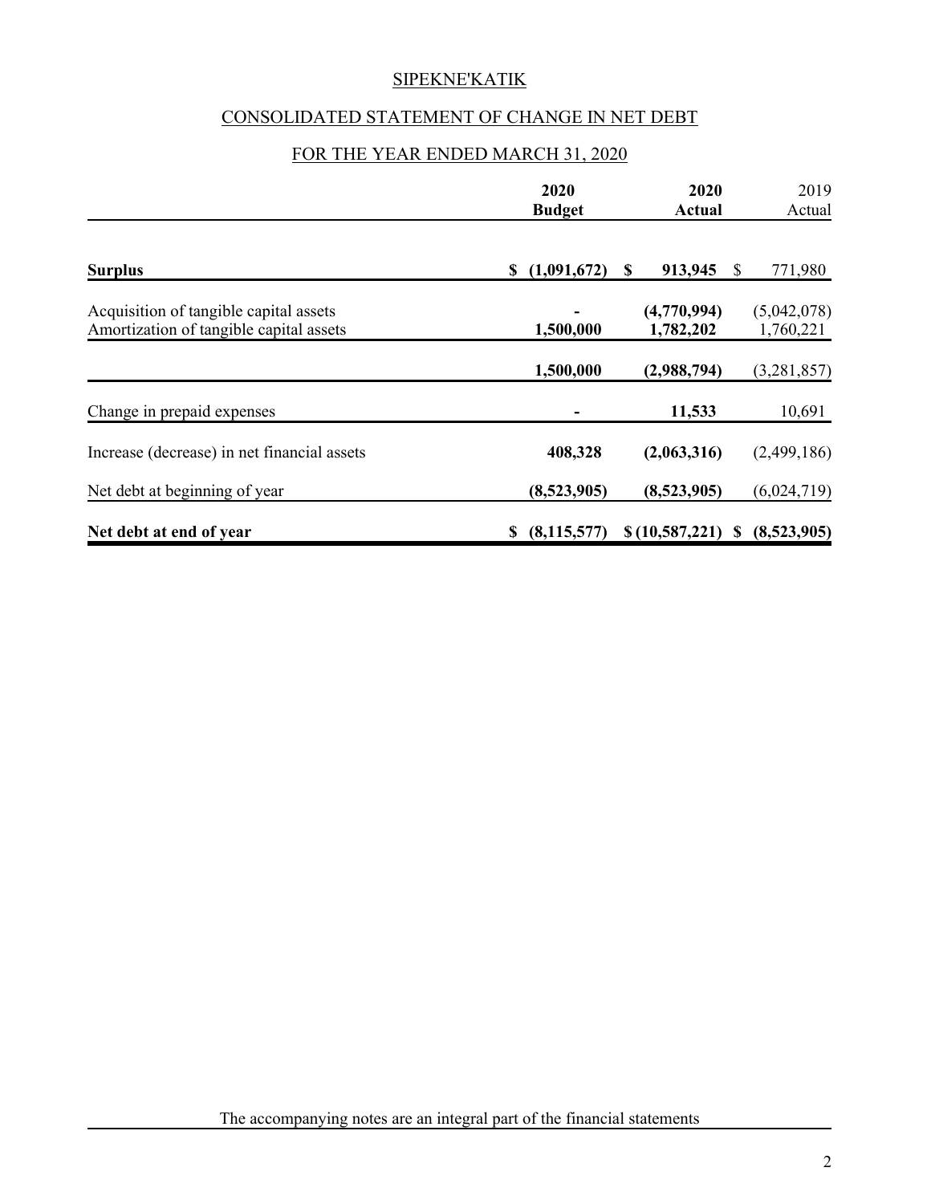SIPEKNE'KATIK

CONSOLIDATED STATEMENT OF CHANGE IN NET DEBT

FOR THE YEAR ENDED MARCH 31, 2020

| | 2020 Budget | 2020 Actual | 2019 Actual |
|---|---|---|---|
| **Surplus** | **$ (1,091,672)** | **$ 913,945** | $ 771,980 |
| Acquisition of tangible capital assets | **-** | **(4,770,994)** | (5,042,078) |
| Amortization of tangible capital assets | **1,500,000** | **1,782,202** | 1,760,221 |
| | **1,500,000** | **(2,988,794)** | (3,281,857) |
| Change in prepaid expenses | **-** | **11,533** | 10,691 |
| Increase (decrease) in net financial assets | **408,328** | **(2,063,316)** | (2,499,186) |
| Net debt at beginning of year | **(8,523,905)** | **(8,523,905)** | (6,024,719) |
| **Net debt at end of year** | **$ (8,115,577)** | **$ (10,587,221)** | **$ (8,523,905)** |

The accompanying notes are an integral part of the financial statements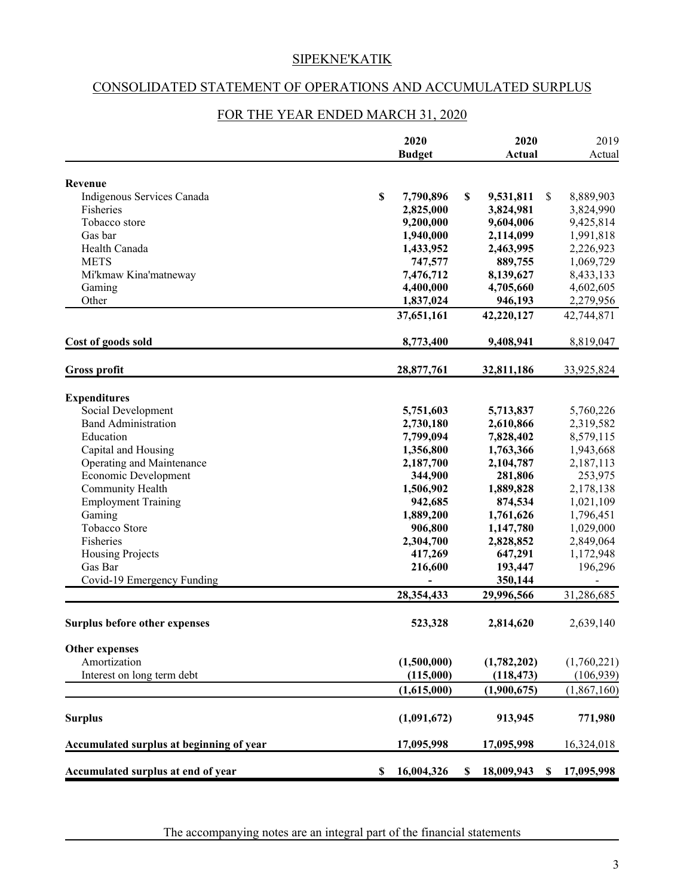# SIPEKNE'KATIK

## CONSOLIDATED STATEMENT OF OPERATIONS AND ACCUMULATED SURPLUS

## FOR THE YEAR ENDED MARCH 31, 2020

| | 2020 Budget | 2020 Actual | 2019 Actual |
|---|---|---|---|
| **Revenue** | | | |
| Indigenous Services Canada | $ 7,790,896 | $ 9,531,811 | $ 8,889,903 |
| Fisheries | 2,825,000 | 3,824,981 | 3,824,990 |
| Tobacco store | 9,200,000 | 9,604,006 | 9,425,814 |
| Gas bar | 1,940,000 | 2,114,099 | 1,991,818 |
| Health Canada | 1,433,952 | 2,463,995 | 2,226,923 |
| METS | 747,577 | 889,755 | 1,069,729 |
| Mi'kmaw Kina'matneway | 7,476,712 | 8,139,627 | 8,433,133 |
| Gaming | 4,400,000 | 4,705,660 | 4,602,605 |
| Other | 1,837,024 | 946,193 | 2,279,956 |
| | 37,651,161 | 42,220,127 | 42,744,871 |
| **Cost of goods sold** | 8,773,400 | 9,408,941 | 8,819,047 |
| **Gross profit** | 28,877,761 | 32,811,186 | 33,925,824 |
| **Expenditures** | | | |
| Social Development | 5,751,603 | 5,713,837 | 5,760,226 |
| Band Administration | 2,730,180 | 2,610,866 | 2,319,582 |
| Education | 7,799,094 | 7,828,402 | 8,579,115 |
| Capital and Housing | 1,356,800 | 1,763,366 | 1,943,668 |
| Operating and Maintenance | 2,187,700 | 2,104,787 | 2,187,113 |
| Economic Development | 344,900 | 281,806 | 253,975 |
| Community Health | 1,506,902 | 1,889,828 | 2,178,138 |
| Employment Training | 942,685 | 874,534 | 1,021,109 |
| Gaming | 1,889,200 | 1,761,626 | 1,796,451 |
| Tobacco Store | 906,800 | 1,147,780 | 1,029,000 |
| Fisheries | 2,304,700 | 2,828,852 | 2,849,064 |
| Housing Projects | 417,269 | 647,291 | 1,172,948 |
| Gas Bar | 216,600 | 193,447 | 196,296 |
| Covid-19 Emergency Funding | - | 350,144 | - |
| | 28,354,433 | 29,996,566 | 31,286,685 |
| **Surplus before other expenses** | 523,328 | 2,814,620 | 2,639,140 |
| **Other expenses** | | | |
| Amortization | (1,500,000) | (1,782,202) | (1,760,221) |
| Interest on long term debt | (115,000) | (118,473) | (106,939) |
| | (1,615,000) | (1,900,675) | (1,867,160) |
| **Surplus** | (1,091,672) | 913,945 | 771,980 |
| **Accumulated surplus at beginning of year** | 17,095,998 | 17,095,998 | 16,324,018 |
| **Accumulated surplus at end of year** | $ 16,004,326 | $ 18,009,943 | $ 17,095,998 |

The accompanying notes are an integral part of the financial statements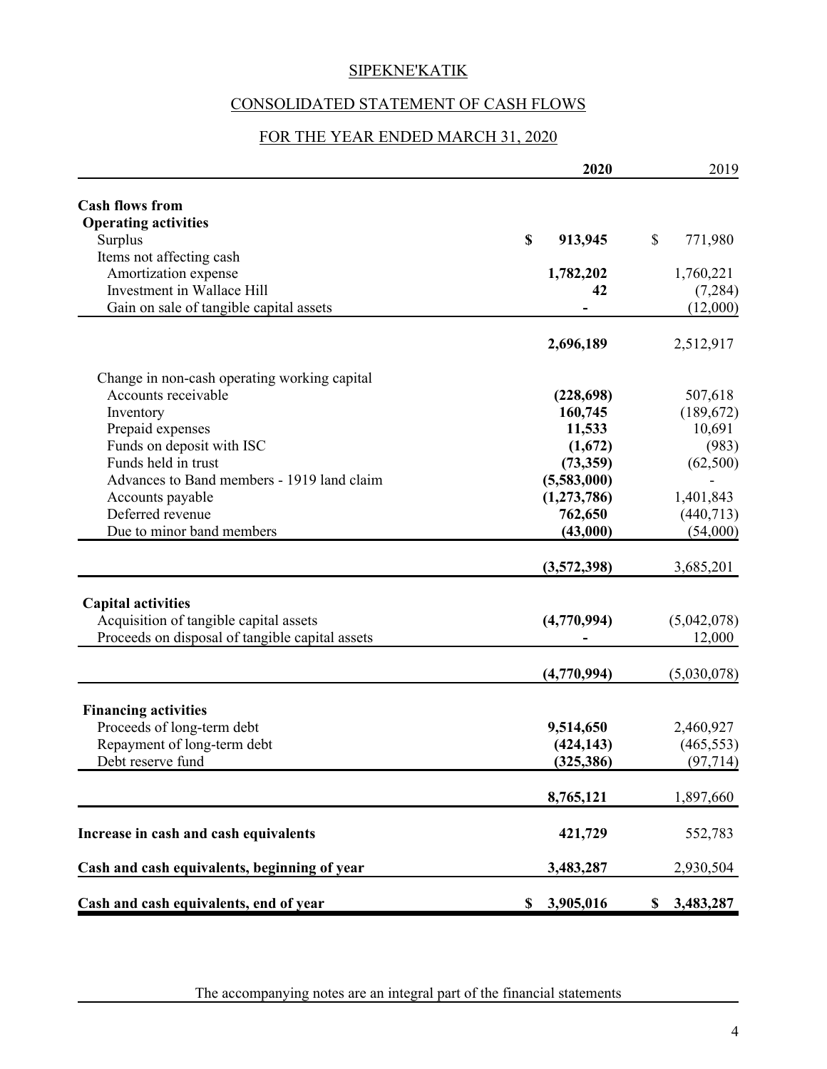# SIPEKNE'KATIK

## CONSOLIDATED STATEMENT OF CASH FLOWS

## FOR THE YEAR ENDED MARCH 31, 2020

| | 2020 | 2019 |
|---|---:|---:|
| **Cash flows from** | | |
| **Operating activities** | | |
| Surplus | $ 913,945 | $ 771,980 |
| Items not affecting cash | | |
| Amortization expense | 1,782,202 | 1,760,221 |
| Investment in Wallace Hill | 42 | (7,284) |
| Gain on sale of tangible capital assets | - | (12,000) |
| | 2,696,189 | 2,512,917 |
| Change in non-cash operating working capital | | |
| Accounts receivable | (228,698) | 507,618 |
| Inventory | 160,745 | (189,672) |
| Prepaid expenses | 11,533 | 10,691 |
| Funds on deposit with ISC | (1,672) | (983) |
| Funds held in trust | (73,359) | (62,500) |
| Advances to Band members - 1919 land claim | (5,583,000) | - |
| Accounts payable | (1,273,786) | 1,401,843 |
| Deferred revenue | 762,650 | (440,713) |
| Due to minor band members | (43,000) | (54,000) |
| | (3,572,398) | 3,685,201 |
| **Capital activities** | | |
| Acquisition of tangible capital assets | (4,770,994) | (5,042,078) |
| Proceeds on disposal of tangible capital assets | - | 12,000 |
| | (4,770,994) | (5,030,078) |
| **Financing activities** | | |
| Proceeds of long-term debt | 9,514,650 | 2,460,927 |
| Repayment of long-term debt | (424,143) | (465,553) |
| Debt reserve fund | (325,386) | (97,714) |
| | 8,765,121 | 1,897,660 |
| **Increase in cash and cash equivalents** | 421,729 | 552,783 |
| **Cash and cash equivalents, beginning of year** | 3,483,287 | 2,930,504 |
| **Cash and cash equivalents, end of year** | $ 3,905,016 | $ 3,483,287 |

The accompanying notes are an integral part of the financial statements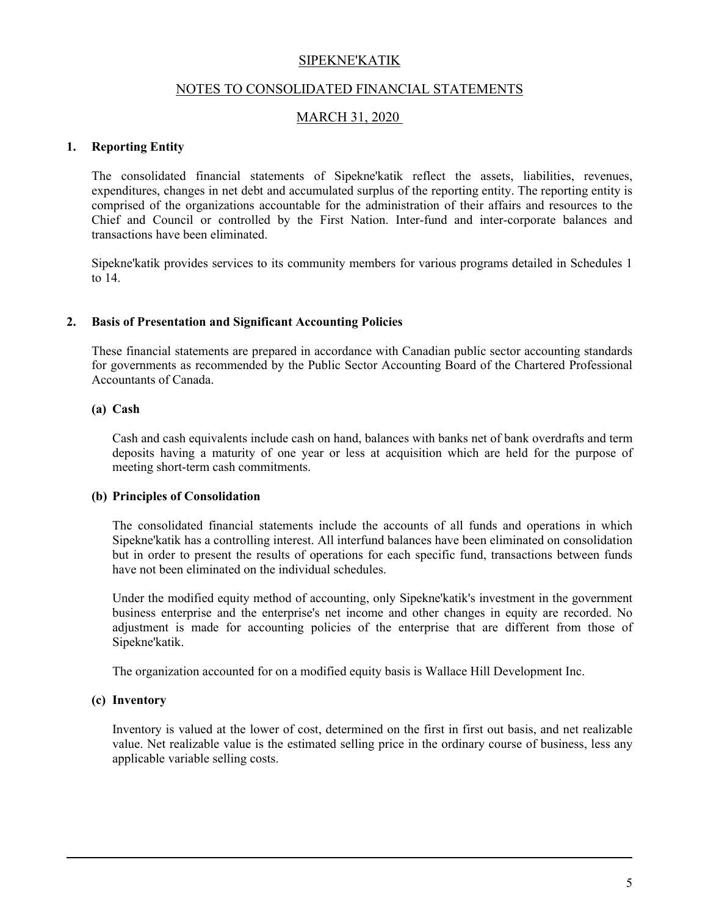# SIPEKNE'KATIK

## NOTES TO CONSOLIDATED FINANCIAL STATEMENTS

## MARCH 31, 2020

### 1. Reporting Entity

The consolidated financial statements of Sipekne'katik reflect the assets, liabilities, revenues, expenditures, changes in net debt and accumulated surplus of the reporting entity. The reporting entity is comprised of the organizations accountable for the administration of their affairs and resources to the Chief and Council or controlled by the First Nation. Inter-fund and inter-corporate balances and transactions have been eliminated.

Sipekne'katik provides services to its community members for various programs detailed in Schedules 1 to 14.

### 2. Basis of Presentation and Significant Accounting Policies

These financial statements are prepared in accordance with Canadian public sector accounting standards for governments as recommended by the Public Sector Accounting Board of the Chartered Professional Accountants of Canada.

#### (a) Cash

Cash and cash equivalents include cash on hand, balances with banks net of bank overdrafts and term deposits having a maturity of one year or less at acquisition which are held for the purpose of meeting short-term cash commitments.

#### (b) Principles of Consolidation

The consolidated financial statements include the accounts of all funds and operations in which Sipekne'katik has a controlling interest. All interfund balances have been eliminated on consolidation but in order to present the results of operations for each specific fund, transactions between funds have not been eliminated on the individual schedules.

Under the modified equity method of accounting, only Sipekne'katik's investment in the government business enterprise and the enterprise's net income and other changes in equity are recorded. No adjustment is made for accounting policies of the enterprise that are different from those of Sipekne'katik.

The organization accounted for on a modified equity basis is Wallace Hill Development Inc.

#### (c) Inventory

Inventory is valued at the lower of cost, determined on the first in first out basis, and net realizable value. Net realizable value is the estimated selling price in the ordinary course of business, less any applicable variable selling costs.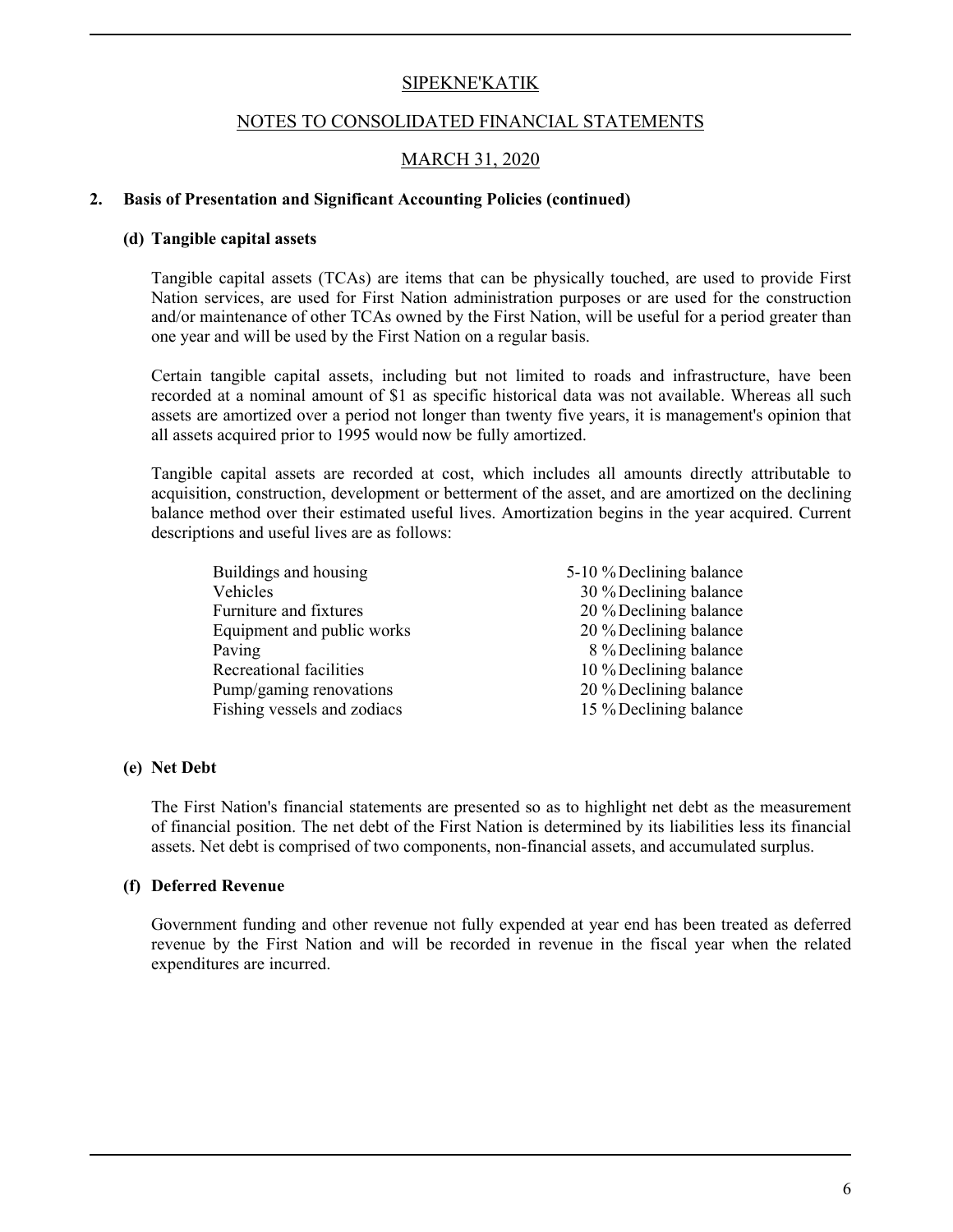# SIPEKNE'KATIK

## NOTES TO CONSOLIDATED FINANCIAL STATEMENTS

## MARCH 31, 2020

### 2. Basis of Presentation and Significant Accounting Policies (continued)

#### (d) Tangible capital assets

Tangible capital assets (TCAs) are items that can be physically touched, are used to provide First Nation services, are used for First Nation administration purposes or are used for the construction and/or maintenance of other TCAs owned by the First Nation, will be useful for a period greater than one year and will be used by the First Nation on a regular basis.

Certain tangible capital assets, including but not limited to roads and infrastructure, have been recorded at a nominal amount of $1 as specific historical data was not available. Whereas all such assets are amortized over a period not longer than twenty five years, it is management's opinion that all assets acquired prior to 1995 would now be fully amortized.

Tangible capital assets are recorded at cost, which includes all amounts directly attributable to acquisition, construction, development or betterment of the asset, and are amortized on the declining balance method over their estimated useful lives. Amortization begins in the year acquired. Current descriptions and useful lives are as follows:

| | |
|---|---|
| Buildings and housing | 5-10 % Declining balance |
| Vehicles | 30 % Declining balance |
| Furniture and fixtures | 20 % Declining balance |
| Equipment and public works | 20 % Declining balance |
| Paving | 8 % Declining balance |
| Recreational facilities | 10 % Declining balance |
| Pump/gaming renovations | 20 % Declining balance |
| Fishing vessels and zodiacs | 15 % Declining balance |

#### (e) Net Debt

The First Nation's financial statements are presented so as to highlight net debt as the measurement of financial position. The net debt of the First Nation is determined by its liabilities less its financial assets. Net debt is comprised of two components, non-financial assets, and accumulated surplus.

#### (f) Deferred Revenue

Government funding and other revenue not fully expended at year end has been treated as deferred revenue by the First Nation and will be recorded in revenue in the fiscal year when the related expenditures are incurred.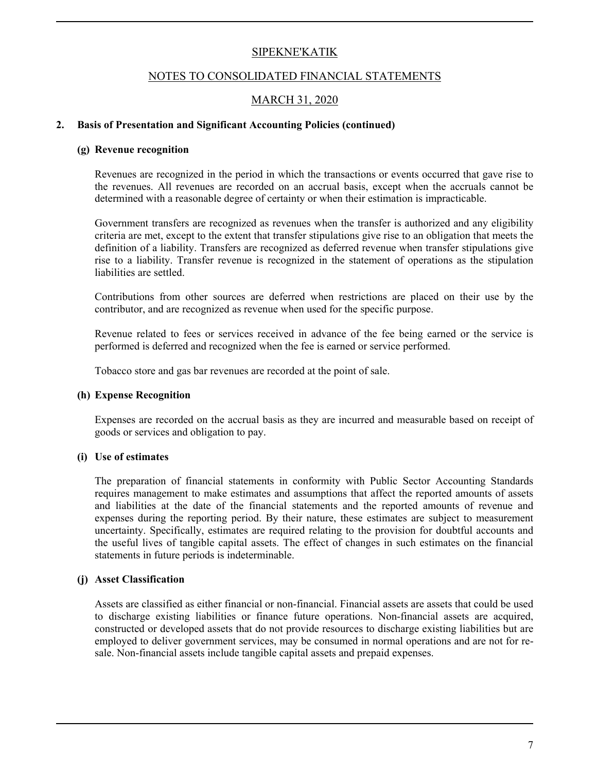# SIPEKNE'KATIK

## NOTES TO CONSOLIDATED FINANCIAL STATEMENTS

## MARCH 31, 2020

### 2. Basis of Presentation and Significant Accounting Policies (continued)

#### (g) Revenue recognition

Revenues are recognized in the period in which the transactions or events occurred that gave rise to the revenues. All revenues are recorded on an accrual basis, except when the accruals cannot be determined with a reasonable degree of certainty or when their estimation is impracticable.

Government transfers are recognized as revenues when the transfer is authorized and any eligibility criteria are met, except to the extent that transfer stipulations give rise to an obligation that meets the definition of a liability. Transfers are recognized as deferred revenue when transfer stipulations give rise to a liability. Transfer revenue is recognized in the statement of operations as the stipulation liabilities are settled.

Contributions from other sources are deferred when restrictions are placed on their use by the contributor, and are recognized as revenue when used for the specific purpose.

Revenue related to fees or services received in advance of the fee being earned or the service is performed is deferred and recognized when the fee is earned or service performed.

Tobacco store and gas bar revenues are recorded at the point of sale.

#### (h) Expense Recognition

Expenses are recorded on the accrual basis as they are incurred and measurable based on receipt of goods or services and obligation to pay.

#### (i) Use of estimates

The preparation of financial statements in conformity with Public Sector Accounting Standards requires management to make estimates and assumptions that affect the reported amounts of assets and liabilities at the date of the financial statements and the reported amounts of revenue and expenses during the reporting period. By their nature, these estimates are subject to measurement uncertainty. Specifically, estimates are required relating to the provision for doubtful accounts and the useful lives of tangible capital assets. The effect of changes in such estimates on the financial statements in future periods is indeterminable.

#### (j) Asset Classification

Assets are classified as either financial or non-financial. Financial assets are assets that could be used to discharge existing liabilities or finance future operations. Non-financial assets are acquired, constructed or developed assets that do not provide resources to discharge existing liabilities but are employed to deliver government services, may be consumed in normal operations and are not for re-sale. Non-financial assets include tangible capital assets and prepaid expenses.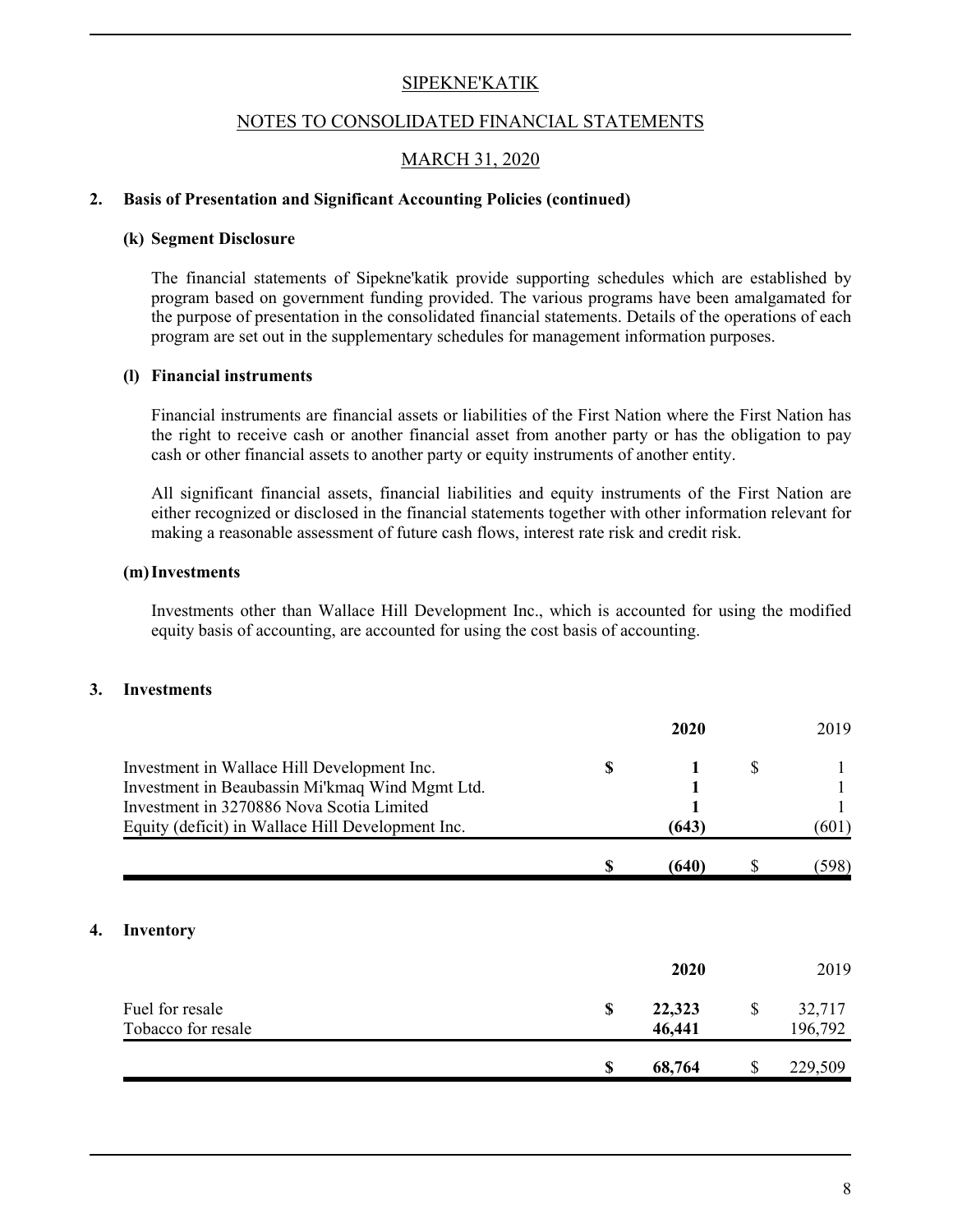SIPEKNE'KATIK

NOTES TO CONSOLIDATED FINANCIAL STATEMENTS

MARCH 31, 2020

**2. Basis of Presentation and Significant Accounting Policies (continued)**

**(k) Segment Disclosure**

The financial statements of Sipekne'katik provide supporting schedules which are established by program based on government funding provided. The various programs have been amalgamated for the purpose of presentation in the consolidated financial statements. Details of the operations of each program are set out in the supplementary schedules for management information purposes.

**(l) Financial instruments**

Financial instruments are financial assets or liabilities of the First Nation where the First Nation has the right to receive cash or another financial asset from another party or has the obligation to pay cash or other financial assets to another party or equity instruments of another entity.

All significant financial assets, financial liabilities and equity instruments of the First Nation are either recognized or disclosed in the financial statements together with other information relevant for making a reasonable assessment of future cash flows, interest rate risk and credit risk.

**(m) Investments**

Investments other than Wallace Hill Development Inc., which is accounted for using the modified equity basis of accounting, are accounted for using the cost basis of accounting.

**3. Investments**

| | **2020** | 2019 |
|---|---|---|
| Investment in Wallace Hill Development Inc. | **$ 1** | $ 1 |
| Investment in Beaubassin Mi'kmaq Wind Mgmt Ltd. | **1** | 1 |
| Investment in 3270886 Nova Scotia Limited | **1** | 1 |
| Equity (deficit) in Wallace Hill Development Inc. | **(643)** | (601) |
| | **$ (640)** | $ (598) |

**4. Inventory**

| | **2020** | 2019 |
|---|---|---|
| Fuel for resale | **$ 22,323** | $ 32,717 |
| Tobacco for resale | **46,441** | 196,792 |
| | **$ 68,764** | $ 229,509 |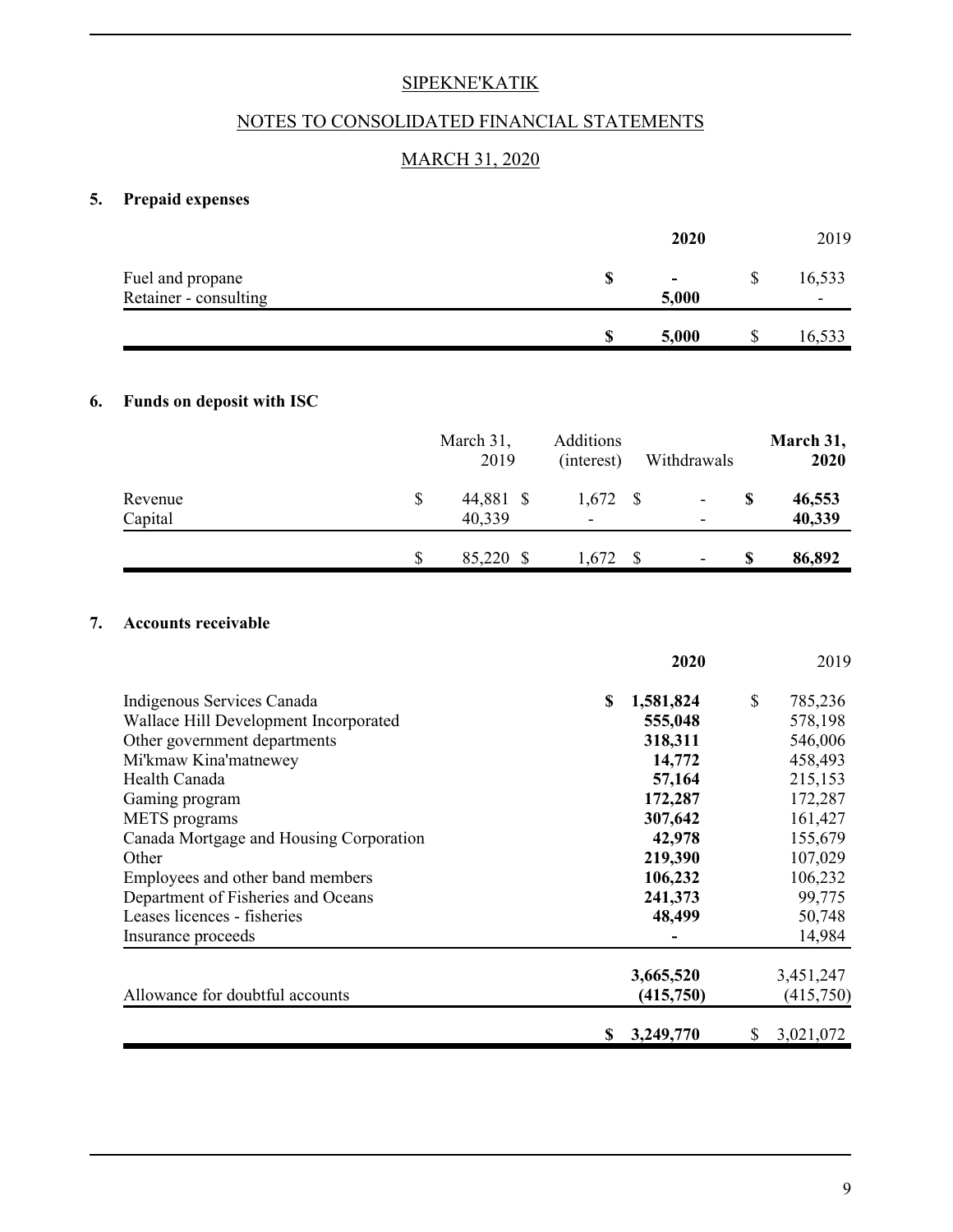SIPEKNE'KATIK

NOTES TO CONSOLIDATED FINANCIAL STATEMENTS

MARCH 31, 2020

## 5. Prepaid expenses

| | 2020 | 2019 |
|---|---|---|
| Fuel and propane | $ - | $ 16,533 |
| Retainer - consulting | 5,000 | - |
| | $ 5,000 | $ 16,533 |

## 6. Funds on deposit with ISC

| | March 31, 2019 | Additions (interest) | Withdrawals | March 31, 2020 |
|---|---|---|---|---|
| Revenue | $ 44,881 | $ 1,672 | $ - | $ 46,553 |
| Capital | 40,339 | - | - | 40,339 |
| | $ 85,220 | $ 1,672 | $ - | $ 86,892 |

## 7. Accounts receivable

| | 2020 | 2019 |
|---|---|---|
| Indigenous Services Canada | $ 1,581,824 | $ 785,236 |
| Wallace Hill Development Incorporated | 555,048 | 578,198 |
| Other government departments | 318,311 | 546,006 |
| Mi'kmaw Kina'matnewey | 14,772 | 458,493 |
| Health Canada | 57,164 | 215,153 |
| Gaming program | 172,287 | 172,287 |
| METS programs | 307,642 | 161,427 |
| Canada Mortgage and Housing Corporation | 42,978 | 155,679 |
| Other | 219,390 | 107,029 |
| Employees and other band members | 106,232 | 106,232 |
| Department of Fisheries and Oceans | 241,373 | 99,775 |
| Leases licences - fisheries | 48,499 | 50,748 |
| Insurance proceeds | - | 14,984 |
| | 3,665,520 | 3,451,247 |
| Allowance for doubtful accounts | (415,750) | (415,750) |
| | $ 3,249,770 | $ 3,021,072 |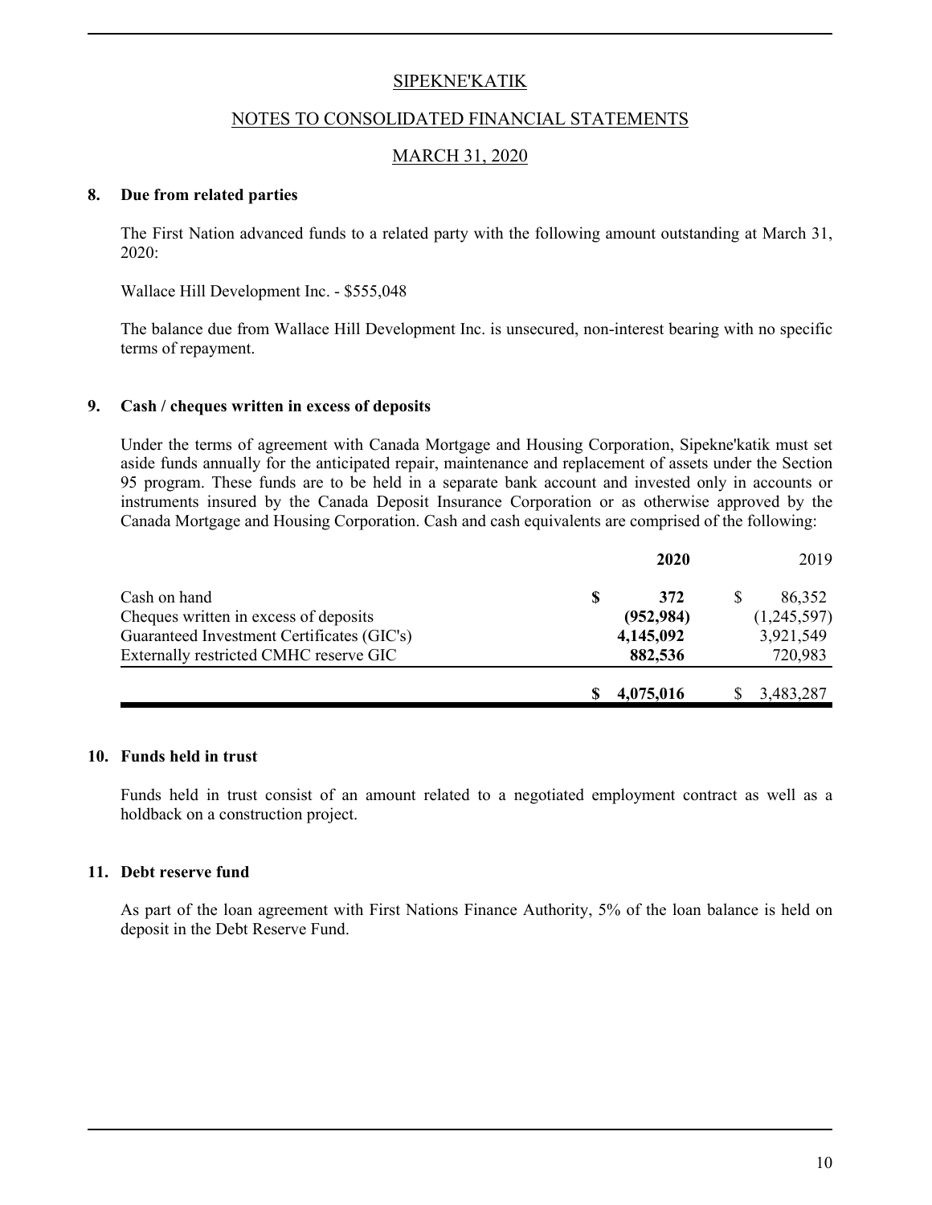SIPEKNE'KATIK

NOTES TO CONSOLIDATED FINANCIAL STATEMENTS

MARCH 31, 2020

**8. Due from related parties**

The First Nation advanced funds to a related party with the following amount outstanding at March 31, 2020:

Wallace Hill Development Inc. - $555,048

The balance due from Wallace Hill Development Inc. is unsecured, non-interest bearing with no specific terms of repayment.

**9. Cash / cheques written in excess of deposits**

Under the terms of agreement with Canada Mortgage and Housing Corporation, Sipekne'katik must set aside funds annually for the anticipated repair, maintenance and replacement of assets under the Section 95 program. These funds are to be held in a separate bank account and invested only in accounts or instruments insured by the Canada Deposit Insurance Corporation or as otherwise approved by the Canada Mortgage and Housing Corporation. Cash and cash equivalents are comprised of the following:

| | **2020** | 2019 |
|---|---|---|
| Cash on hand | **$ 372** | $ 86,352 |
| Cheques written in excess of deposits | **(952,984)** | (1,245,597) |
| Guaranteed Investment Certificates (GIC's) | **4,145,092** | 3,921,549 |
| Externally restricted CMHC reserve GIC | **882,536** | 720,983 |
| | **$ 4,075,016** | $ 3,483,287 |

**10. Funds held in trust**

Funds held in trust consist of an amount related to a negotiated employment contract as well as a holdback on a construction project.

**11. Debt reserve fund**

As part of the loan agreement with First Nations Finance Authority, 5% of the loan balance is held on deposit in the Debt Reserve Fund.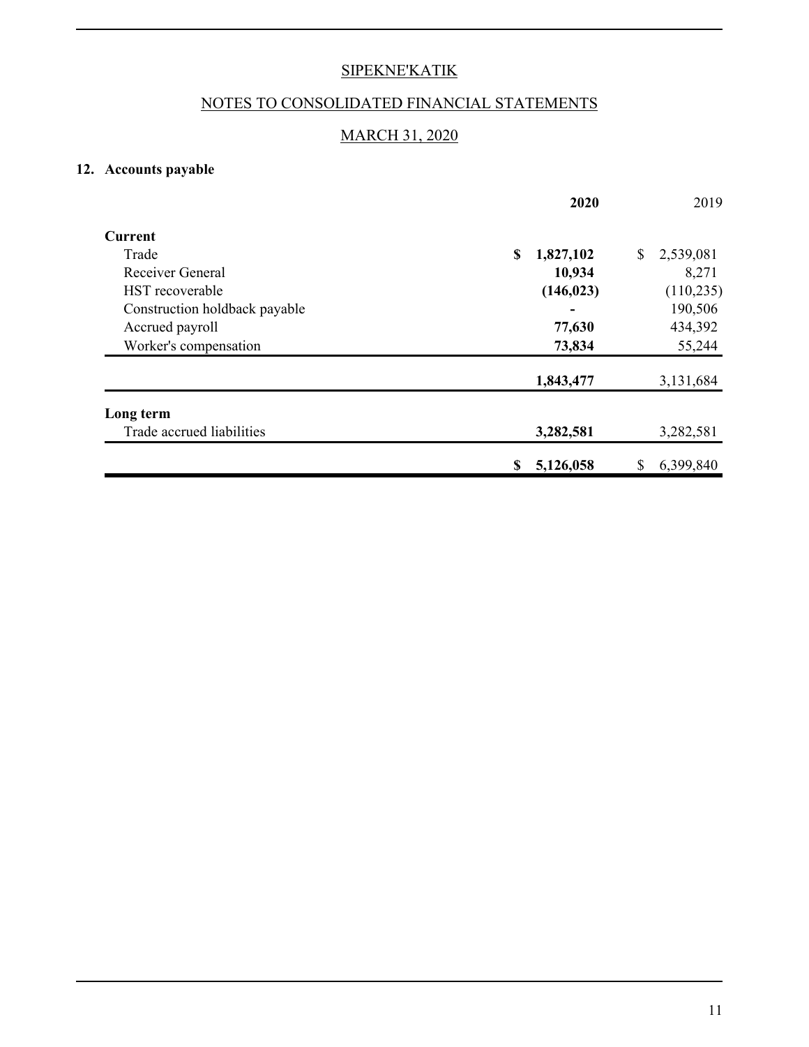SIPEKNE'KATIK

NOTES TO CONSOLIDATED FINANCIAL STATEMENTS

MARCH 31, 2020

## 12. Accounts payable

| | **2020** | 2019 |
|---|---|---|
| **Current** | | |
| Trade | **$ 1,827,102** | $ 2,539,081 |
| Receiver General | **10,934** | 8,271 |
| HST recoverable | **(146,023)** | (110,235) |
| Construction holdback payable | **-** | 190,506 |
| Accrued payroll | **77,630** | 434,392 |
| Worker's compensation | **73,834** | 55,244 |
| | **1,843,477** | 3,131,684 |
| **Long term** | | |
| Trade accrued liabilities | **3,282,581** | 3,282,581 |
| | **$ 5,126,058** | $ 6,399,840 |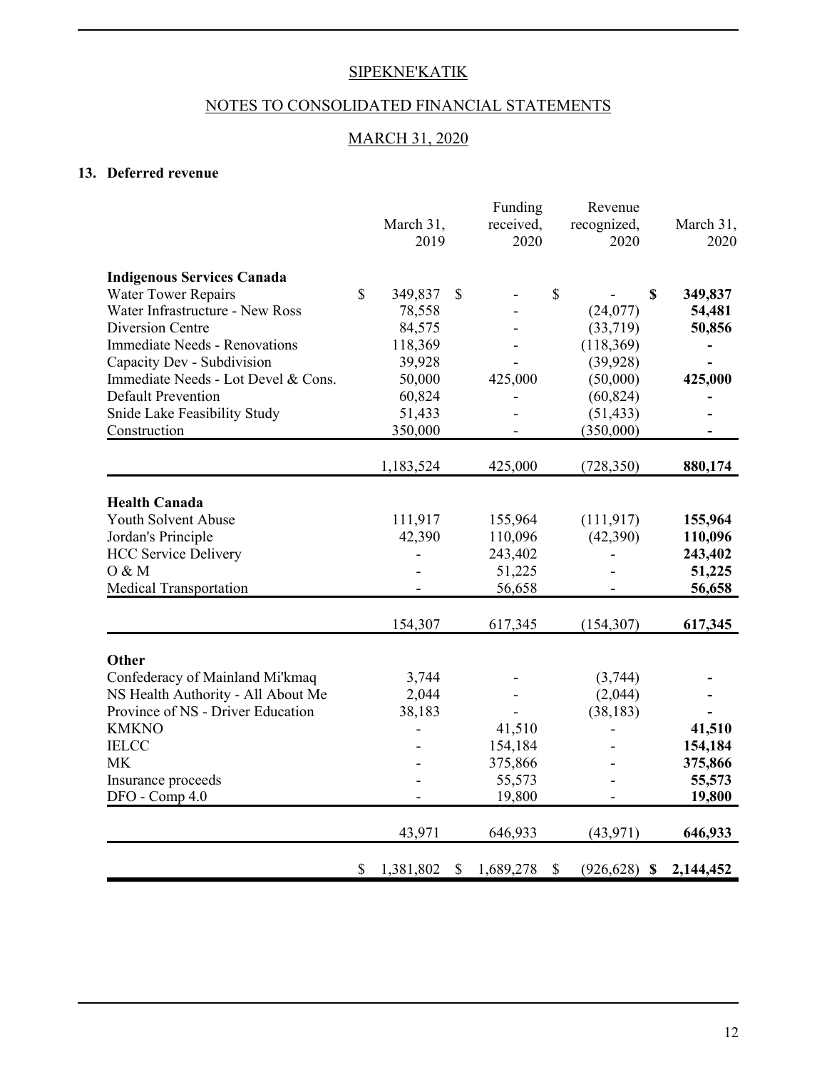SIPEKNE'KATIK

NOTES TO CONSOLIDATED FINANCIAL STATEMENTS

MARCH 31, 2020

### 13. Deferred revenue

| | March 31, 2019 | Funding received, 2020 | Revenue recognized, 2020 | March 31, 2020 |
|---|---|---|---|---|
| **Indigenous Services Canada** | | | | |
| Water Tower Repairs | $ 349,837 | $ - | $ - | **$ 349,837** |
| Water Infrastructure - New Ross | 78,558 | - | (24,077) | **54,481** |
| Diversion Centre | 84,575 | - | (33,719) | **50,856** |
| Immediate Needs - Renovations | 118,369 | - | (118,369) | **-** |
| Capacity Dev - Subdivision | 39,928 | - | (39,928) | **-** |
| Immediate Needs - Lot Devel & Cons. | 50,000 | 425,000 | (50,000) | **425,000** |
| Default Prevention | 60,824 | - | (60,824) | **-** |
| Snide Lake Feasibility Study | 51,433 | - | (51,433) | **-** |
| Construction | 350,000 | - | (350,000) | **-** |
| | 1,183,524 | 425,000 | (728,350) | **880,174** |
| **Health Canada** | | | | |
| Youth Solvent Abuse | 111,917 | 155,964 | (111,917) | **155,964** |
| Jordan's Principle | 42,390 | 110,096 | (42,390) | **110,096** |
| HCC Service Delivery | - | 243,402 | - | **243,402** |
| O & M | - | 51,225 | - | **51,225** |
| Medical Transportation | - | 56,658 | - | **56,658** |
| | 154,307 | 617,345 | (154,307) | **617,345** |
| **Other** | | | | |
| Confederacy of Mainland Mi'kmaq | 3,744 | - | (3,744) | **-** |
| NS Health Authority - All About Me | 2,044 | - | (2,044) | **-** |
| Province of NS - Driver Education | 38,183 | - | (38,183) | **-** |
| KMKNO | - | 41,510 | - | **41,510** |
| IELCC | - | 154,184 | - | **154,184** |
| MK | - | 375,866 | - | **375,866** |
| Insurance proceeds | - | 55,573 | - | **55,573** |
| DFO - Comp 4.0 | - | 19,800 | - | **19,800** |
| | 43,971 | 646,933 | (43,971) | **646,933** |
| | $ 1,381,802 | $ 1,689,278 | $ (926,628) | **$ 2,144,452** |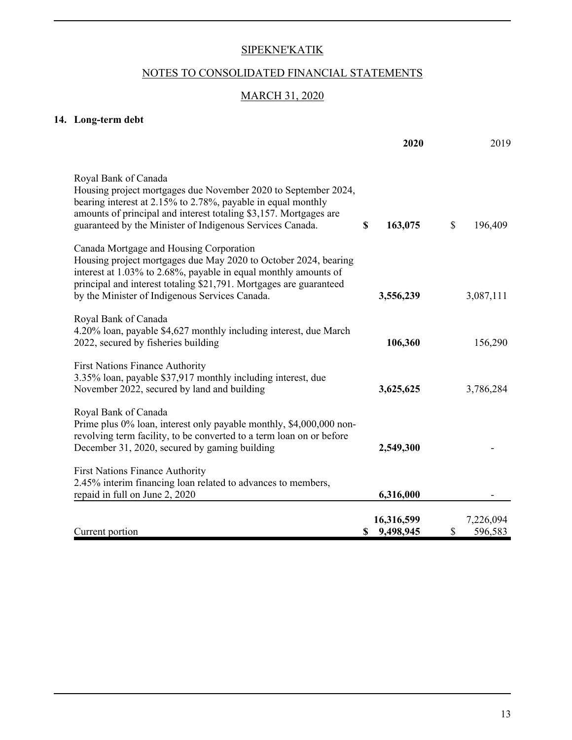SIPEKNE'KATIK

NOTES TO CONSOLIDATED FINANCIAL STATEMENTS

MARCH 31, 2020

### 14. Long-term debt

| | **2020** | 2019 |
|---|---|---|
| Royal Bank of Canada<br>Housing project mortgages due November 2020 to September 2024, bearing interest at 2.15% to 2.78%, payable in equal monthly amounts of principal and interest totaling $3,157. Mortgages are guaranteed by the Minister of Indigenous Services Canada. | **$ 163,075** | $ 196,409 |
| Canada Mortgage and Housing Corporation<br>Housing project mortgages due May 2020 to October 2024, bearing interest at 1.03% to 2.68%, payable in equal monthly amounts of principal and interest totaling $21,791. Mortgages are guaranteed by the Minister of Indigenous Services Canada. | **3,556,239** | 3,087,111 |
| Royal Bank of Canada<br>4.20% loan, payable $4,627 monthly including interest, due March 2022, secured by fisheries building | **106,360** | 156,290 |
| First Nations Finance Authority<br>3.35% loan, payable $37,917 monthly including interest, due November 2022, secured by land and building | **3,625,625** | 3,786,284 |
| Royal Bank of Canada<br>Prime plus 0% loan, interest only payable monthly, $4,000,000 non-revolving term facility, to be converted to a term loan on or before December 31, 2020, secured by gaming building | **2,549,300** | - |
| First Nations Finance Authority<br>2.45% interim financing loan related to advances to members, repaid in full on June 2, 2020 | **6,316,000** | - |
| | **16,316,599** | 7,226,094 |
| Current portion | **$ 9,498,945** | $ 596,583 |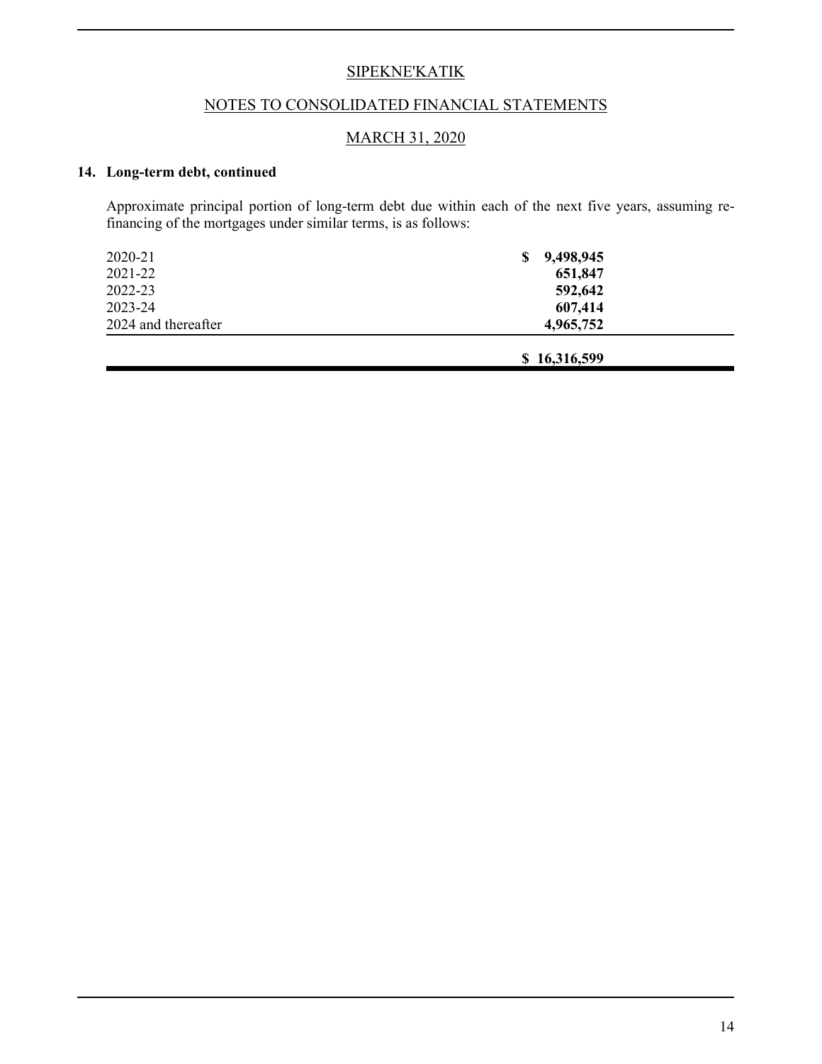SIPEKNE'KATIK

NOTES TO CONSOLIDATED FINANCIAL STATEMENTS

MARCH 31, 2020

### 14. Long-term debt, continued

Approximate principal portion of long-term debt due within each of the next five years, assuming re-financing of the mortgages under similar terms, is as follows:

| | |
|---|---|
| 2020-21 | **$ 9,498,945** |
| 2021-22 | **651,847** |
| 2022-23 | **592,642** |
| 2023-24 | **607,414** |
| 2024 and thereafter | **4,965,752** |
| | **$ 16,316,599** |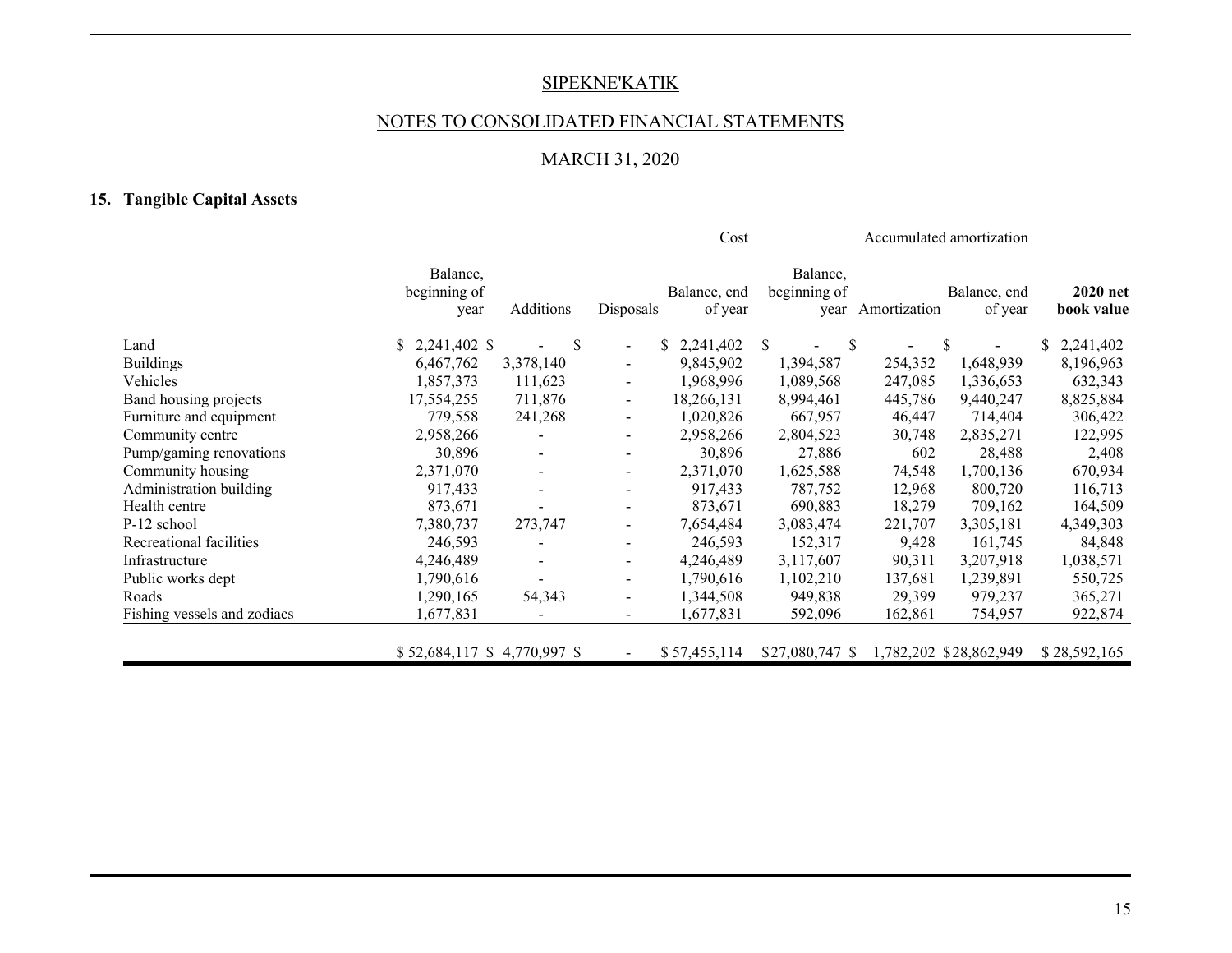SIPEKNE'KATIK

NOTES TO CONSOLIDATED FINANCIAL STATEMENTS

MARCH 31, 2020

## 15. Tangible Capital Assets

| | Cost | | | | Accumulated amortization | | | |
|---|---|---|---|---|---|---|---|---|
| | Balance, beginning of year | Additions | Disposals | Balance, end of year | Balance, beginning of year | Amortization | Balance, end of year | **2020 net book value** |
| Land | $ 2,241,402 | $ - | $ - | $ 2,241,402 | $ - | $ - | $ - | $ 2,241,402 |
| Buildings | 6,467,762 | 3,378,140 | - | 9,845,902 | 1,394,587 | 254,352 | 1,648,939 | 8,196,963 |
| Vehicles | 1,857,373 | 111,623 | - | 1,968,996 | 1,089,568 | 247,085 | 1,336,653 | 632,343 |
| Band housing projects | 17,554,255 | 711,876 | - | 18,266,131 | 8,994,461 | 445,786 | 9,440,247 | 8,825,884 |
| Furniture and equipment | 779,558 | 241,268 | - | 1,020,826 | 667,957 | 46,447 | 714,404 | 306,422 |
| Community centre | 2,958,266 | - | - | 2,958,266 | 2,804,523 | 30,748 | 2,835,271 | 122,995 |
| Pump/gaming renovations | 30,896 | - | - | 30,896 | 27,886 | 602 | 28,488 | 2,408 |
| Community housing | 2,371,070 | - | - | 2,371,070 | 1,625,588 | 74,548 | 1,700,136 | 670,934 |
| Administration building | 917,433 | - | - | 917,433 | 787,752 | 12,968 | 800,720 | 116,713 |
| Health centre | 873,671 | - | - | 873,671 | 690,883 | 18,279 | 709,162 | 164,509 |
| P-12 school | 7,380,737 | 273,747 | - | 7,654,484 | 3,083,474 | 221,707 | 3,305,181 | 4,349,303 |
| Recreational facilities | 246,593 | - | - | 246,593 | 152,317 | 9,428 | 161,745 | 84,848 |
| Infrastructure | 4,246,489 | - | - | 4,246,489 | 3,117,607 | 90,311 | 3,207,918 | 1,038,571 |
| Public works dept | 1,790,616 | - | - | 1,790,616 | 1,102,210 | 137,681 | 1,239,891 | 550,725 |
| Roads | 1,290,165 | 54,343 | - | 1,344,508 | 949,838 | 29,399 | 979,237 | 365,271 |
| Fishing vessels and zodiacs | 1,677,831 | - | - | 1,677,831 | 592,096 | 162,861 | 754,957 | 922,874 |
| | $ 52,684,117 | $ 4,770,997 | $ - | $ 57,455,114 | $27,080,747 | $ 1,782,202 | $28,862,949 | $ 28,592,165 |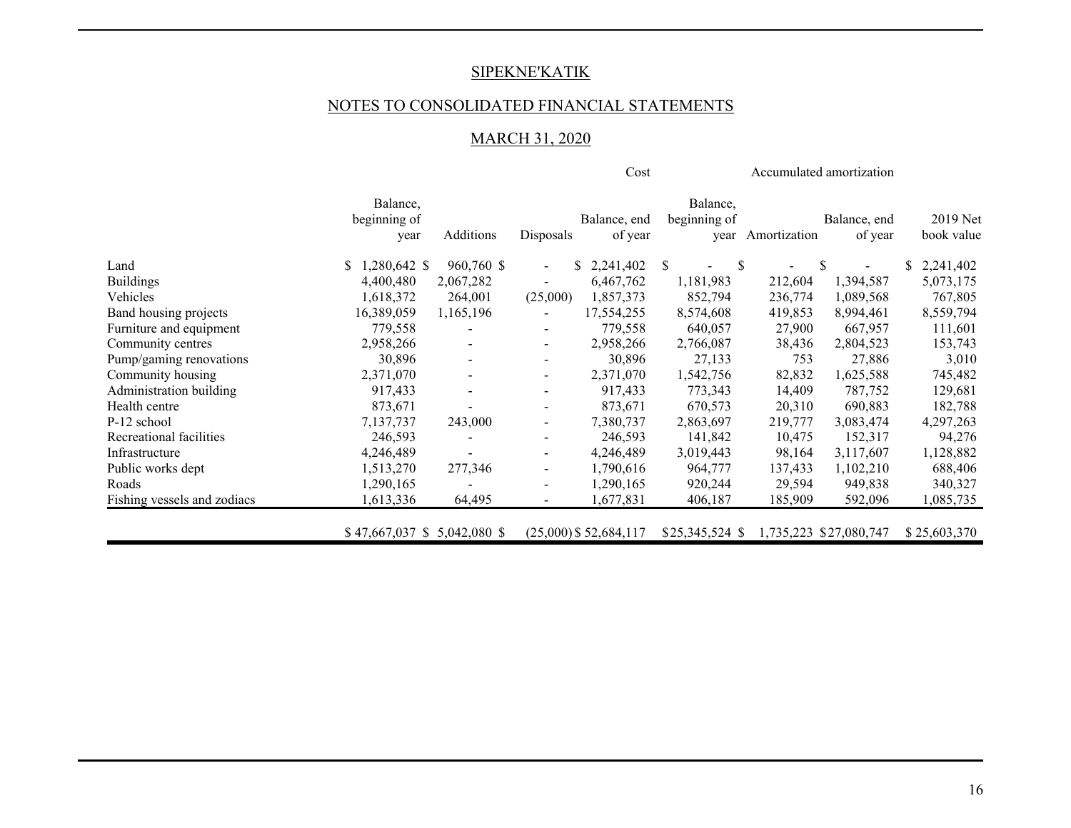SIPEKNE'KATIK

NOTES TO CONSOLIDATED FINANCIAL STATEMENTS

MARCH 31, 2020

| | Cost | | | | Accumulated amortization | | | |
|---|---|---|---|---|---|---|---|---|
| | Balance, beginning of year | Additions | Disposals | Balance, end of year | Balance, beginning of year | Amortization | Balance, end of year | 2019 Net book value |
| Land | $ 1,280,642 | $ 960,760 | $ - | $ 2,241,402 | $ - | $ - | $ - | $ 2,241,402 |
| Buildings | 4,400,480 | 2,067,282 | - | 6,467,762 | 1,181,983 | 212,604 | 1,394,587 | 5,073,175 |
| Vehicles | 1,618,372 | 264,001 | (25,000) | 1,857,373 | 852,794 | 236,774 | 1,089,568 | 767,805 |
| Band housing projects | 16,389,059 | 1,165,196 | - | 17,554,255 | 8,574,608 | 419,853 | 8,994,461 | 8,559,794 |
| Furniture and equipment | 779,558 | - | - | 779,558 | 640,057 | 27,900 | 667,957 | 111,601 |
| Community centres | 2,958,266 | - | - | 2,958,266 | 2,766,087 | 38,436 | 2,804,523 | 153,743 |
| Pump/gaming renovations | 30,896 | - | - | 30,896 | 27,133 | 753 | 27,886 | 3,010 |
| Community housing | 2,371,070 | - | - | 2,371,070 | 1,542,756 | 82,832 | 1,625,588 | 745,482 |
| Administration building | 917,433 | - | - | 917,433 | 773,343 | 14,409 | 787,752 | 129,681 |
| Health centre | 873,671 | - | - | 873,671 | 670,573 | 20,310 | 690,883 | 182,788 |
| P-12 school | 7,137,737 | 243,000 | - | 7,380,737 | 2,863,697 | 219,777 | 3,083,474 | 4,297,263 |
| Recreational facilities | 246,593 | - | - | 246,593 | 141,842 | 10,475 | 152,317 | 94,276 |
| Infrastructure | 4,246,489 | - | - | 4,246,489 | 3,019,443 | 98,164 | 3,117,607 | 1,128,882 |
| Public works dept | 1,513,270 | 277,346 | - | 1,790,616 | 964,777 | 137,433 | 1,102,210 | 688,406 |
| Roads | 1,290,165 | - | - | 1,290,165 | 920,244 | 29,594 | 949,838 | 340,327 |
| Fishing vessels and zodiacs | 1,613,336 | 64,495 | - | 1,677,831 | 406,187 | 185,909 | 592,096 | 1,085,735 |
| | $ 47,667,037 | $ 5,042,080 | $ (25,000) | $ 52,684,117 | $25,345,524 | $ 1,735,223 | $27,080,747 | $ 25,603,370 |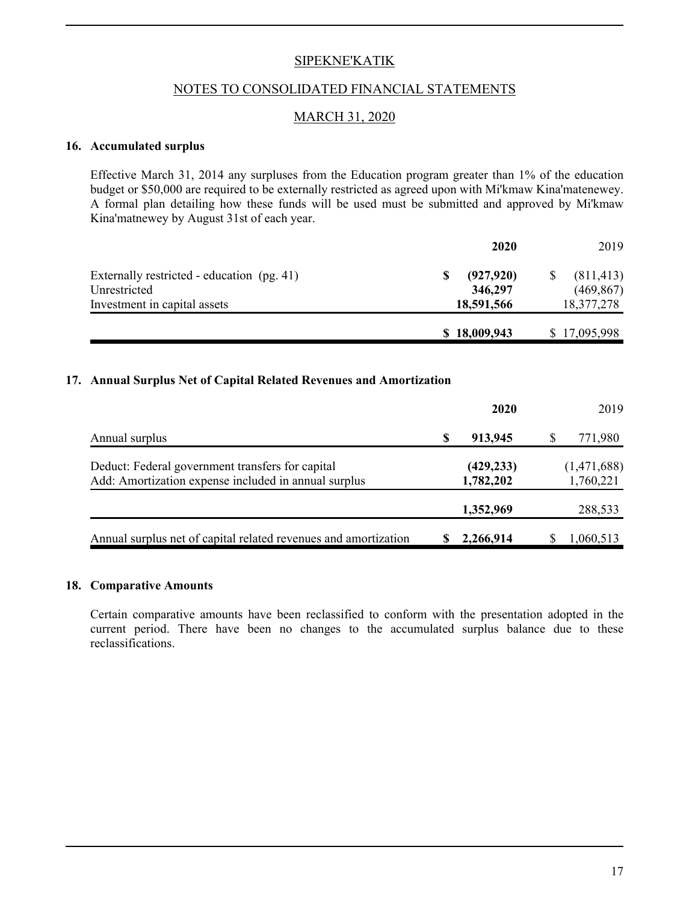SIPEKNE'KATIK

NOTES TO CONSOLIDATED FINANCIAL STATEMENTS

MARCH 31, 2020

### 16. Accumulated surplus

Effective March 31, 2014 any surpluses from the Education program greater than 1% of the education budget or $50,000 are required to be externally restricted as agreed upon with Mi'kmaw Kina'matenewey. A formal plan detailing how these funds will be used must be submitted and approved by Mi'kmaw Kina'matnewey by August 31st of each year.

| | **2020** | 2019 |
|---|---|---|
| Externally restricted - education (pg. 41) | **$ (927,920)** | $ (811,413) |
| Unrestricted | **346,297** | (469,867) |
| Investment in capital assets | **18,591,566** | 18,377,278 |
| | **$ 18,009,943** | $ 17,095,998 |

### 17. Annual Surplus Net of Capital Related Revenues and Amortization

| | **2020** | 2019 |
|---|---|---|
| Annual surplus | **$ 913,945** | $ 771,980 |
| Deduct: Federal government transfers for capital | **(429,233)** | (1,471,688) |
| Add: Amortization expense included in annual surplus | **1,782,202** | 1,760,221 |
| | **1,352,969** | 288,533 |
| Annual surplus net of capital related revenues and amortization | **$ 2,266,914** | $ 1,060,513 |

### 18. Comparative Amounts

Certain comparative amounts have been reclassified to conform with the presentation adopted in the current period. There have been no changes to the accumulated surplus balance due to these reclassifications.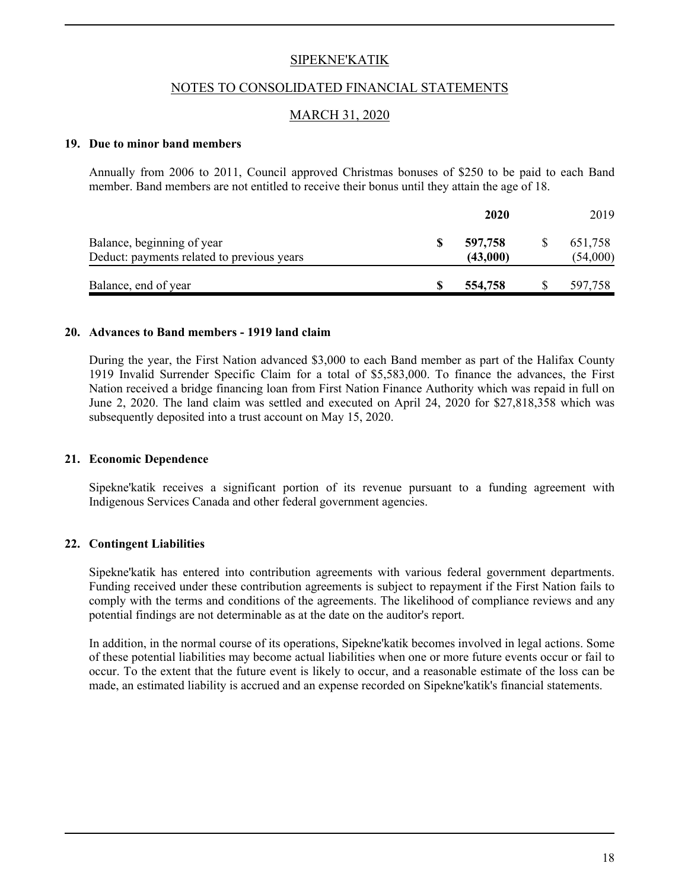SIPEKNE'KATIK

NOTES TO CONSOLIDATED FINANCIAL STATEMENTS

MARCH 31, 2020

**19. Due to minor band members**

Annually from 2006 to 2011, Council approved Christmas bonuses of $250 to be paid to each Band member. Band members are not entitled to receive their bonus until they attain the age of 18.

| | **2020** | 2019 |
|---|---|---|
| Balance, beginning of year | **$ 597,758** | $ 651,758 |
| Deduct: payments related to previous years | **(43,000)** | (54,000) |
| Balance, end of year | **$ 554,758** | $ 597,758 |

**20. Advances to Band members - 1919 land claim**

During the year, the First Nation advanced $3,000 to each Band member as part of the Halifax County 1919 Invalid Surrender Specific Claim for a total of $5,583,000. To finance the advances, the First Nation received a bridge financing loan from First Nation Finance Authority which was repaid in full on June 2, 2020. The land claim was settled and executed on April 24, 2020 for $27,818,358 which was subsequently deposited into a trust account on May 15, 2020.

**21. Economic Dependence**

Sipekne'katik receives a significant portion of its revenue pursuant to a funding agreement with Indigenous Services Canada and other federal government agencies.

**22. Contingent Liabilities**

Sipekne'katik has entered into contribution agreements with various federal government departments. Funding received under these contribution agreements is subject to repayment if the First Nation fails to comply with the terms and conditions of the agreements. The likelihood of compliance reviews and any potential findings are not determinable as at the date on the auditor's report.

In addition, in the normal course of its operations, Sipekne'katik becomes involved in legal actions. Some of these potential liabilities may become actual liabilities when one or more future events occur or fail to occur. To the extent that the future event is likely to occur, and a reasonable estimate of the loss can be made, an estimated liability is accrued and an expense recorded on Sipekne'katik's financial statements.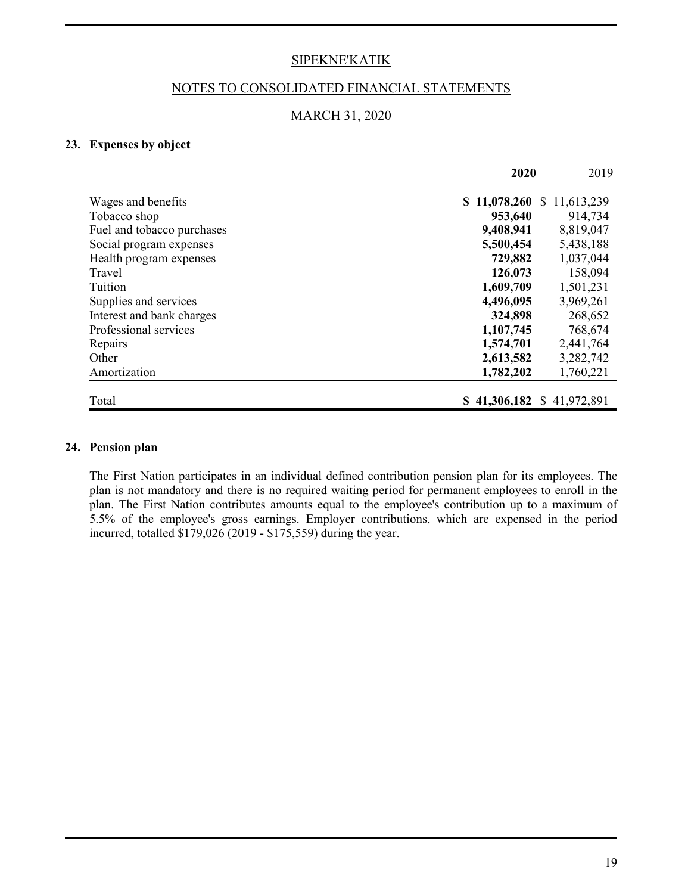SIPEKNE'KATIK

NOTES TO CONSOLIDATED FINANCIAL STATEMENTS

MARCH 31, 2020

## 23. Expenses by object

| | 2020 | 2019 |
|---|---|---|
| Wages and benefits | **$ 11,078,260** | $ 11,613,239 |
| Tobacco shop | **953,640** | 914,734 |
| Fuel and tobacco purchases | **9,408,941** | 8,819,047 |
| Social program expenses | **5,500,454** | 5,438,188 |
| Health program expenses | **729,882** | 1,037,044 |
| Travel | **126,073** | 158,094 |
| Tuition | **1,609,709** | 1,501,231 |
| Supplies and services | **4,496,095** | 3,969,261 |
| Interest and bank charges | **324,898** | 268,652 |
| Professional services | **1,107,745** | 768,674 |
| Repairs | **1,574,701** | 2,441,764 |
| Other | **2,613,582** | 3,282,742 |
| Amortization | **1,782,202** | 1,760,221 |
| Total | **$ 41,306,182** | $ 41,972,891 |

## 24. Pension plan

The First Nation participates in an individual defined contribution pension plan for its employees. The plan is not mandatory and there is no required waiting period for permanent employees to enroll in the plan. The First Nation contributes amounts equal to the employee's contribution up to a maximum of 5.5% of the employee's gross earnings. Employer contributions, which are expensed in the period incurred, totalled $179,026 (2019 - $175,559) during the year.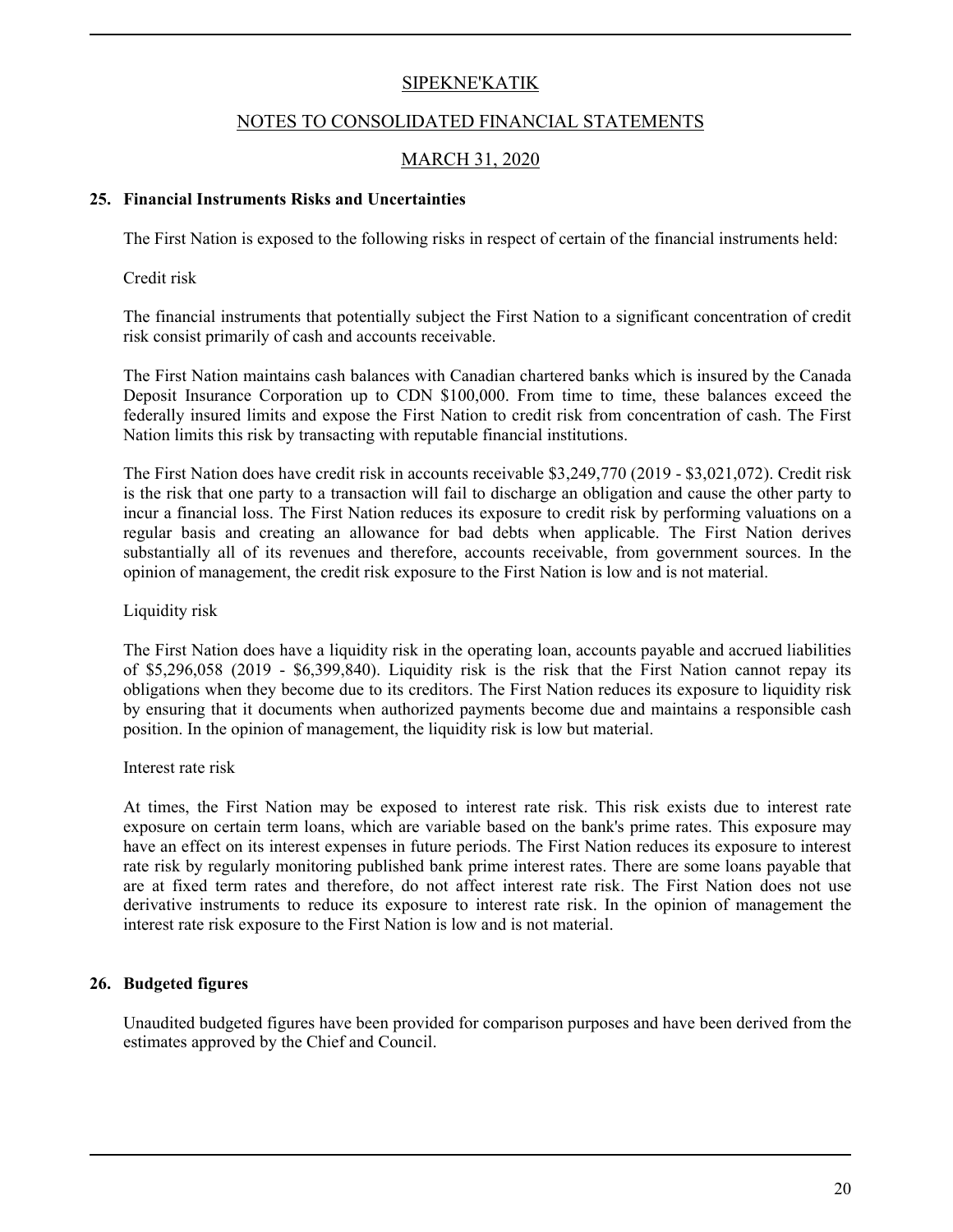## SIPEKNE'KATIK

## NOTES TO CONSOLIDATED FINANCIAL STATEMENTS

## MARCH 31, 2020

### 25. Financial Instruments Risks and Uncertainties

The First Nation is exposed to the following risks in respect of certain of the financial instruments held:

Credit risk

The financial instruments that potentially subject the First Nation to a significant concentration of credit risk consist primarily of cash and accounts receivable.

The First Nation maintains cash balances with Canadian chartered banks which is insured by the Canada Deposit Insurance Corporation up to CDN $100,000. From time to time, these balances exceed the federally insured limits and expose the First Nation to credit risk from concentration of cash. The First Nation limits this risk by transacting with reputable financial institutions.

The First Nation does have credit risk in accounts receivable $3,249,770 (2019 - $3,021,072). Credit risk is the risk that one party to a transaction will fail to discharge an obligation and cause the other party to incur a financial loss. The First Nation reduces its exposure to credit risk by performing valuations on a regular basis and creating an allowance for bad debts when applicable. The First Nation derives substantially all of its revenues and therefore, accounts receivable, from government sources. In the opinion of management, the credit risk exposure to the First Nation is low and is not material.

Liquidity risk

The First Nation does have a liquidity risk in the operating loan, accounts payable and accrued liabilities of $5,296,058 (2019 - $6,399,840). Liquidity risk is the risk that the First Nation cannot repay its obligations when they become due to its creditors. The First Nation reduces its exposure to liquidity risk by ensuring that it documents when authorized payments become due and maintains a responsible cash position. In the opinion of management, the liquidity risk is low but material.

Interest rate risk

At times, the First Nation may be exposed to interest rate risk. This risk exists due to interest rate exposure on certain term loans, which are variable based on the bank's prime rates. This exposure may have an effect on its interest expenses in future periods. The First Nation reduces its exposure to interest rate risk by regularly monitoring published bank prime interest rates. There are some loans payable that are at fixed term rates and therefore, do not affect interest rate risk. The First Nation does not use derivative instruments to reduce its exposure to interest rate risk. In the opinion of management the interest rate risk exposure to the First Nation is low and is not material.

### 26. Budgeted figures

Unaudited budgeted figures have been provided for comparison purposes and have been derived from the estimates approved by the Chief and Council.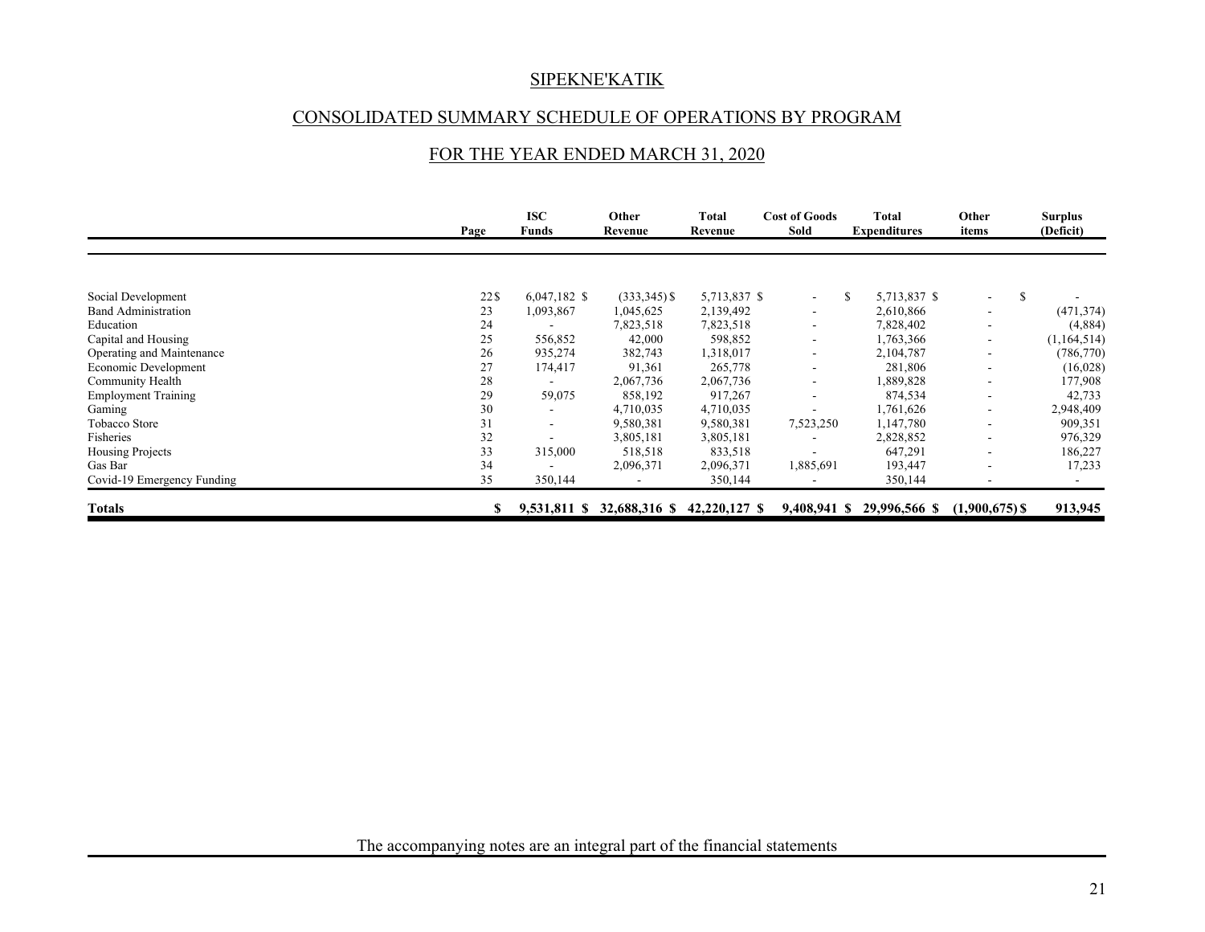# SIPEKNE'KATIK

## CONSOLIDATED SUMMARY SCHEDULE OF OPERATIONS BY PROGRAM

## FOR THE YEAR ENDED MARCH 31, 2020

| | Page | ISC Funds | Other Revenue | Total Revenue | Cost of Goods Sold | Total Expenditures | Other items | Surplus (Deficit) |
|---|---|---|---|---|---|---|---|---|
| Social Development | 22 | $ 6,047,182 | $ (333,345) | $ 5,713,837 | $ - | $ 5,713,837 | $ - | $ - |
| Band Administration | 23 | 1,093,867 | 1,045,625 | 2,139,492 | - | 2,610,866 | - | (471,374) |
| Education | 24 | - | 7,823,518 | 7,823,518 | - | 7,828,402 | - | (4,884) |
| Capital and Housing | 25 | 556,852 | 42,000 | 598,852 | - | 1,763,366 | - | (1,164,514) |
| Operating and Maintenance | 26 | 935,274 | 382,743 | 1,318,017 | - | 2,104,787 | - | (786,770) |
| Economic Development | 27 | 174,417 | 91,361 | 265,778 | - | 281,806 | - | (16,028) |
| Community Health | 28 | - | 2,067,736 | 2,067,736 | - | 1,889,828 | - | 177,908 |
| Employment Training | 29 | 59,075 | 858,192 | 917,267 | - | 874,534 | - | 42,733 |
| Gaming | 30 | - | 4,710,035 | 4,710,035 | - | 1,761,626 | - | 2,948,409 |
| Tobacco Store | 31 | - | 9,580,381 | 9,580,381 | 7,523,250 | 1,147,780 | - | 909,351 |
| Fisheries | 32 | - | 3,805,181 | 3,805,181 | - | 2,828,852 | - | 976,329 |
| Housing Projects | 33 | 315,000 | 518,518 | 833,518 | - | 647,291 | - | 186,227 |
| Gas Bar | 34 | - | 2,096,371 | 2,096,371 | 1,885,691 | 193,447 | - | 17,233 |
| Covid-19 Emergency Funding | 35 | 350,144 | - | 350,144 | - | 350,144 | - | - |
| **Totals** | | **$ 9,531,811** | **$ 32,688,316** | **$ 42,220,127** | **$ 9,408,941** | **$ 29,996,566** | **$ (1,900,675)** | **$ 913,945** |

The accompanying notes are an integral part of the financial statements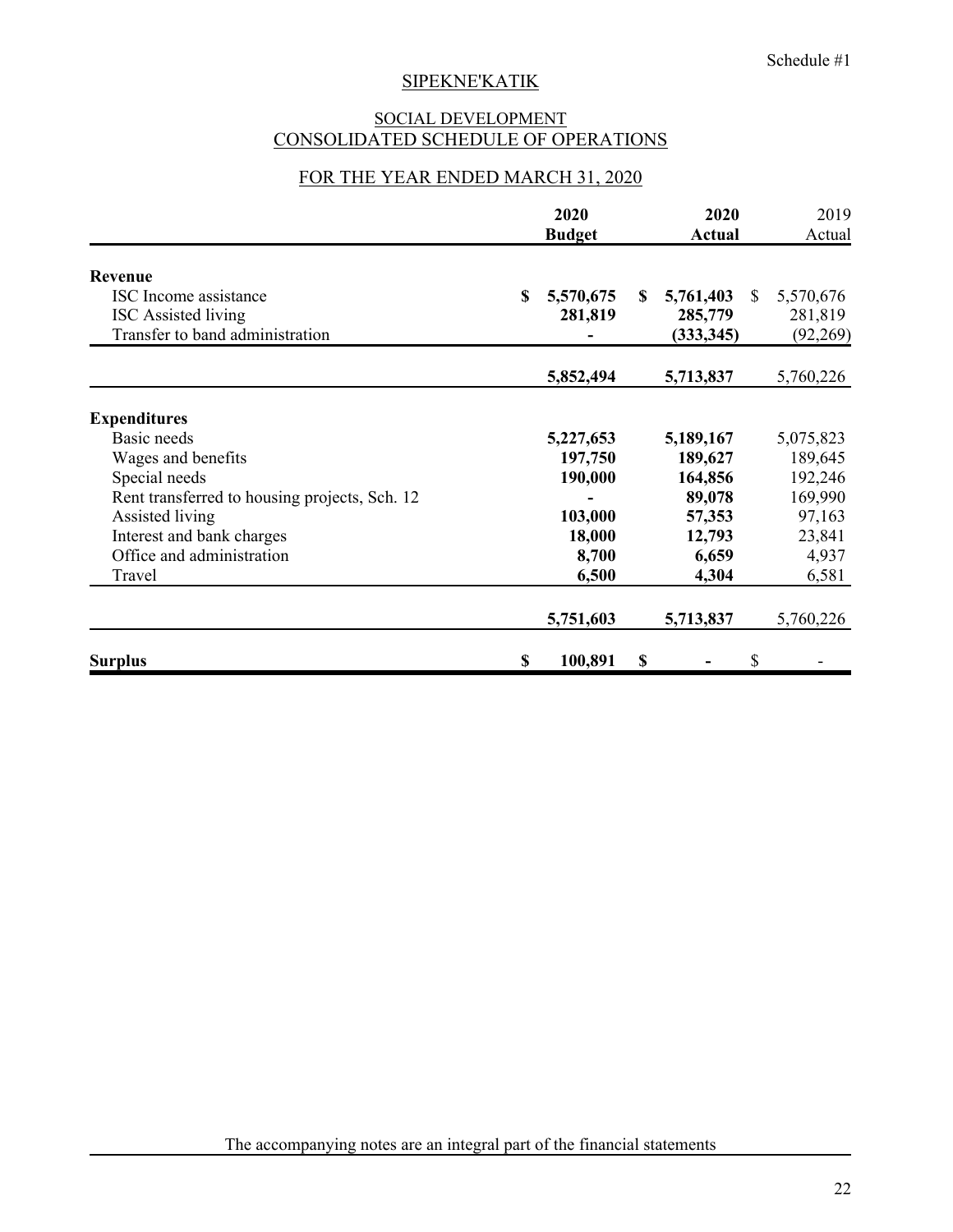Schedule #1

# SIPEKNE'KATIK

## SOCIAL DEVELOPMENT
## CONSOLIDATED SCHEDULE OF OPERATIONS

### FOR THE YEAR ENDED MARCH 31, 2020

| | 2020 Budget | 2020 Actual | 2019 Actual |
|---|---|---|---|
| **Revenue** | | | |
| ISC Income assistance | $ 5,570,675 | $ 5,761,403 | $ 5,570,676 |
| ISC Assisted living | 281,819 | 285,779 | 281,819 |
| Transfer to band administration | - | (333,345) | (92,269) |
| | 5,852,494 | 5,713,837 | 5,760,226 |
| **Expenditures** | | | |
| Basic needs | 5,227,653 | 5,189,167 | 5,075,823 |
| Wages and benefits | 197,750 | 189,627 | 189,645 |
| Special needs | 190,000 | 164,856 | 192,246 |
| Rent transferred to housing projects, Sch. 12 | - | 89,078 | 169,990 |
| Assisted living | 103,000 | 57,353 | 97,163 |
| Interest and bank charges | 18,000 | 12,793 | 23,841 |
| Office and administration | 8,700 | 6,659 | 4,937 |
| Travel | 6,500 | 4,304 | 6,581 |
| | 5,751,603 | 5,713,837 | 5,760,226 |
| **Surplus** | $ 100,891 | $ - | $ - |

The accompanying notes are an integral part of the financial statements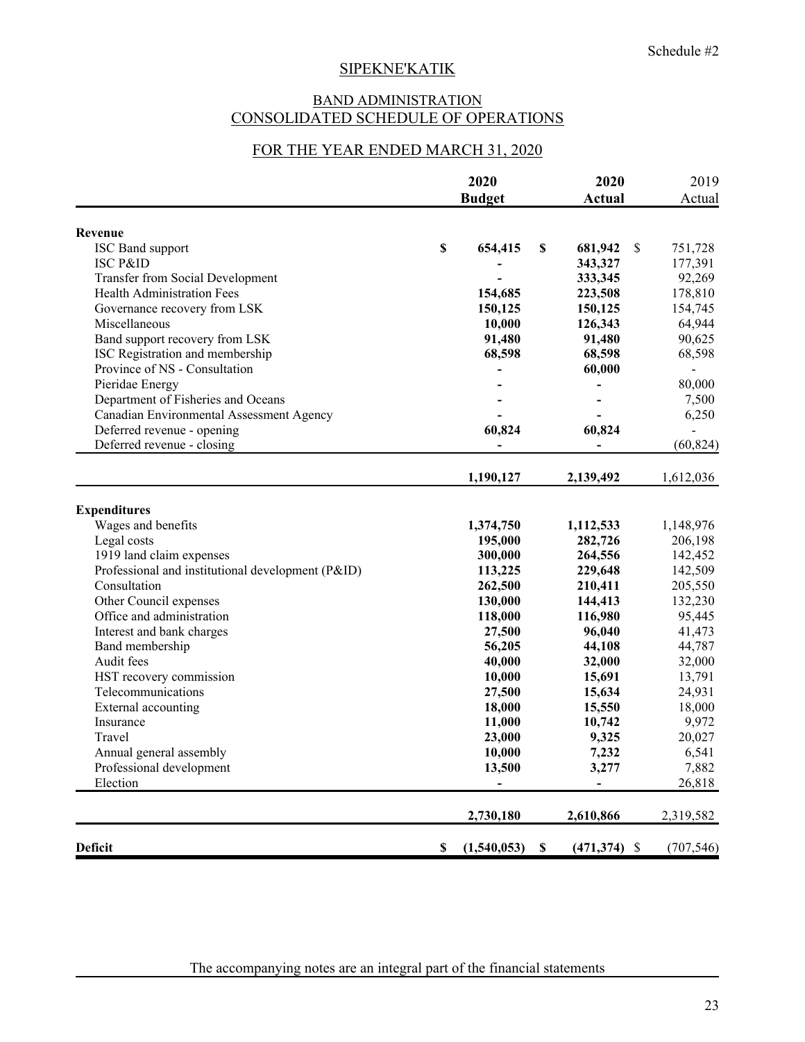Schedule #2

# SIPEKNE'KATIK

## BAND ADMINISTRATION
## CONSOLIDATED SCHEDULE OF OPERATIONS

### FOR THE YEAR ENDED MARCH 31, 2020

| | 2020 Budget | 2020 Actual | 2019 Actual |
|---|---|---|---|
| **Revenue** | | | |
| ISC Band support | $ 654,415 | $ 681,942 | $ 751,728 |
| ISC P&ID | - | 343,327 | 177,391 |
| Transfer from Social Development | - | 333,345 | 92,269 |
| Health Administration Fees | 154,685 | 223,508 | 178,810 |
| Governance recovery from LSK | 150,125 | 150,125 | 154,745 |
| Miscellaneous | 10,000 | 126,343 | 64,944 |
| Band support recovery from LSK | 91,480 | 91,480 | 90,625 |
| ISC Registration and membership | 68,598 | 68,598 | 68,598 |
| Province of NS - Consultation | - | 60,000 | - |
| Pieridae Energy | - | - | 80,000 |
| Department of Fisheries and Oceans | - | - | 7,500 |
| Canadian Environmental Assessment Agency | - | - | 6,250 |
| Deferred revenue - opening | 60,824 | 60,824 | - |
| Deferred revenue - closing | - | - | (60,824) |
| | 1,190,127 | 2,139,492 | 1,612,036 |
| **Expenditures** | | | |
| Wages and benefits | 1,374,750 | 1,112,533 | 1,148,976 |
| Legal costs | 195,000 | 282,726 | 206,198 |
| 1919 land claim expenses | 300,000 | 264,556 | 142,452 |
| Professional and institutional development (P&ID) | 113,225 | 229,648 | 142,509 |
| Consultation | 262,500 | 210,411 | 205,550 |
| Other Council expenses | 130,000 | 144,413 | 132,230 |
| Office and administration | 118,000 | 116,980 | 95,445 |
| Interest and bank charges | 27,500 | 96,040 | 41,473 |
| Band membership | 56,205 | 44,108 | 44,787 |
| Audit fees | 40,000 | 32,000 | 32,000 |
| HST recovery commission | 10,000 | 15,691 | 13,791 |
| Telecommunications | 27,500 | 15,634 | 24,931 |
| External accounting | 18,000 | 15,550 | 18,000 |
| Insurance | 11,000 | 10,742 | 9,972 |
| Travel | 23,000 | 9,325 | 20,027 |
| Annual general assembly | 10,000 | 7,232 | 6,541 |
| Professional development | 13,500 | 3,277 | 7,882 |
| Election | - | - | 26,818 |
| | 2,730,180 | 2,610,866 | 2,319,582 |
| **Deficit** | $ (1,540,053) | $ (471,374) | $ (707,546) |

The accompanying notes are an integral part of the financial statements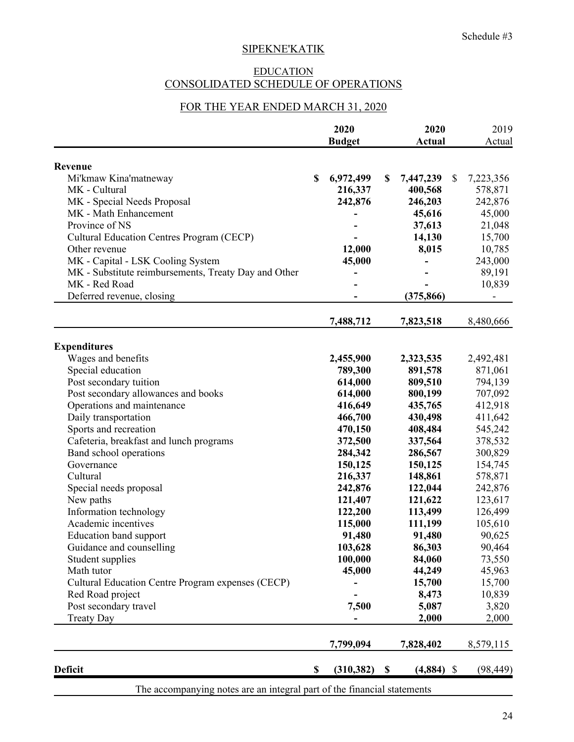Schedule #3

# SIPEKNE'KATIK

## EDUCATION
## CONSOLIDATED SCHEDULE OF OPERATIONS

## FOR THE YEAR ENDED MARCH 31, 2020

| | 2020 Budget | 2020 Actual | 2019 Actual |
|---|---|---|---|
| **Revenue** | | | |
| Mi'kmaw Kina'matneway | $ 6,972,499 | $ 7,447,239 | $ 7,223,356 |
| MK - Cultural | 216,337 | 400,568 | 578,871 |
| MK - Special Needs Proposal | 242,876 | 246,203 | 242,876 |
| MK - Math Enhancement | - | 45,616 | 45,000 |
| Province of NS | - | 37,613 | 21,048 |
| Cultural Education Centres Program (CECP) | - | 14,130 | 15,700 |
| Other revenue | 12,000 | 8,015 | 10,785 |
| MK - Capital - LSK Cooling System | 45,000 | - | 243,000 |
| MK - Substitute reimbursements, Treaty Day and Other | - | - | 89,191 |
| MK - Red Road | - | - | 10,839 |
| Deferred revenue, closing | - | (375,866) | - |
| | 7,488,712 | 7,823,518 | 8,480,666 |
| **Expenditures** | | | |
| Wages and benefits | 2,455,900 | 2,323,535 | 2,492,481 |
| Special education | 789,300 | 891,578 | 871,061 |
| Post secondary tuition | 614,000 | 809,510 | 794,139 |
| Post secondary allowances and books | 614,000 | 800,199 | 707,092 |
| Operations and maintenance | 416,649 | 435,765 | 412,918 |
| Daily transportation | 466,700 | 430,498 | 411,642 |
| Sports and recreation | 470,150 | 408,484 | 545,242 |
| Cafeteria, breakfast and lunch programs | 372,500 | 337,564 | 378,532 |
| Band school operations | 284,342 | 286,567 | 300,829 |
| Governance | 150,125 | 150,125 | 154,745 |
| Cultural | 216,337 | 148,861 | 578,871 |
| Special needs proposal | 242,876 | 122,044 | 242,876 |
| New paths | 121,407 | 121,622 | 123,617 |
| Information technology | 122,200 | 113,499 | 126,499 |
| Academic incentives | 115,000 | 111,199 | 105,610 |
| Education band support | 91,480 | 91,480 | 90,625 |
| Guidance and counselling | 103,628 | 86,303 | 90,464 |
| Student supplies | 100,000 | 84,060 | 73,550 |
| Math tutor | 45,000 | 44,249 | 45,963 |
| Cultural Education Centre Program expenses (CECP) | - | 15,700 | 15,700 |
| Red Road project | - | 8,473 | 10,839 |
| Post secondary travel | 7,500 | 5,087 | 3,820 |
| Treaty Day | - | 2,000 | 2,000 |
| | 7,799,094 | 7,828,402 | 8,579,115 |
| **Deficit** | $ (310,382) | $ (4,884) | $ (98,449) |

The accompanying notes are an integral part of the financial statements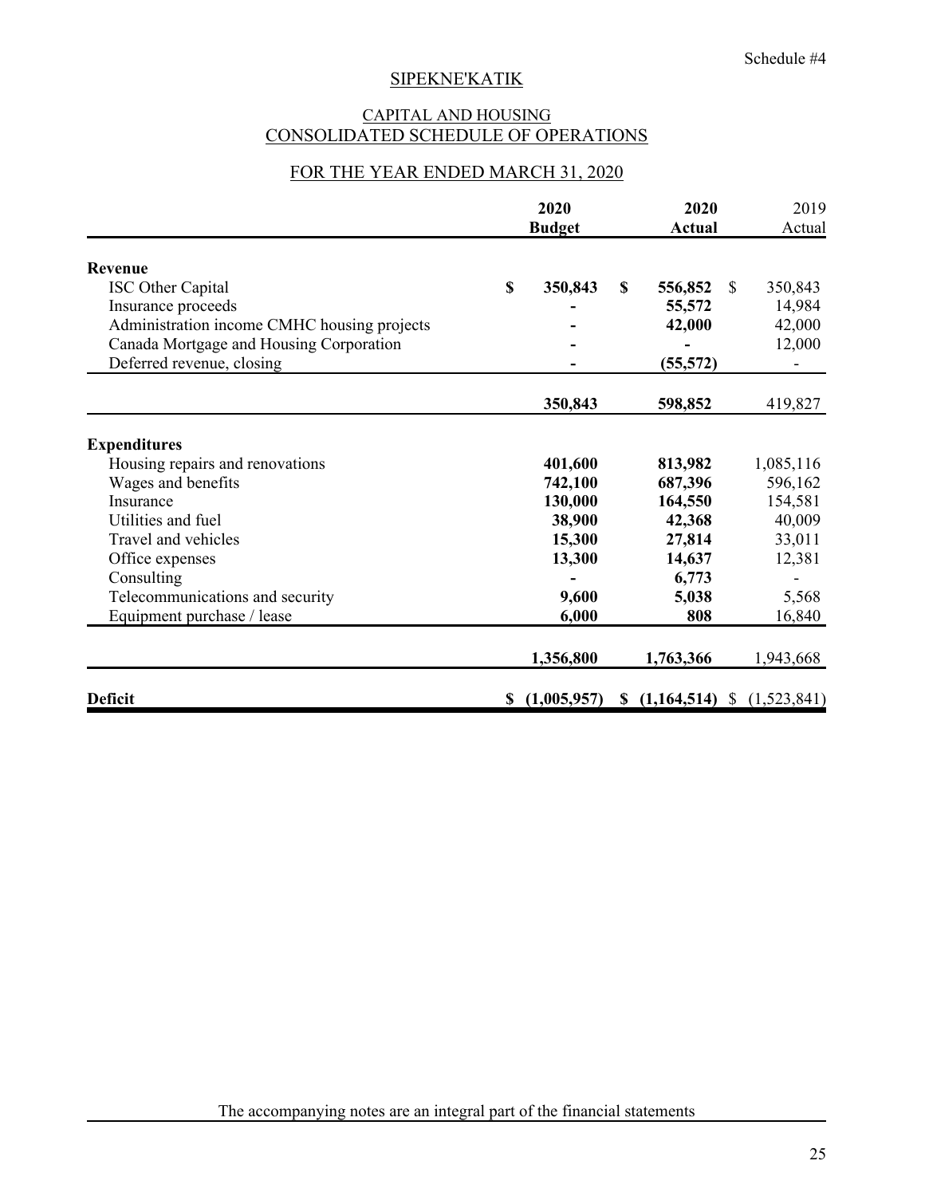Schedule #4

# SIPEKNE'KATIK

## CAPITAL AND HOUSING
## CONSOLIDATED SCHEDULE OF OPERATIONS

### FOR THE YEAR ENDED MARCH 31, 2020

| | 2020 Budget | 2020 Actual | 2019 Actual |
|---|---|---|---|
| **Revenue** | | | |
| ISC Other Capital | $ 350,843 | $ 556,852 | $ 350,843 |
| Insurance proceeds | - | 55,572 | 14,984 |
| Administration income CMHC housing projects | - | 42,000 | 42,000 |
| Canada Mortgage and Housing Corporation | - | - | 12,000 |
| Deferred revenue, closing | - | (55,572) | - |
| | 350,843 | 598,852 | 419,827 |
| **Expenditures** | | | |
| Housing repairs and renovations | 401,600 | 813,982 | 1,085,116 |
| Wages and benefits | 742,100 | 687,396 | 596,162 |
| Insurance | 130,000 | 164,550 | 154,581 |
| Utilities and fuel | 38,900 | 42,368 | 40,009 |
| Travel and vehicles | 15,300 | 27,814 | 33,011 |
| Office expenses | 13,300 | 14,637 | 12,381 |
| Consulting | - | 6,773 | - |
| Telecommunications and security | 9,600 | 5,038 | 5,568 |
| Equipment purchase / lease | 6,000 | 808 | 16,840 |
| | 1,356,800 | 1,763,366 | 1,943,668 |
| **Deficit** | $ (1,005,957) | $ (1,164,514) | $ (1,523,841) |

The accompanying notes are an integral part of the financial statements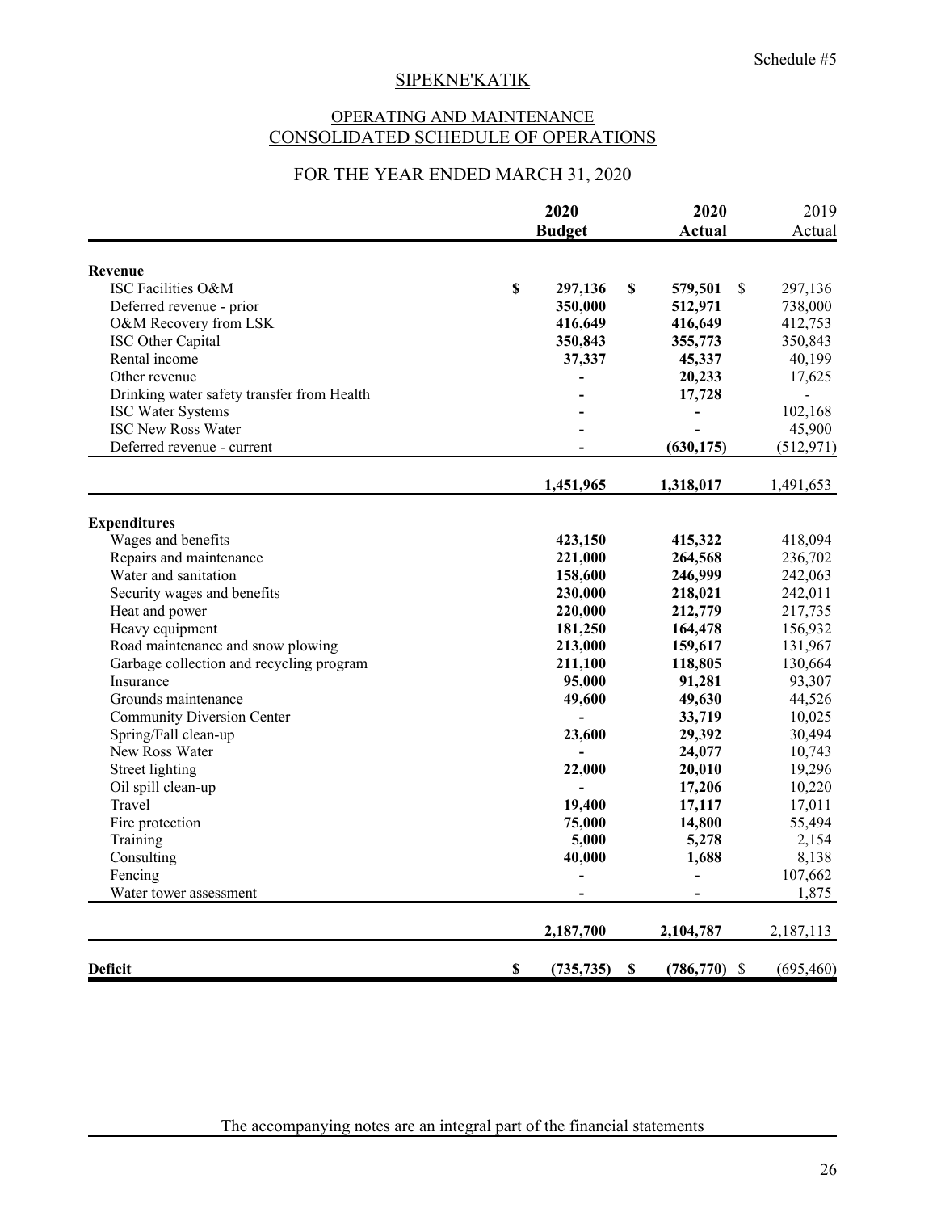Schedule #5

# SIPEKNE'KATIK

## OPERATING AND MAINTENANCE
## CONSOLIDATED SCHEDULE OF OPERATIONS

### FOR THE YEAR ENDED MARCH 31, 2020

| | 2020 Budget | 2020 Actual | 2019 Actual |
|---|---|---|---|
| **Revenue** | | | |
| ISC Facilities O&M | $ 297,136 | $ 579,501 | $ 297,136 |
| Deferred revenue - prior | 350,000 | 512,971 | 738,000 |
| O&M Recovery from LSK | 416,649 | 416,649 | 412,753 |
| ISC Other Capital | 350,843 | 355,773 | 350,843 |
| Rental income | 37,337 | 45,337 | 40,199 |
| Other revenue | - | 20,233 | 17,625 |
| Drinking water safety transfer from Health | - | 17,728 | - |
| ISC Water Systems | - | - | 102,168 |
| ISC New Ross Water | - | - | 45,900 |
| Deferred revenue - current | - | (630,175) | (512,971) |
| | 1,451,965 | 1,318,017 | 1,491,653 |
| **Expenditures** | | | |
| Wages and benefits | 423,150 | 415,322 | 418,094 |
| Repairs and maintenance | 221,000 | 264,568 | 236,702 |
| Water and sanitation | 158,600 | 246,999 | 242,063 |
| Security wages and benefits | 230,000 | 218,021 | 242,011 |
| Heat and power | 220,000 | 212,779 | 217,735 |
| Heavy equipment | 181,250 | 164,478 | 156,932 |
| Road maintenance and snow plowing | 213,000 | 159,617 | 131,967 |
| Garbage collection and recycling program | 211,100 | 118,805 | 130,664 |
| Insurance | 95,000 | 91,281 | 93,307 |
| Grounds maintenance | 49,600 | 49,630 | 44,526 |
| Community Diversion Center | - | 33,719 | 10,025 |
| Spring/Fall clean-up | 23,600 | 29,392 | 30,494 |
| New Ross Water | - | 24,077 | 10,743 |
| Street lighting | 22,000 | 20,010 | 19,296 |
| Oil spill clean-up | - | 17,206 | 10,220 |
| Travel | 19,400 | 17,117 | 17,011 |
| Fire protection | 75,000 | 14,800 | 55,494 |
| Training | 5,000 | 5,278 | 2,154 |
| Consulting | 40,000 | 1,688 | 8,138 |
| Fencing | - | - | 107,662 |
| Water tower assessment | - | - | 1,875 |
| | 2,187,700 | 2,104,787 | 2,187,113 |
| **Deficit** | $ (735,735) | $ (786,770) | $ (695,460) |

The accompanying notes are an integral part of the financial statements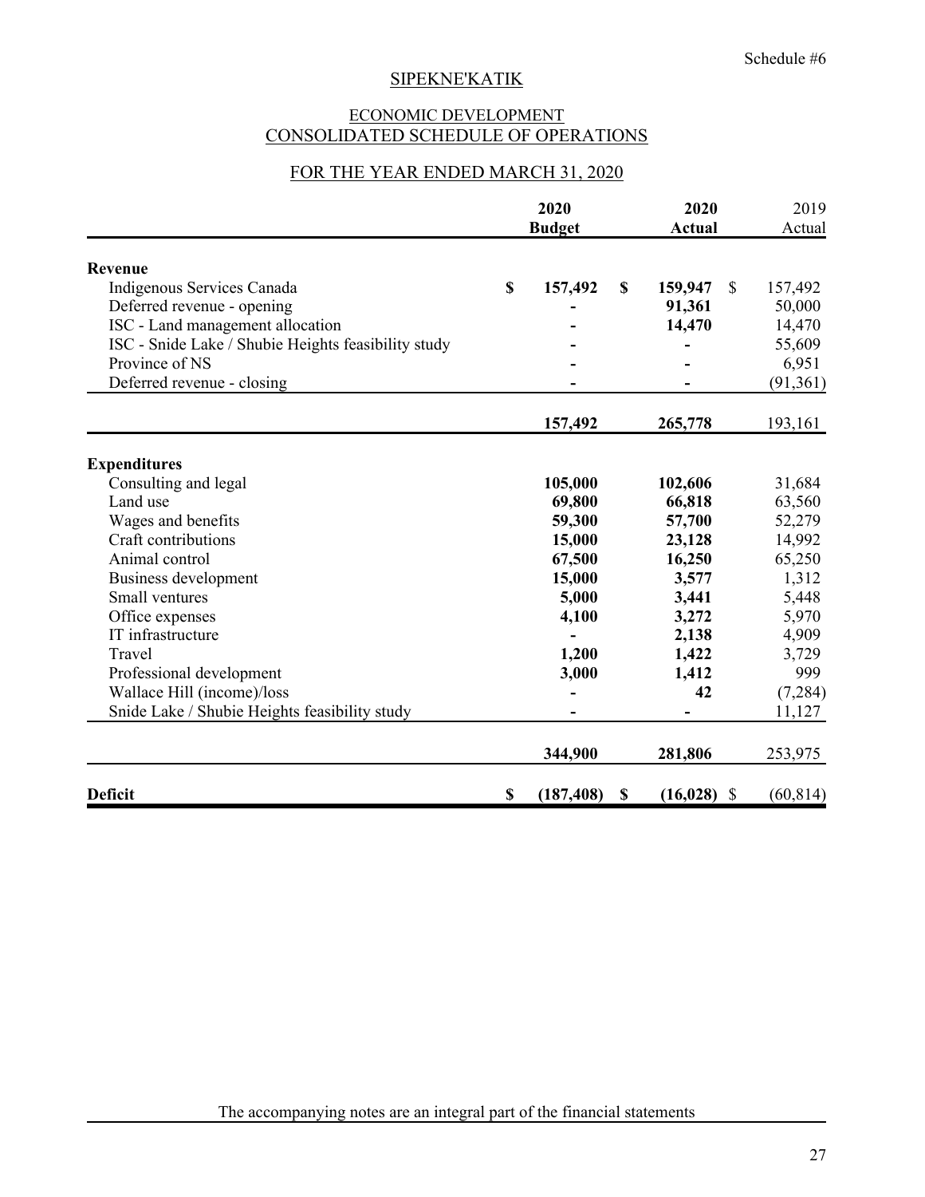Schedule #6

# SIPEKNE'KATIK

## ECONOMIC DEVELOPMENT
## CONSOLIDATED SCHEDULE OF OPERATIONS

### FOR THE YEAR ENDED MARCH 31, 2020

| | 2020 Budget | 2020 Actual | 2019 Actual |
|---|---|---|---|
| **Revenue** | | | |
| Indigenous Services Canada | $ 157,492 | $ 159,947 | $ 157,492 |
| Deferred revenue - opening | - | 91,361 | 50,000 |
| ISC - Land management allocation | - | 14,470 | 14,470 |
| ISC - Snide Lake / Shubie Heights feasibility study | - | - | 55,609 |
| Province of NS | - | - | 6,951 |
| Deferred revenue - closing | - | - | (91,361) |
| | 157,492 | 265,778 | 193,161 |
| **Expenditures** | | | |
| Consulting and legal | 105,000 | 102,606 | 31,684 |
| Land use | 69,800 | 66,818 | 63,560 |
| Wages and benefits | 59,300 | 57,700 | 52,279 |
| Craft contributions | 15,000 | 23,128 | 14,992 |
| Animal control | 67,500 | 16,250 | 65,250 |
| Business development | 15,000 | 3,577 | 1,312 |
| Small ventures | 5,000 | 3,441 | 5,448 |
| Office expenses | 4,100 | 3,272 | 5,970 |
| IT infrastructure | - | 2,138 | 4,909 |
| Travel | 1,200 | 1,422 | 3,729 |
| Professional development | 3,000 | 1,412 | 999 |
| Wallace Hill (income)/loss | - | 42 | (7,284) |
| Snide Lake / Shubie Heights feasibility study | - | - | 11,127 |
| | 344,900 | 281,806 | 253,975 |
| **Deficit** | $ (187,408) | $ (16,028) | $ (60,814) |

The accompanying notes are an integral part of the financial statements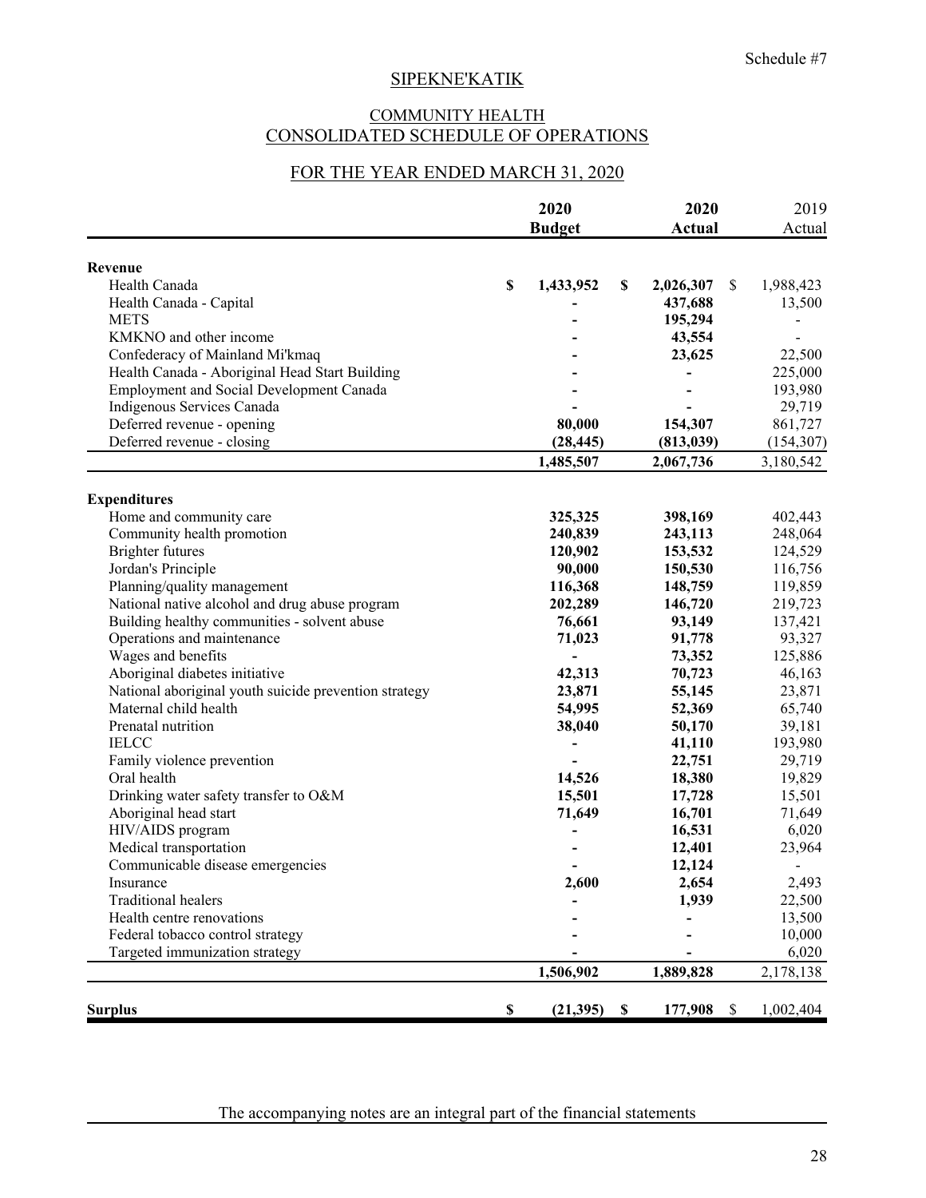Schedule #7

# SIPEKNE'KATIK

## COMMUNITY HEALTH
## CONSOLIDATED SCHEDULE OF OPERATIONS

### FOR THE YEAR ENDED MARCH 31, 2020

| | 2020 Budget | 2020 Actual | 2019 Actual |
|---|---|---|---|
| **Revenue** | | | |
| Health Canada | $ 1,433,952 | $ 2,026,307 | $ 1,988,423 |
| Health Canada - Capital | - | 437,688 | 13,500 |
| METS | - | 195,294 | - |
| KMKNO and other income | - | 43,554 | - |
| Confederacy of Mainland Mi'kmaq | - | 23,625 | 22,500 |
| Health Canada - Aboriginal Head Start Building | - | - | 225,000 |
| Employment and Social Development Canada | - | - | 193,980 |
| Indigenous Services Canada | - | - | 29,719 |
| Deferred revenue - opening | 80,000 | 154,307 | 861,727 |
| Deferred revenue - closing | (28,445) | (813,039) | (154,307) |
| | 1,485,507 | 2,067,736 | 3,180,542 |
| **Expenditures** | | | |
| Home and community care | 325,325 | 398,169 | 402,443 |
| Community health promotion | 240,839 | 243,113 | 248,064 |
| Brighter futures | 120,902 | 153,532 | 124,529 |
| Jordan's Principle | 90,000 | 150,530 | 116,756 |
| Planning/quality management | 116,368 | 148,759 | 119,859 |
| National native alcohol and drug abuse program | 202,289 | 146,720 | 219,723 |
| Building healthy communities - solvent abuse | 76,661 | 93,149 | 137,421 |
| Operations and maintenance | 71,023 | 91,778 | 93,327 |
| Wages and benefits | - | 73,352 | 125,886 |
| Aboriginal diabetes initiative | 42,313 | 70,723 | 46,163 |
| National aboriginal youth suicide prevention strategy | 23,871 | 55,145 | 23,871 |
| Maternal child health | 54,995 | 52,369 | 65,740 |
| Prenatal nutrition | 38,040 | 50,170 | 39,181 |
| IELCC | - | 41,110 | 193,980 |
| Family violence prevention | - | 22,751 | 29,719 |
| Oral health | 14,526 | 18,380 | 19,829 |
| Drinking water safety transfer to O&M | 15,501 | 17,728 | 15,501 |
| Aboriginal head start | 71,649 | 16,701 | 71,649 |
| HIV/AIDS program | - | 16,531 | 6,020 |
| Medical transportation | - | 12,401 | 23,964 |
| Communicable disease emergencies | - | 12,124 | - |
| Insurance | 2,600 | 2,654 | 2,493 |
| Traditional healers | - | 1,939 | 22,500 |
| Health centre renovations | - | - | 13,500 |
| Federal tobacco control strategy | - | - | 10,000 |
| Targeted immunization strategy | - | - | 6,020 |
| | 1,506,902 | 1,889,828 | 2,178,138 |
| **Surplus** | $ (21,395) | $ 177,908 | $ 1,002,404 |

The accompanying notes are an integral part of the financial statements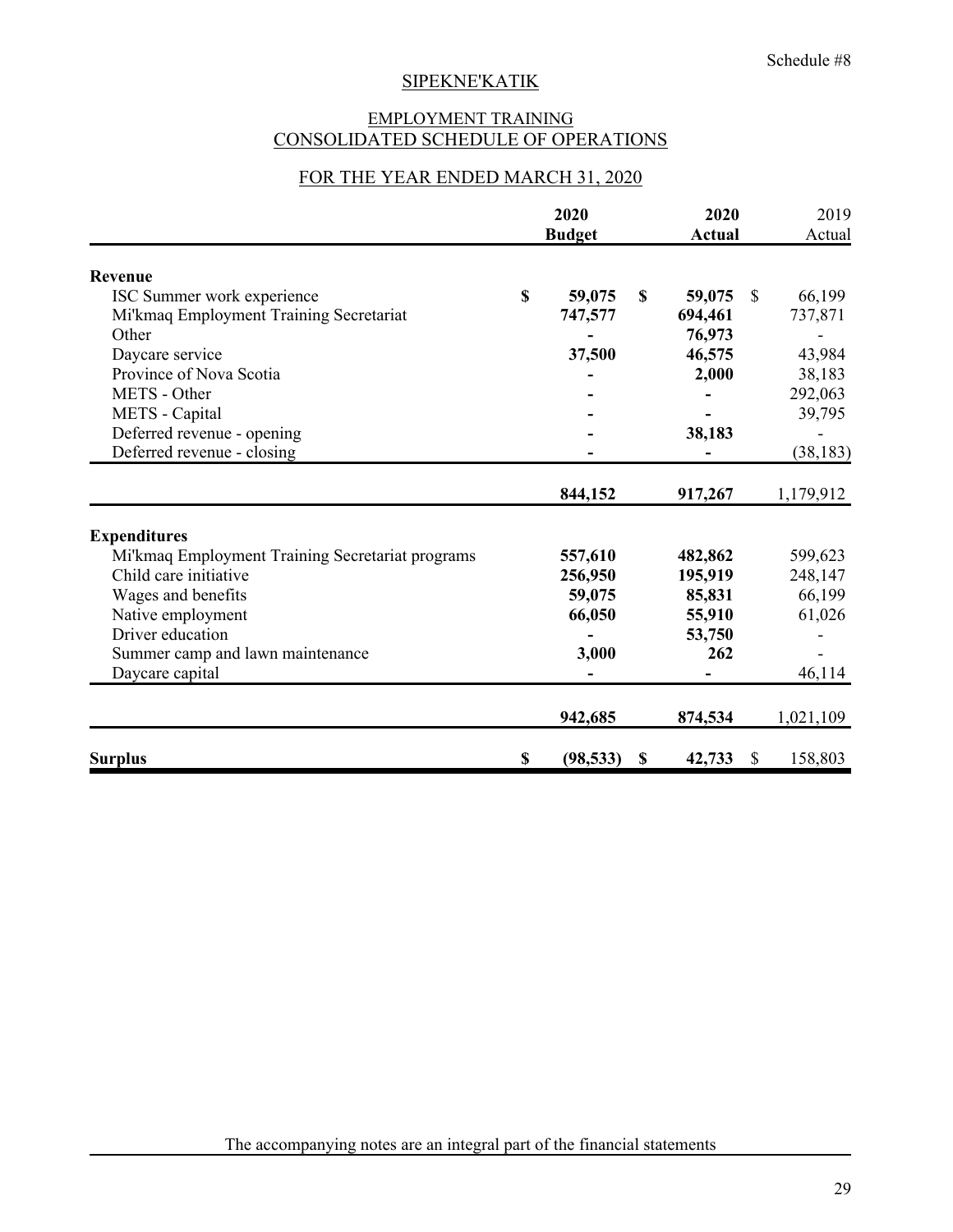Schedule #8

SIPEKNE'KATIK

EMPLOYMENT TRAINING
CONSOLIDATED SCHEDULE OF OPERATIONS

FOR THE YEAR ENDED MARCH 31, 2020

| | 2020 Budget | 2020 Actual | 2019 Actual |
|---|---|---|---|
| **Revenue** | | | |
| ISC Summer work experience | $ 59,075 | $ 59,075 | $ 66,199 |
| Mi'kmaq Employment Training Secretariat | 747,577 | 694,461 | 737,871 |
| Other | - | 76,973 | - |
| Daycare service | 37,500 | 46,575 | 43,984 |
| Province of Nova Scotia | - | 2,000 | 38,183 |
| METS - Other | - | - | 292,063 |
| METS - Capital | - | - | 39,795 |
| Deferred revenue - opening | - | 38,183 | - |
| Deferred revenue - closing | - | - | (38,183) |
| | 844,152 | 917,267 | 1,179,912 |
| **Expenditures** | | | |
| Mi'kmaq Employment Training Secretariat programs | 557,610 | 482,862 | 599,623 |
| Child care initiative | 256,950 | 195,919 | 248,147 |
| Wages and benefits | 59,075 | 85,831 | 66,199 |
| Native employment | 66,050 | 55,910 | 61,026 |
| Driver education | - | 53,750 | - |
| Summer camp and lawn maintenance | 3,000 | 262 | - |
| Daycare capital | - | - | 46,114 |
| | 942,685 | 874,534 | 1,021,109 |
| **Surplus** | $ (98,533) | $ 42,733 | $ 158,803 |

The accompanying notes are an integral part of the financial statements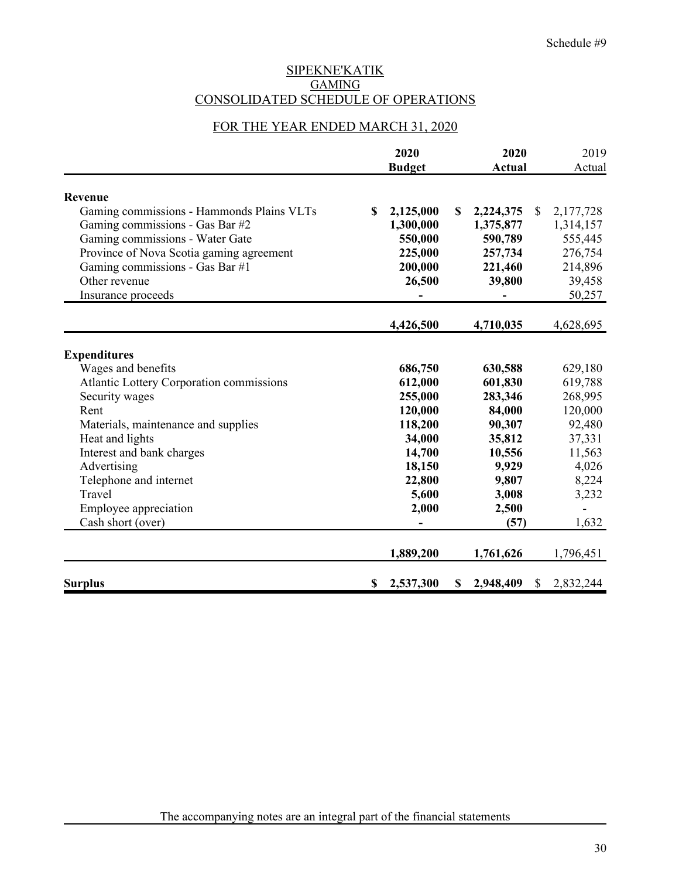Schedule #9

# SIPEKNE'KATIK
## GAMING
## CONSOLIDATED SCHEDULE OF OPERATIONS

### FOR THE YEAR ENDED MARCH 31, 2020

| | 2020 Budget | 2020 Actual | 2019 Actual |
|---|---|---|---|
| **Revenue** | | | |
| Gaming commissions - Hammonds Plains VLTs | $ 2,125,000 | $ 2,224,375 | $ 2,177,728 |
| Gaming commissions - Gas Bar #2 | 1,300,000 | 1,375,877 | 1,314,157 |
| Gaming commissions - Water Gate | 550,000 | 590,789 | 555,445 |
| Province of Nova Scotia gaming agreement | 225,000 | 257,734 | 276,754 |
| Gaming commissions - Gas Bar #1 | 200,000 | 221,460 | 214,896 |
| Other revenue | 26,500 | 39,800 | 39,458 |
| Insurance proceeds | - | - | 50,257 |
| | 4,426,500 | 4,710,035 | 4,628,695 |
| **Expenditures** | | | |
| Wages and benefits | 686,750 | 630,588 | 629,180 |
| Atlantic Lottery Corporation commissions | 612,000 | 601,830 | 619,788 |
| Security wages | 255,000 | 283,346 | 268,995 |
| Rent | 120,000 | 84,000 | 120,000 |
| Materials, maintenance and supplies | 118,200 | 90,307 | 92,480 |
| Heat and lights | 34,000 | 35,812 | 37,331 |
| Interest and bank charges | 14,700 | 10,556 | 11,563 |
| Advertising | 18,150 | 9,929 | 4,026 |
| Telephone and internet | 22,800 | 9,807 | 8,224 |
| Travel | 5,600 | 3,008 | 3,232 |
| Employee appreciation | 2,000 | 2,500 | - |
| Cash short (over) | - | (57) | 1,632 |
| | 1,889,200 | 1,761,626 | 1,796,451 |
| **Surplus** | $ 2,537,300 | $ 2,948,409 | $ 2,832,244 |

The accompanying notes are an integral part of the financial statements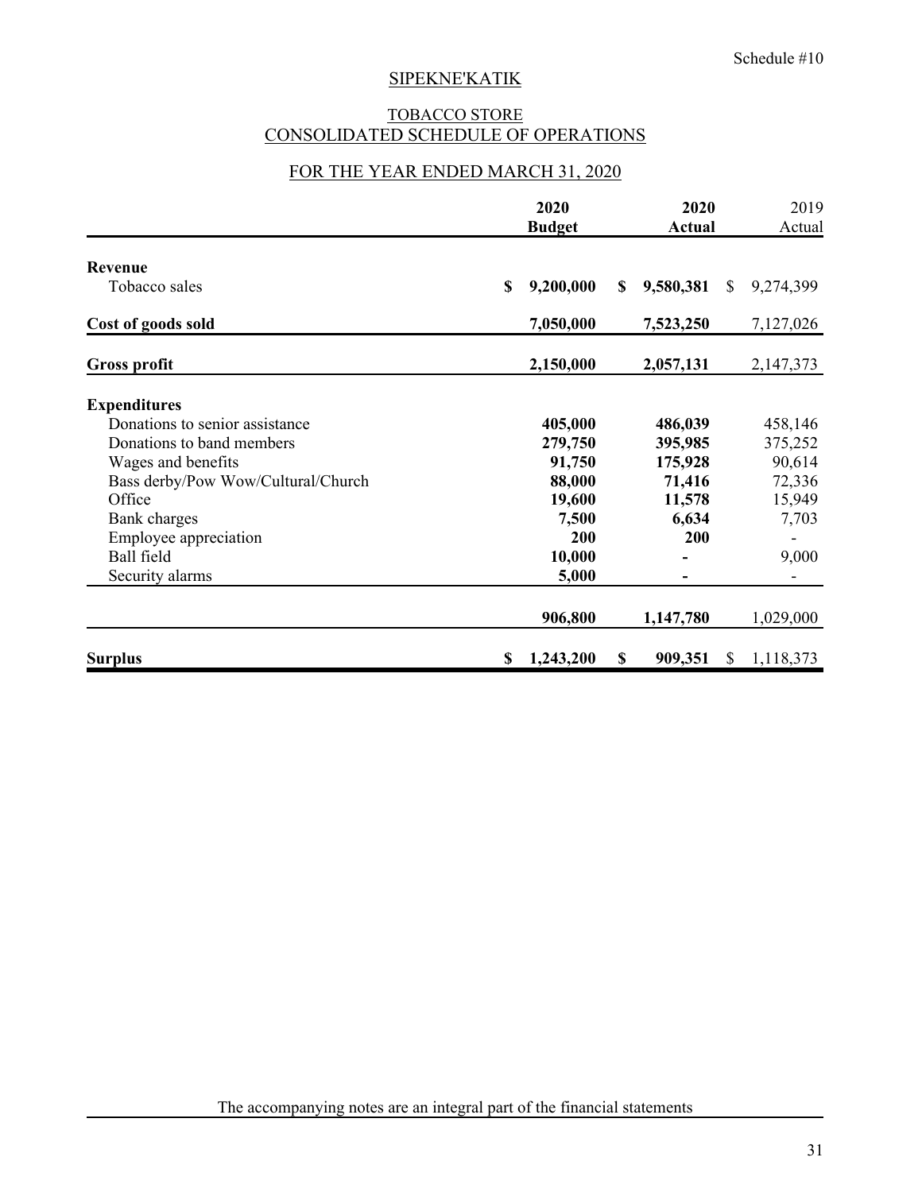Schedule #10

# SIPEKNE'KATIK

## TOBACCO STORE
## CONSOLIDATED SCHEDULE OF OPERATIONS

### FOR THE YEAR ENDED MARCH 31, 2020

| | 2020 Budget | 2020 Actual | 2019 Actual |
|---|---|---|---|
| **Revenue** | | | |
| Tobacco sales | $ 9,200,000 | $ 9,580,381 | $ 9,274,399 |
| **Cost of goods sold** | 7,050,000 | 7,523,250 | 7,127,026 |
| **Gross profit** | 2,150,000 | 2,057,131 | 2,147,373 |
| **Expenditures** | | | |
| Donations to senior assistance | 405,000 | 486,039 | 458,146 |
| Donations to band members | 279,750 | 395,985 | 375,252 |
| Wages and benefits | 91,750 | 175,928 | 90,614 |
| Bass derby/Pow Wow/Cultural/Church | 88,000 | 71,416 | 72,336 |
| Office | 19,600 | 11,578 | 15,949 |
| Bank charges | 7,500 | 6,634 | 7,703 |
| Employee appreciation | 200 | 200 | - |
| Ball field | 10,000 | - | 9,000 |
| Security alarms | 5,000 | - | - |
| | 906,800 | 1,147,780 | 1,029,000 |
| **Surplus** | $ 1,243,200 | $ 909,351 | $ 1,118,373 |

The accompanying notes are an integral part of the financial statements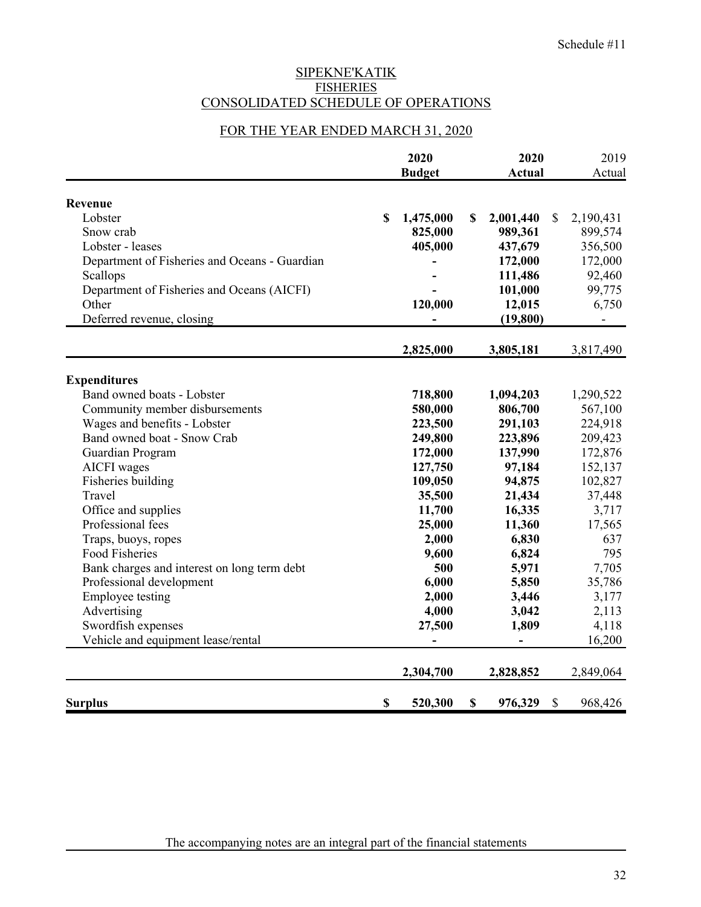Schedule #11

# SIPEKNE'KATIK
## FISHERIES
## CONSOLIDATED SCHEDULE OF OPERATIONS

### FOR THE YEAR ENDED MARCH 31, 2020

| | 2020 Budget | 2020 Actual | 2019 Actual |
|---|---|---|---|
| **Revenue** | | | |
| Lobster | $ 1,475,000 | $ 2,001,440 | $ 2,190,431 |
| Snow crab | 825,000 | 989,361 | 899,574 |
| Lobster - leases | 405,000 | 437,679 | 356,500 |
| Department of Fisheries and Oceans - Guardian | - | 172,000 | 172,000 |
| Scallops | - | 111,486 | 92,460 |
| Department of Fisheries and Oceans (AICFI) | - | 101,000 | 99,775 |
| Other | 120,000 | 12,015 | 6,750 |
| Deferred revenue, closing | - | (19,800) | - |
| | 2,825,000 | 3,805,181 | 3,817,490 |
| **Expenditures** | | | |
| Band owned boats - Lobster | 718,800 | 1,094,203 | 1,290,522 |
| Community member disbursements | 580,000 | 806,700 | 567,100 |
| Wages and benefits - Lobster | 223,500 | 291,103 | 224,918 |
| Band owned boat - Snow Crab | 249,800 | 223,896 | 209,423 |
| Guardian Program | 172,000 | 137,990 | 172,876 |
| AICFI wages | 127,750 | 97,184 | 152,137 |
| Fisheries building | 109,050 | 94,875 | 102,827 |
| Travel | 35,500 | 21,434 | 37,448 |
| Office and supplies | 11,700 | 16,335 | 3,717 |
| Professional fees | 25,000 | 11,360 | 17,565 |
| Traps, buoys, ropes | 2,000 | 6,830 | 637 |
| Food Fisheries | 9,600 | 6,824 | 795 |
| Bank charges and interest on long term debt | 500 | 5,971 | 7,705 |
| Professional development | 6,000 | 5,850 | 35,786 |
| Employee testing | 2,000 | 3,446 | 3,177 |
| Advertising | 4,000 | 3,042 | 2,113 |
| Swordfish expenses | 27,500 | 1,809 | 4,118 |
| Vehicle and equipment lease/rental | - | - | 16,200 |
| | 2,304,700 | 2,828,852 | 2,849,064 |
| **Surplus** | $ 520,300 | $ 976,329 | $ 968,426 |

The accompanying notes are an integral part of the financial statements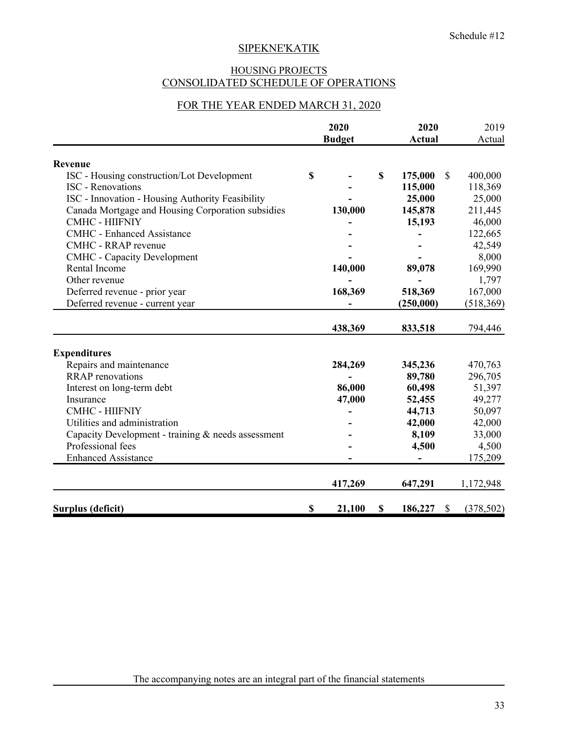Schedule #12

## SIPEKNE'KATIK

### HOUSING PROJECTS
### CONSOLIDATED SCHEDULE OF OPERATIONS

### FOR THE YEAR ENDED MARCH 31, 2020

| | 2020 Budget | 2020 Actual | 2019 Actual |
|---|---|---|---|
| **Revenue** | | | |
| ISC - Housing construction/Lot Development | $ - | $ 175,000 | $ 400,000 |
| ISC - Renovations | - | 115,000 | 118,369 |
| ISC - Innovation - Housing Authority Feasibility | - | 25,000 | 25,000 |
| Canada Mortgage and Housing Corporation subsidies | 130,000 | 145,878 | 211,445 |
| CMHC - HIIFNIY | - | 15,193 | 46,000 |
| CMHC - Enhanced Assistance | - | - | 122,665 |
| CMHC - RRAP revenue | - | - | 42,549 |
| CMHC - Capacity Development | - | - | 8,000 |
| Rental Income | 140,000 | 89,078 | 169,990 |
| Other revenue | - | - | 1,797 |
| Deferred revenue - prior year | 168,369 | 518,369 | 167,000 |
| Deferred revenue - current year | - | (250,000) | (518,369) |
| | 438,369 | 833,518 | 794,446 |
| **Expenditures** | | | |
| Repairs and maintenance | 284,269 | 345,236 | 470,763 |
| RRAP renovations | - | 89,780 | 296,705 |
| Interest on long-term debt | 86,000 | 60,498 | 51,397 |
| Insurance | 47,000 | 52,455 | 49,277 |
| CMHC - HIIFNIY | - | 44,713 | 50,097 |
| Utilities and administration | - | 42,000 | 42,000 |
| Capacity Development - training & needs assessment | - | 8,109 | 33,000 |
| Professional fees | - | 4,500 | 4,500 |
| Enhanced Assistance | - | - | 175,209 |
| | 417,269 | 647,291 | 1,172,948 |
| **Surplus (deficit)** | $ 21,100 | $ 186,227 | $ (378,502) |

The accompanying notes are an integral part of the financial statements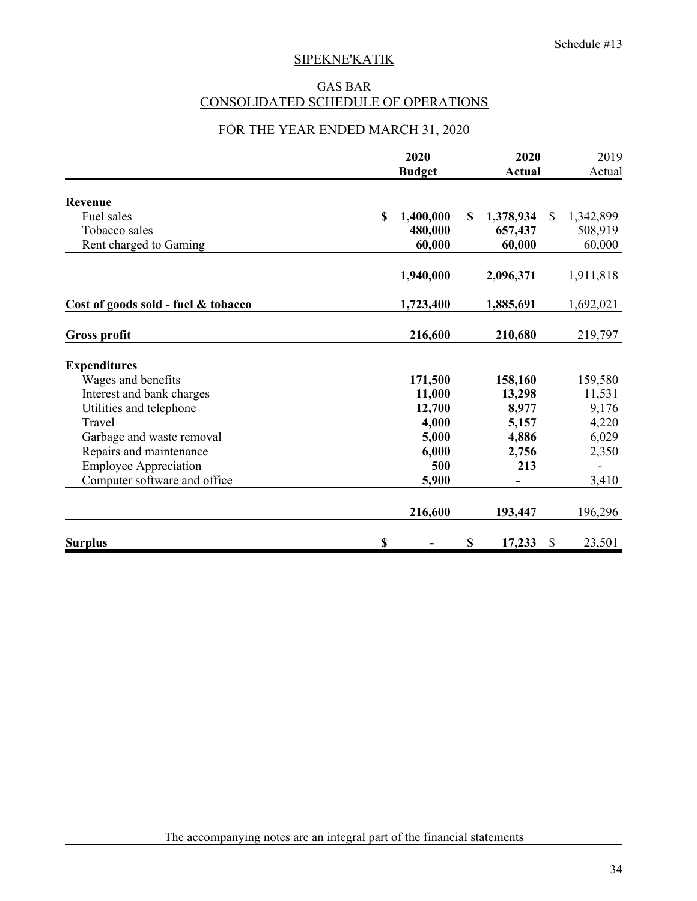Schedule #13

# SIPEKNE'KATIK

## GAS BAR
## CONSOLIDATED SCHEDULE OF OPERATIONS

### FOR THE YEAR ENDED MARCH 31, 2020

| | 2020 Budget | 2020 Actual | 2019 Actual |
|---|---|---|---|
| **Revenue** | | | |
| Fuel sales | $ 1,400,000 | $ 1,378,934 | $ 1,342,899 |
| Tobacco sales | 480,000 | 657,437 | 508,919 |
| Rent charged to Gaming | 60,000 | 60,000 | 60,000 |
| | 1,940,000 | 2,096,371 | 1,911,818 |
| **Cost of goods sold - fuel & tobacco** | 1,723,400 | 1,885,691 | 1,692,021 |
| **Gross profit** | 216,600 | 210,680 | 219,797 |
| **Expenditures** | | | |
| Wages and benefits | 171,500 | 158,160 | 159,580 |
| Interest and bank charges | 11,000 | 13,298 | 11,531 |
| Utilities and telephone | 12,700 | 8,977 | 9,176 |
| Travel | 4,000 | 5,157 | 4,220 |
| Garbage and waste removal | 5,000 | 4,886 | 6,029 |
| Repairs and maintenance | 6,000 | 2,756 | 2,350 |
| Employee Appreciation | 500 | 213 | - |
| Computer software and office | 5,900 | - | 3,410 |
| | 216,600 | 193,447 | 196,296 |
| **Surplus** | $ - | $ 17,233 | $ 23,501 |

The accompanying notes are an integral part of the financial statements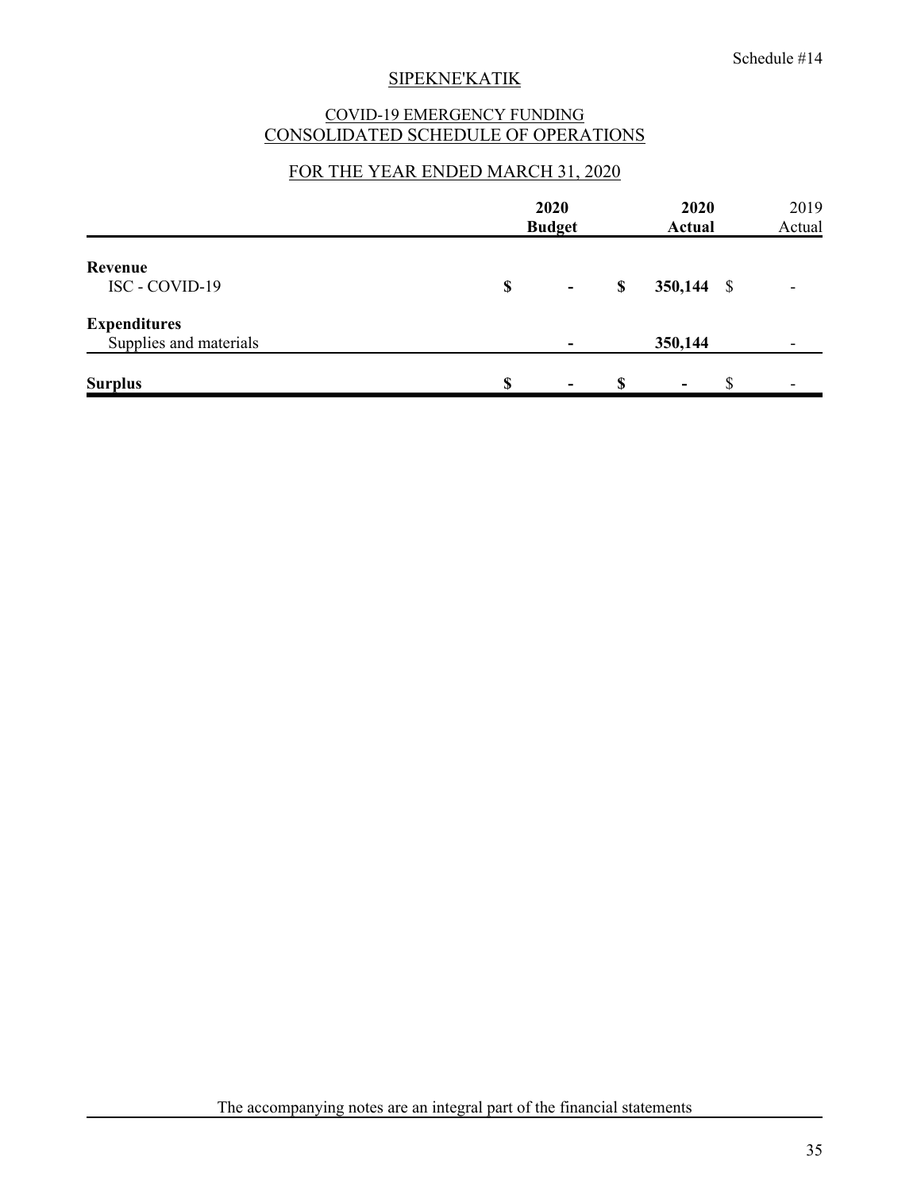Schedule #14

## SIPEKNE'KATIK

### COVID-19 EMERGENCY FUNDING
### CONSOLIDATED SCHEDULE OF OPERATIONS

### FOR THE YEAR ENDED MARCH 31, 2020

| | 2020 Budget | 2020 Actual | 2019 Actual |
|---|---|---|---|
| **Revenue** | | | |
| ISC - COVID-19 | $ - | $ 350,144 | $ - |
| **Expenditures** | | | |
| Supplies and materials | - | 350,144 | - |
| **Surplus** | $ - | $ - | $ - |

The accompanying notes are an integral part of the financial statements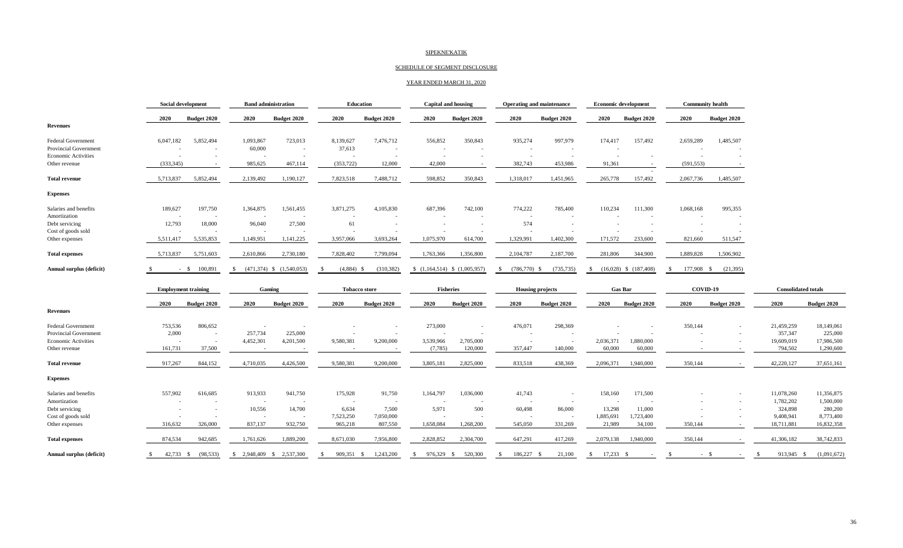SIPEKNE'KATIK

SCHEDULE OF SEGMENT DISCLOSURE

YEAR ENDED MARCH 31, 2020

| | Social development | | Band administration | | Education | | Capital and housing | | Operating and maintenance | | Economic development | | Community health | |
|---|---|---|---|---|---|---|---|---|---|---|---|---|---|---|
| | 2020 | Budget 2020 | 2020 | Budget 2020 | 2020 | Budget 2020 | 2020 | Budget 2020 | 2020 | Budget 2020 | 2020 | Budget 2020 | 2020 | Budget 2020 |
| **Revenues** | | | | | | | | | | | | | | |
| Federal Government | 6,047,182 | 5,852,494 | 1,093,867 | 723,013 | 8,139,627 | 7,476,712 | 556,852 | 350,843 | 935,274 | 997,979 | 174,417 | 157,492 | 2,659,289 | 1,485,507 |
| Provincial Government | - | - | 60,000 | - | 37,613 | - | - | - | - | - | - | | - | - |
| Economic Activities | - | - | - | - | - | - | - | - | - | - | - | - | - | - |
| Other revenue | (333,345) | - | 985,625 | 467,114 | (353,722) | 12,000 | 42,000 | - | 382,743 | 453,986 | 91,361 | - | (591,553) | - |
| **Total revenue** | 5,713,837 | 5,852,494 | 2,139,492 | 1,190,127 | 7,823,518 | 7,488,712 | 598,852 | 350,843 | 1,318,017 | 1,451,965 | 265,778 | 157,492 | 2,067,736 | 1,485,507 |
| **Expenses** | | | | | | | | | | | | | | |
| Salaries and benefits | 189,627 | 197,750 | 1,364,875 | 1,561,455 | 3,871,275 | 4,105,830 | 687,396 | 742,100 | 774,222 | 785,400 | 110,234 | 111,300 | 1,068,168 | 995,355 |
| Amortization | - | - | - | - | - | - | - | - | - | - | - | - | - | - |
| Debt servicing | 12,793 | 18,000 | 96,040 | 27,500 | 61 | - | - | - | 574 | - | - | - | - | - |
| Cost of goods sold | - | - | - | - | - | - | - | - | - | - | - | - | - | - |
| Other expenses | 5,511,417 | 5,535,853 | 1,149,951 | 1,141,225 | 3,957,066 | 3,693,264 | 1,075,970 | 614,700 | 1,329,991 | 1,402,300 | 171,572 | 233,600 | 821,660 | 511,547 |
| **Total expenses** | 5,713,837 | 5,751,603 | 2,610,866 | 2,730,180 | 7,828,402 | 7,799,094 | 1,763,366 | 1,356,800 | 2,104,787 | 2,187,700 | 281,806 | 344,900 | 1,889,828 | 1,506,902 |
| **Annual surplus (deficit)** | $ - | $ 100,891 | $ (471,374) | $ (1,540,053) | $ (4,884) | $ (310,382) | $ (1,164,514) | $ (1,005,957) | $ (786,770) | $ (735,735) | $ (16,028) | $ (187,408) | $ 177,908 | $ (21,395) |

| | Employment training | | Gaming | | Tobacco store | | Fisheries | | Housing projects | | Gas Bar | | COVID-19 | | Consolidated totals | |
|---|---|---|---|---|---|---|---|---|---|---|---|---|---|---|---|---|
| | 2020 | Budget 2020 | 2020 | Budget 2020 | 2020 | Budget 2020 | 2020 | Budget 2020 | 2020 | Budget 2020 | 2020 | Budget 2020 | 2020 | Budget 2020 | 2020 | Budget 2020 |
| **Revenues** | | | | | | | | | | | | | | | | |
| Federal Government | 753,536 | 806,652 | - | - | - | - | 273,000 | - | 476,071 | 298,369 | - | - | 350,144 | - | 21,459,259 | 18,149,061 |
| Provincial Government | 2,000 | - | 257,734 | 225,000 | - | - | - | - | - | - | - | - | - | - | 357,347 | 225,000 |
| Economic Activities | - | - | 4,452,301 | 4,201,500 | 9,580,381 | 9,200,000 | 3,539,966 | 2,705,000 | - | - | 2,036,371 | 1,880,000 | - | - | 19,609,019 | 17,986,500 |
| Other revenue | 161,731 | 37,500 | - | - | - | - | (7,785) | 120,000 | 357,447 | 140,000 | 60,000 | 60,000 | - | - | 794,502 | 1,290,600 |
| **Total revenue** | 917,267 | 844,152 | 4,710,035 | 4,426,500 | 9,580,381 | 9,200,000 | 3,805,181 | 2,825,000 | 833,518 | 438,369 | 2,096,371 | 1,940,000 | 350,144 | - | 42,220,127 | 37,651,161 |
| **Expenses** | | | | | | | | | | | | | | | | |
| Salaries and benefits | 557,902 | 616,685 | 913,933 | 941,750 | 175,928 | 91,750 | 1,164,797 | 1,036,000 | 41,743 | - | 158,160 | 171,500 | - | - | 11,078,260 | 11,356,875 |
| Amortization | - | - | - | - | - | - | - | - | - | - | - | - | - | - | 1,782,202 | 1,500,000 |
| Debt servicing | - | - | 10,556 | 14,700 | 6,634 | 7,500 | 5,971 | 500 | 60,498 | 86,000 | 13,298 | 11,000 | - | - | 324,898 | 280,200 |
| Cost of goods sold | - | - | - | - | 7,523,250 | 7,050,000 | - | - | - | - | 1,885,691 | 1,723,400 | - | - | 9,408,941 | 8,773,400 |
| Other expenses | 316,632 | 326,000 | 837,137 | 932,750 | 965,218 | 807,550 | 1,658,084 | 1,268,200 | 545,050 | 331,269 | 21,989 | 34,100 | 350,144 | - | 18,711,881 | 16,832,358 |
| **Total expenses** | 874,534 | 942,685 | 1,761,626 | 1,889,200 | 8,671,030 | 7,956,800 | 2,828,852 | 2,304,700 | 647,291 | 417,269 | 2,079,138 | 1,940,000 | 350,144 | - | 41,306,182 | 38,742,833 |
| **Annual surplus (deficit)** | $ 42,733 | $ (98,533) | $ 2,948,409 | $ 2,537,300 | $ 909,351 | $ 1,243,200 | $ 976,329 | $ 520,300 | $ 186,227 | $ 21,100 | $ 17,233 | $ - | $ - | $ - | $ 913,945 | $ (1,091,672) |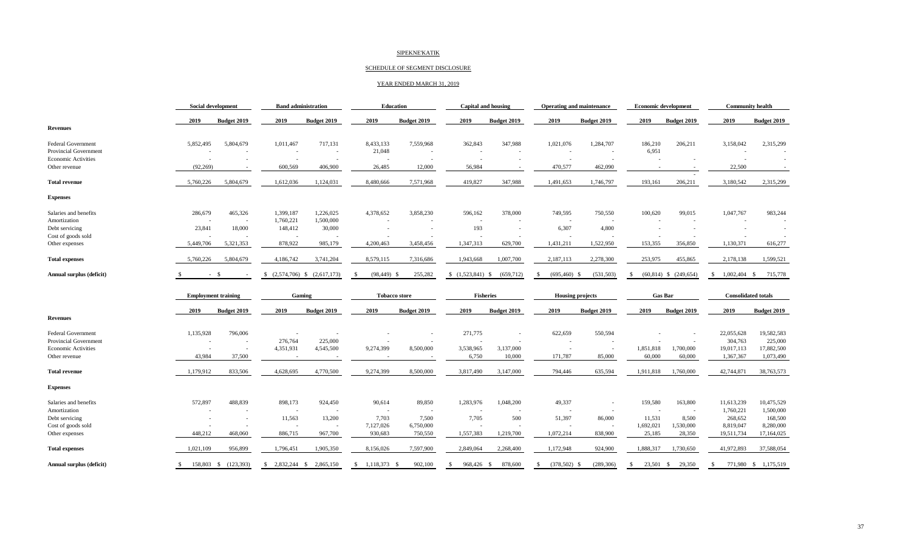SIPEKNE'KATIK

SCHEDULE OF SEGMENT DISCLOSURE

YEAR ENDED MARCH 31, 2019

| | Social development | | Band administration | | Education | | Capital and housing | | Operating and maintenance | | Economic development | | Community health | |
|---|---|---|---|---|---|---|---|---|---|---|---|---|---|---|
| | 2019 | Budget 2019 | 2019 | Budget 2019 | 2019 | Budget 2019 | 2019 | Budget 2019 | 2019 | Budget 2019 | 2019 | Budget 2019 | 2019 | Budget 2019 |
| **Revenues** | | | | | | | | | | | | | | |
| Federal Government | 5,852,495 | 5,804,679 | 1,011,467 | 717,131 | 8,433,133 | 7,559,968 | 362,843 | 347,988 | 1,021,076 | 1,284,707 | 186,210 | 206,211 | 3,158,042 | 2,315,299 |
| Provincial Government | - | - | - | - | 21,048 | - | - | - | - | - | 6,951 | | - | - |
| Economic Activities | - | - | - | - | - | - | - | - | - | - | - | - | - | - |
| Other revenue | (92,269) | - | 600,569 | 406,900 | 26,485 | 12,000 | 56,984 | - | 470,577 | 462,090 | - | - | 22,500 | - |
| **Total revenue** | 5,760,226 | 5,804,679 | 1,612,036 | 1,124,031 | 8,480,666 | 7,571,968 | 419,827 | 347,988 | 1,491,653 | 1,746,797 | 193,161 | 206,211 | 3,180,542 | 2,315,299 |
| **Expenses** | | | | | | | | | | | | | | |
| Salaries and benefits | 286,679 | 465,326 | 1,399,187 | 1,226,025 | 4,378,652 | 3,858,230 | 596,162 | 378,000 | 749,595 | 750,550 | 100,620 | 99,015 | 1,047,767 | 983,244 |
| Amortization | - | - | 1,760,221 | 1,500,000 | - | - | - | - | - | - | - | - | - | - |
| Debt servicing | 23,841 | 18,000 | 148,412 | 30,000 | - | - | 193 | - | 6,307 | 4,800 | - | - | - | - |
| Cost of goods sold | - | - | - | - | - | - | - | - | - | - | - | - | - | - |
| Other expenses | 5,449,706 | 5,321,353 | 878,922 | 985,179 | 4,200,463 | 3,458,456 | 1,347,313 | 629,700 | 1,431,211 | 1,522,950 | 153,355 | 356,850 | 1,130,371 | 616,277 |
| **Total expenses** | 5,760,226 | 5,804,679 | 4,186,742 | 3,741,204 | 8,579,115 | 7,316,686 | 1,943,668 | 1,007,700 | 2,187,113 | 2,278,300 | 253,975 | 455,865 | 2,178,138 | 1,599,521 |
| **Annual surplus (deficit)** | $ - | $ - | $ (2,574,706) | $ (2,617,173) | $ (98,449) | $ 255,282 | $ (1,523,841) | $ (659,712) | $ (695,460) | $ (531,503) | $ (60,814) | $ (249,654) | $ 1,002,404 | $ 715,778 |

| | Employment training | | Gaming | | Tobacco store | | Fisheries | | Housing projects | | Gas Bar | | Consolidated totals | |
|---|---|---|---|---|---|---|---|---|---|---|---|---|---|---|
| | 2019 | Budget 2019 | 2019 | Budget 2019 | 2019 | Budget 2019 | 2019 | Budget 2019 | 2019 | Budget 2019 | 2019 | Budget 2019 | 2019 | Budget 2019 |
| **Revenues** | | | | | | | | | | | | | | |
| Federal Government | 1,135,928 | 796,006 | - | - | - | - | 271,775 | - | 622,659 | 550,594 | - | - | 22,055,628 | 19,582,583 |
| Provincial Government | - | - | 276,764 | 225,000 | - | - | - | - | - | - | - | - | 304,763 | 225,000 |
| Economic Activities | - | - | 4,351,931 | 4,545,500 | 9,274,399 | 8,500,000 | 3,538,965 | 3,137,000 | - | - | 1,851,818 | 1,700,000 | 19,017,113 | 17,882,500 |
| Other revenue | 43,984 | 37,500 | - | - | - | - | 6,750 | 10,000 | 171,787 | 85,000 | 60,000 | 60,000 | 1,367,367 | 1,073,490 |
| **Total revenue** | 1,179,912 | 833,506 | 4,628,695 | 4,770,500 | 9,274,399 | 8,500,000 | 3,817,490 | 3,147,000 | 794,446 | 635,594 | 1,911,818 | 1,760,000 | 42,744,871 | 38,763,573 |
| **Expenses** | | | | | | | | | | | | | | |
| Salaries and benefits | 572,897 | 488,839 | 898,173 | 924,450 | 90,614 | 89,850 | 1,283,976 | 1,048,200 | 49,337 | - | 159,580 | 163,800 | 11,613,239 | 10,475,529 |
| Amortization | - | - | - | - | - | - | - | - | - | - | - | - | 1,760,221 | 1,500,000 |
| Debt servicing | - | - | 11,563 | 13,200 | 7,703 | 7,500 | 7,705 | 500 | 51,397 | 86,000 | 11,531 | 8,500 | 268,652 | 168,500 |
| Cost of goods sold | - | - | - | - | 7,127,026 | 6,750,000 | - | - | - | - | 1,692,021 | 1,530,000 | 8,819,047 | 8,280,000 |
| Other expenses | 448,212 | 468,060 | 886,715 | 967,700 | 930,683 | 750,550 | 1,557,383 | 1,219,700 | 1,072,214 | 838,900 | 25,185 | 28,350 | 19,511,734 | 17,164,025 |
| **Total expenses** | 1,021,109 | 956,899 | 1,796,451 | 1,905,350 | 8,156,026 | 7,597,900 | 2,849,064 | 2,268,400 | 1,172,948 | 924,900 | 1,888,317 | 1,730,650 | 41,972,893 | 37,588,054 |
| **Annual surplus (deficit)** | $ 158,803 | $ (123,393) | $ 2,832,244 | $ 2,865,150 | $ 1,118,373 | $ 902,100 | $ 968,426 | $ 878,600 | $ (378,502) | $ (289,306) | $ 23,501 | $ 29,350 | $ 771,980 | $ 1,175,519 |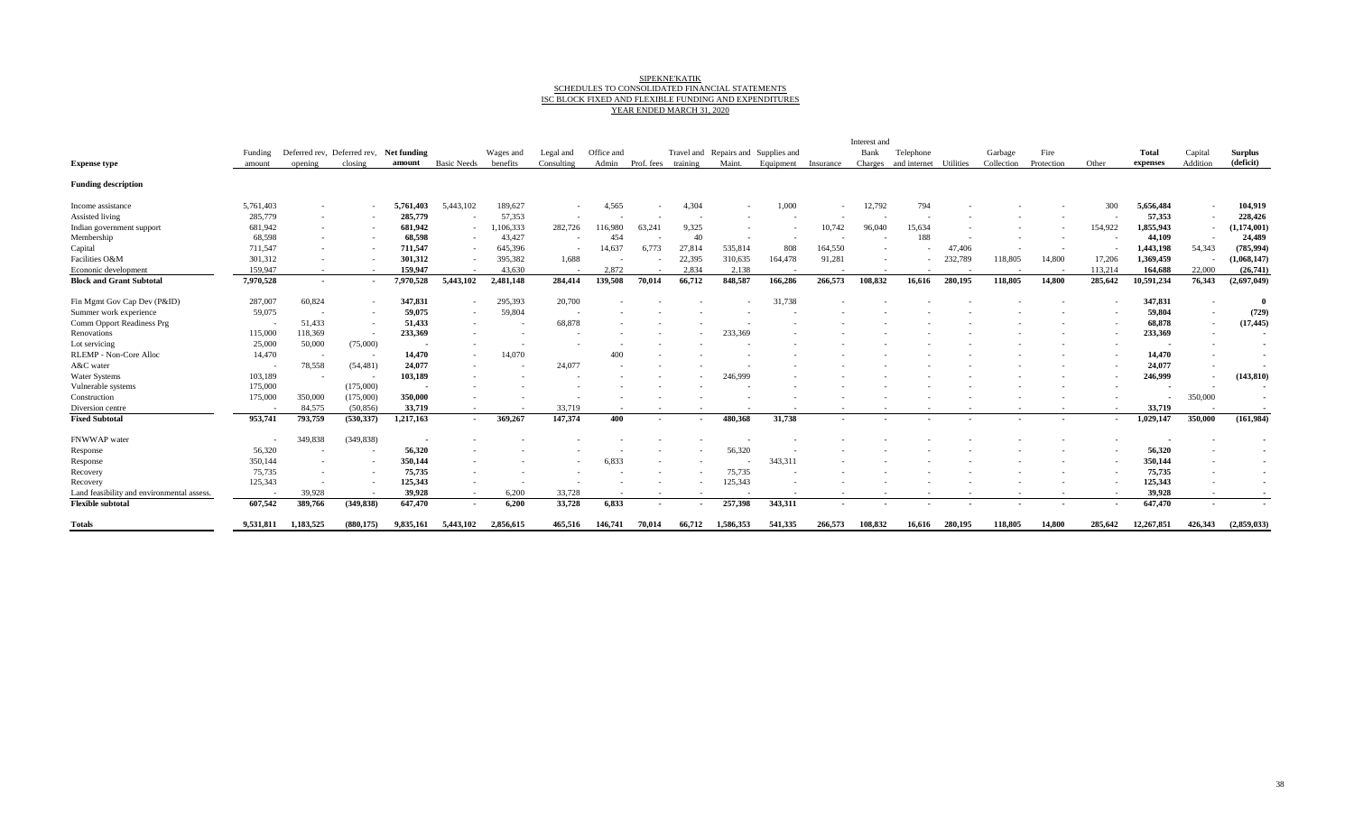SIPEKNE'KATIK
SCHEDULES TO CONSOLIDATED FINANCIAL STATEMENTS
ISC BLOCK FIXED AND FLEXIBLE FUNDING AND EXPENDITURES
YEAR ENDED MARCH 31, 2020

| Expense type | Funding amount | Deferred rev, opening | Deferred rev, closing | Net funding amount | Basic Needs | Wages and benefits | Legal and Consulting | Office and Admin | Prof. fees | Travel and training | Repairs and Maint. | Supplies and Equipment | Insurance | Interest and Bank Charges | Telephone and internet | Utilities | Garbage Collection | Fire Protection | Other | Total expenses | Capital Addition | Surplus (deficit) |
|---|---|---|---|---|---|---|---|---|---|---|---|---|---|---|---|---|---|---|---|---|---|---|
| **Funding description** | | | | | | | | | | | | | | | | | | | | | | |
| Income assistance | 5,761,403 | - | - | **5,761,403** | 5,443,102 | 189,627 | - | 4,565 | - | 4,304 | - | 1,000 | - | 12,792 | 794 | - | - | - | 300 | **5,656,484** | - | **104,919** |
| Assisted living | 285,779 | - | - | **285,779** | - | 57,353 | - | - | - | - | - | - | - | - | - | - | - | - | - | **57,353** | - | **228,426** |
| Indian government support | 681,942 | - | - | **681,942** | - | 1,106,333 | 282,726 | 116,980 | 63,241 | 9,325 | - | - | 10,742 | 96,040 | 15,634 | - | - | - | 154,922 | **1,855,943** | - | **(1,174,001)** |
| Membership | 68,598 | - | - | **68,598** | - | 43,427 | - | 454 | - | 40 | - | - | - | - | 188 | - | - | - | - | **44,109** | - | **24,489** |
| Capital | 711,547 | - | - | **711,547** | - | 645,396 | - | 14,637 | 6,773 | 27,814 | 535,814 | 808 | 164,550 | - | - | 47,406 | - | - | - | **1,443,198** | 54,343 | **(785,994)** |
| Facilities O&M | 301,312 | - | - | **301,312** | - | 395,382 | 1,688 | - | - | 22,395 | 310,635 | 164,478 | 91,281 | - | - | 232,789 | 118,805 | 14,800 | 17,206 | **1,369,459** | - | **(1,068,147)** |
| Econonic development | 159,947 | - | - | **159,947** | - | 43,630 | - | 2,872 | - | 2,834 | 2,138 | - | - | - | - | - | - | - | 113,214 | **164,688** | 22,000 | **(26,741)** |
| **Block and Grant Subtotal** | **7,970,528** | **-** | **-** | **7,970,528** | **5,443,102** | **2,481,148** | **284,414** | **139,508** | **70,014** | **66,712** | **848,587** | **166,286** | **266,573** | **108,832** | **16,616** | **280,195** | **118,805** | **14,800** | **285,642** | **10,591,234** | **76,343** | **(2,697,049)** |
| Fin Mgmt Gov Cap Dev (P&ID) | 287,007 | 60,824 | - | **347,831** | - | 295,393 | 20,700 | - | - | - | - | 31,738 | - | - | - | - | - | - | - | **347,831** | - | **0** |
| Summer work experience | 59,075 | - | - | **59,075** | - | 59,804 | - | - | - | - | - | - | - | - | - | - | - | - | - | **59,804** | - | **(729)** |
| Comm Opport Readiness Prg | - | 51,433 | - | **51,433** | - | - | 68,878 | - | - | - | - | - | - | - | - | - | - | - | - | **68,878** | - | **(17,445)** |
| Renovations | 115,000 | 118,369 | - | **233,369** | - | - | - | - | - | - | 233,369 | - | - | - | - | - | - | - | - | **233,369** | - | **-** |
| Lot servicing | 25,000 | 50,000 | (75,000) | **-** | - | - | - | - | - | - | - | - | - | - | - | - | - | - | - | **-** | - | **-** |
| RLEMP - Non-Core Alloc | 14,470 | - | - | **14,470** | - | 14,070 | - | 400 | - | - | - | - | - | - | - | - | - | - | - | **14,470** | - | **-** |
| A&C water | - | 78,558 | (54,481) | **24,077** | - | - | 24,077 | - | - | - | - | - | - | - | - | - | - | - | - | **24,077** | - | **-** |
| Water Systems | 103,189 | - | - | **103,189** | - | - | - | - | - | - | 246,999 | - | - | - | - | - | - | - | - | **246,999** | - | **(143,810)** |
| Vulnerable systems | 175,000 | | (175,000) | **-** | - | - | - | - | - | - | - | - | - | - | - | - | - | - | - | **-** | - | **-** |
| Construction | 175,000 | 350,000 | (175,000) | **350,000** | - | - | - | - | - | - | - | - | - | - | - | - | - | - | - | **-** | 350,000 | **-** |
| Diversion centre | - | 84,575 | (50,856) | **33,719** | - | - | 33,719 | - | - | - | - | - | - | - | - | - | - | - | - | **33,719** | - | **-** |
| **Fixed Subtotal** | **953,741** | **793,759** | **(530,337)** | **1,217,163** | **-** | **369,267** | **147,374** | **400** | **-** | **-** | **480,368** | **31,738** | **-** | **-** | **-** | **-** | **-** | **-** | **-** | **1,029,147** | **350,000** | **(161,984)** |
| FNWWAP water | - | 349,838 | (349,838) | **-** | - | - | - | - | - | - | - | - | - | - | - | - | - | - | - | **-** | - | **-** |
| Response | 56,320 | - | - | **56,320** | - | - | - | - | - | - | 56,320 | - | - | - | - | - | - | - | - | **56,320** | - | **-** |
| Response | 350,144 | - | - | **350,144** | - | - | - | 6,833 | - | - | - | 343,311 | - | - | - | - | - | - | - | **350,144** | - | **-** |
| Recovery | 75,735 | - | - | **75,735** | - | - | - | - | - | - | 75,735 | - | - | - | - | - | - | - | - | **75,735** | - | **-** |
| Recovery | 125,343 | - | - | **125,343** | - | - | - | - | - | - | 125,343 | - | - | - | - | - | - | - | - | **125,343** | - | **-** |
| Land feasibility and environmental assess. | - | 39,928 | - | **39,928** | - | 6,200 | 33,728 | - | - | - | - | - | - | - | - | - | - | - | - | **39,928** | - | **-** |
| **Flexible subtotal** | **607,542** | **389,766** | **(349,838)** | **647,470** | **-** | **6,200** | **33,728** | **6,833** | **-** | **-** | **257,398** | **343,311** | **-** | **-** | **-** | **-** | **-** | **-** | **-** | **647,470** | **-** | **-** |
| **Totals** | **9,531,811** | **1,183,525** | **(880,175)** | **9,835,161** | **5,443,102** | **2,856,615** | **465,516** | **146,741** | **70,014** | **66,712** | **1,586,353** | **541,335** | **266,573** | **108,832** | **16,616** | **280,195** | **118,805** | **14,800** | **285,642** | **12,267,851** | **426,343** | **(2,859,033)** |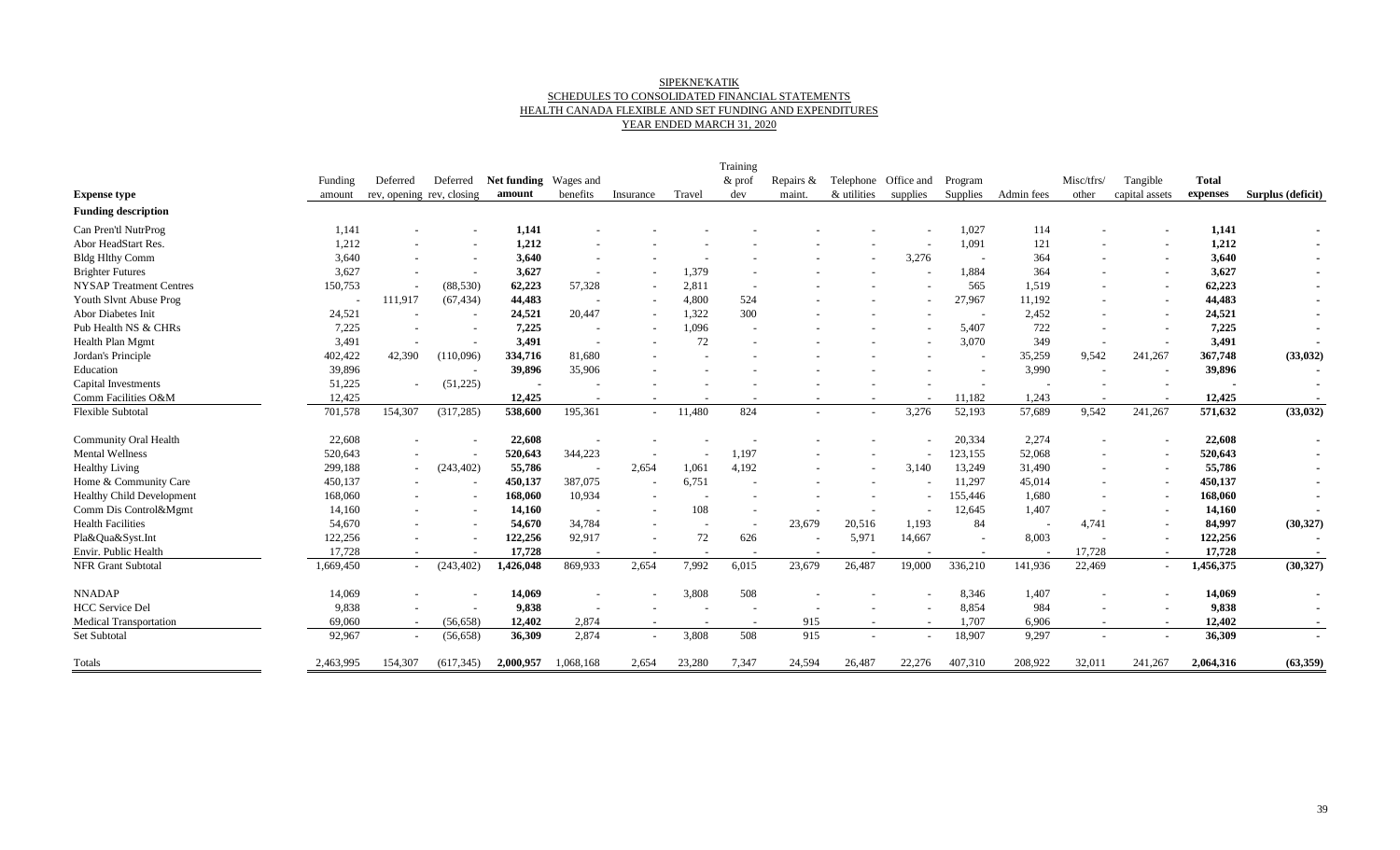# SIPEKNE'KATIK
## SCHEDULES TO CONSOLIDATED FINANCIAL STATEMENTS
## HEALTH CANADA FLEXIBLE AND SET FUNDING AND EXPENDITURES
## YEAR ENDED MARCH 31, 2020

| Expense type | Funding amount | Deferred rev, opening | Deferred rev, closing | **Net funding amount** | Wages and benefits | Insurance | Travel | Training & prof dev | Repairs & maint. | Telephone & utilities | Office and supplies | Program Supplies | Admin fees | Misc/tfrs/ other | Tangible capital assets | **Total expenses** | **Surplus (deficit)** |
|---|---|---|---|---|---|---|---|---|---|---|---|---|---|---|---|---|---|
| **Funding description** | | | | | | | | | | | | | | | | | |
| Can Pren'tl NutrProg | 1,141 | - | - | **1,141** | - | - | - | - | - | - | - | 1,027 | 114 | - | - | **1,141** | - |
| Abor HeadStart Res. | 1,212 | - | - | **1,212** | - | - | - | - | - | - | - | 1,091 | 121 | - | - | **1,212** | - |
| Bldg Hlthy Comm | 3,640 | - | - | **3,640** | - | - | - | - | - | - | 3,276 | - | 364 | - | - | **3,640** | - |
| Brighter Futures | 3,627 | - | - | **3,627** | - | - | 1,379 | - | - | - | - | 1,884 | 364 | - | - | **3,627** | - |
| NYSAP Treatment Centres | 150,753 | - | (88,530) | **62,223** | 57,328 | - | 2,811 | - | - | - | - | 565 | 1,519 | - | - | **62,223** | - |
| Youth Slvnt Abuse Prog | - | 111,917 | (67,434) | **44,483** | - | - | 4,800 | 524 | - | - | - | 27,967 | 11,192 | - | - | **44,483** | - |
| Abor Diabetes Init | 24,521 | - | - | **24,521** | 20,447 | - | 1,322 | 300 | - | - | - | - | 2,452 | - | - | **24,521** | - |
| Pub Health NS & CHRs | 7,225 | - | - | **7,225** | - | - | 1,096 | - | - | - | - | 5,407 | 722 | - | - | **7,225** | - |
| Health Plan Mgmt | 3,491 | - | - | **3,491** | - | - | 72 | - | - | - | - | 3,070 | 349 | - | - | **3,491** | - |
| Jordan's Principle | 402,422 | 42,390 | (110,096) | **334,716** | 81,680 | - | - | - | - | - | - | - | 35,259 | 9,542 | 241,267 | **367,748** | **(33,032)** |
| Education | 39,896 | | - | **39,896** | 35,906 | - | - | - | - | - | - | - | 3,990 | - | - | **39,896** | - |
| Capital Investments | 51,225 | - | (51,225) | **-** | - | - | - | - | - | - | - | - | - | - | - | **-** | - |
| Comm Facilities O&M | 12,425 | | | **12,425** | - | - | - | - | - | - | - | 11,182 | 1,243 | - | - | **12,425** | - |
| Flexible Subtotal | 701,578 | 154,307 | (317,285) | **538,600** | 195,361 | - | 11,480 | 824 | - | - | 3,276 | 52,193 | 57,689 | 9,542 | 241,267 | **571,632** | **(33,032)** |
| Community Oral Health | 22,608 | - | - | **22,608** | - | - | - | - | - | - | - | 20,334 | 2,274 | - | - | **22,608** | - |
| Mental Wellness | 520,643 | - | - | **520,643** | 344,223 | - | - | 1,197 | - | - | - | 123,155 | 52,068 | - | - | **520,643** | - |
| Healthy Living | 299,188 | - | (243,402) | **55,786** | - | 2,654 | 1,061 | 4,192 | - | - | 3,140 | 13,249 | 31,490 | - | - | **55,786** | - |
| Home & Community Care | 450,137 | - | - | **450,137** | 387,075 | - | 6,751 | - | - | - | - | 11,297 | 45,014 | - | - | **450,137** | - |
| Healthy Child Development | 168,060 | - | - | **168,060** | 10,934 | - | - | - | - | - | - | 155,446 | 1,680 | - | - | **168,060** | - |
| Comm Dis Control&Mgmt | 14,160 | - | - | **14,160** | - | - | 108 | - | - | - | - | 12,645 | 1,407 | - | - | **14,160** | - |
| Health Facilities | 54,670 | - | - | **54,670** | 34,784 | - | - | - | 23,679 | 20,516 | 1,193 | 84 | - | 4,741 | - | **84,997** | **(30,327)** |
| Pla&Qua&Syst.Int | 122,256 | - | - | **122,256** | 92,917 | - | 72 | 626 | - | 5,971 | 14,667 | - | 8,003 | - | - | **122,256** | - |
| Envir. Public Health | 17,728 | - | - | **17,728** | - | - | - | - | - | - | - | - | - | 17,728 | - | **17,728** | - |
| NFR Grant Subtotal | 1,669,450 | - | (243,402) | **1,426,048** | 869,933 | 2,654 | 7,992 | 6,015 | 23,679 | 26,487 | 19,000 | 336,210 | 141,936 | 22,469 | - | **1,456,375** | **(30,327)** |
| NNADAP | 14,069 | - | - | **14,069** | - | - | 3,808 | 508 | - | - | - | 8,346 | 1,407 | - | - | **14,069** | - |
| HCC Service Del | 9,838 | - | - | **9,838** | - | - | - | - | - | - | - | 8,854 | 984 | - | - | **9,838** | - |
| Medical Transportation | 69,060 | - | (56,658) | **12,402** | 2,874 | - | - | - | 915 | - | - | 1,707 | 6,906 | - | - | **12,402** | - |
| Set Subtotal | 92,967 | - | (56,658) | **36,309** | 2,874 | - | 3,808 | 508 | 915 | - | - | 18,907 | 9,297 | - | - | **36,309** | **-** |
| Totals | 2,463,995 | 154,307 | (617,345) | **2,000,957** | 1,068,168 | 2,654 | 23,280 | 7,347 | 24,594 | 26,487 | 22,276 | 407,310 | 208,922 | 32,011 | 241,267 | **2,064,316** | **(63,359)** |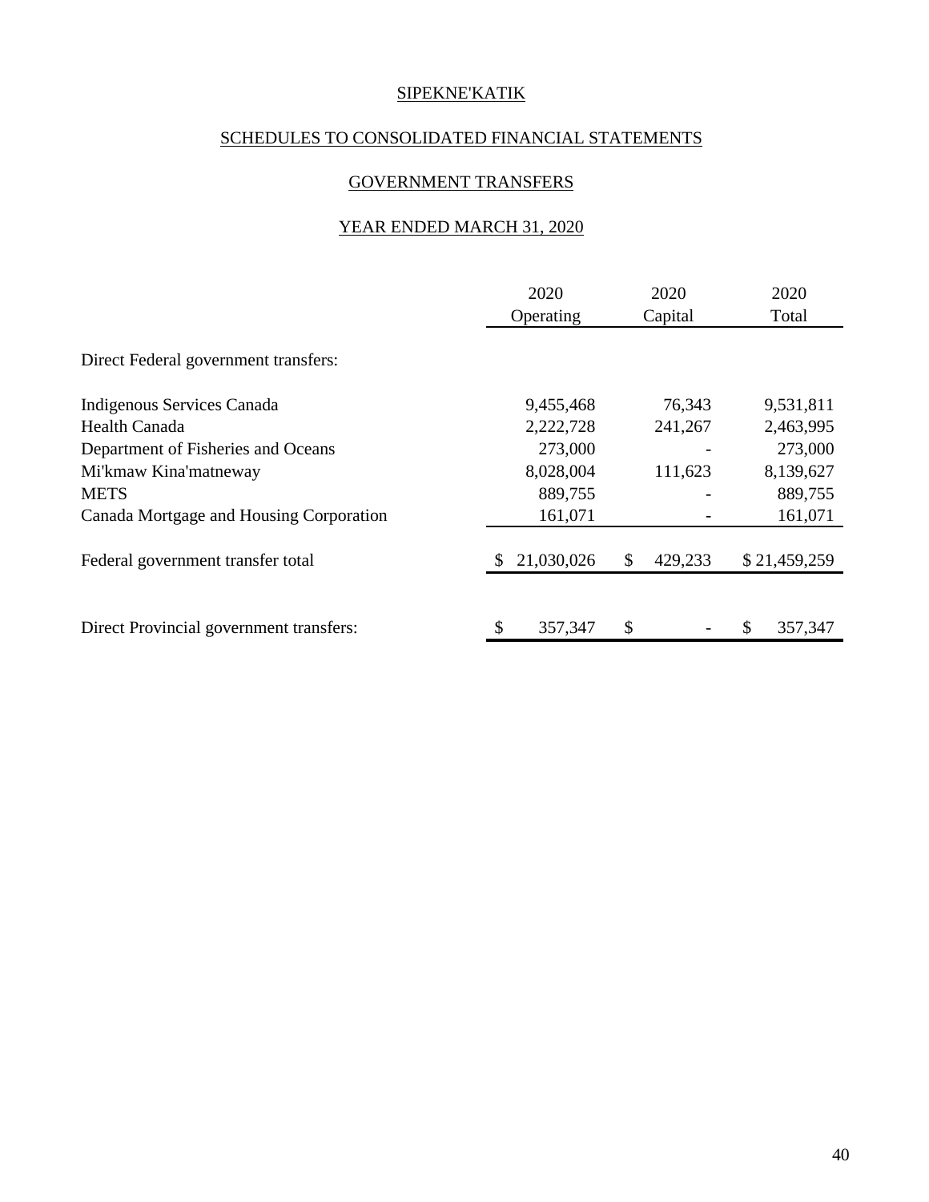# SIPEKNE'KATIK

## SCHEDULES TO CONSOLIDATED FINANCIAL STATEMENTS

## GOVERNMENT TRANSFERS

## YEAR ENDED MARCH 31, 2020

| | 2020 Operating | 2020 Capital | 2020 Total |
|---|---|---|---|
| Direct Federal government transfers: | | | |
| Indigenous Services Canada | 9,455,468 | 76,343 | 9,531,811 |
| Health Canada | 2,222,728 | 241,267 | 2,463,995 |
| Department of Fisheries and Oceans | 273,000 | - | 273,000 |
| Mi'kmaw Kina'matneway | 8,028,004 | 111,623 | 8,139,627 |
| METS | 889,755 | - | 889,755 |
| Canada Mortgage and Housing Corporation | 161,071 | - | 161,071 |
| Federal government transfer total | $ 21,030,026 | $ 429,233 | $ 21,459,259 |
| Direct Provincial government transfers: | $ 357,347 | $ - | $ 357,347 |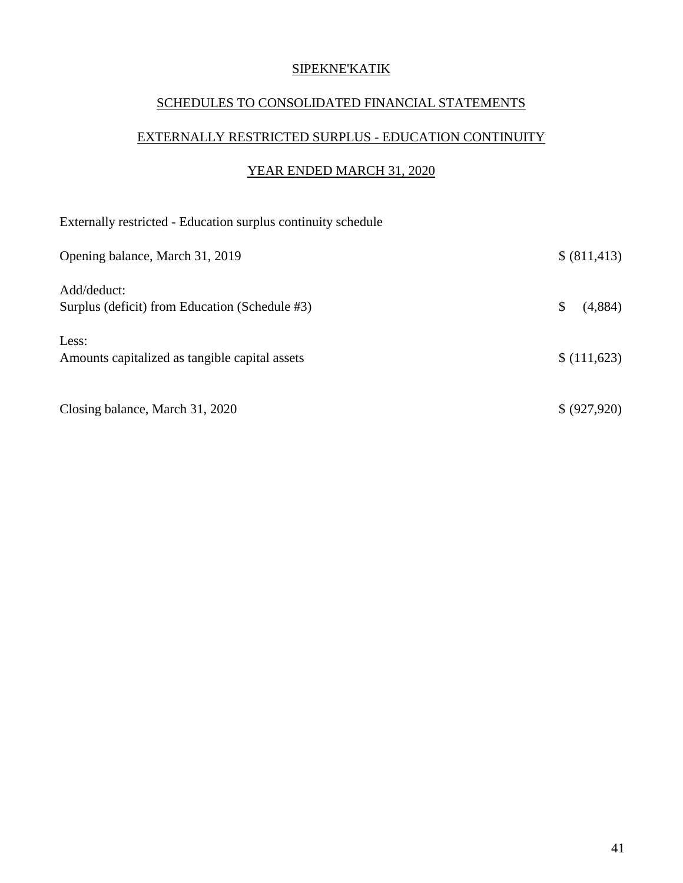SIPEKNE'KATIK

SCHEDULES TO CONSOLIDATED FINANCIAL STATEMENTS

EXTERNALLY RESTRICTED SURPLUS - EDUCATION CONTINUITY

YEAR ENDED MARCH 31, 2020

Externally restricted - Education surplus continuity schedule

| | |
|---|---|
| Opening balance, March 31, 2019 | $ (811,413) |
| Add/deduct:<br>Surplus (deficit) from Education (Schedule #3) | $ (4,884) |
| Less:<br>Amounts capitalized as tangible capital assets | $ (111,623) |
| Closing balance, March 31, 2020 | $ (927,920) |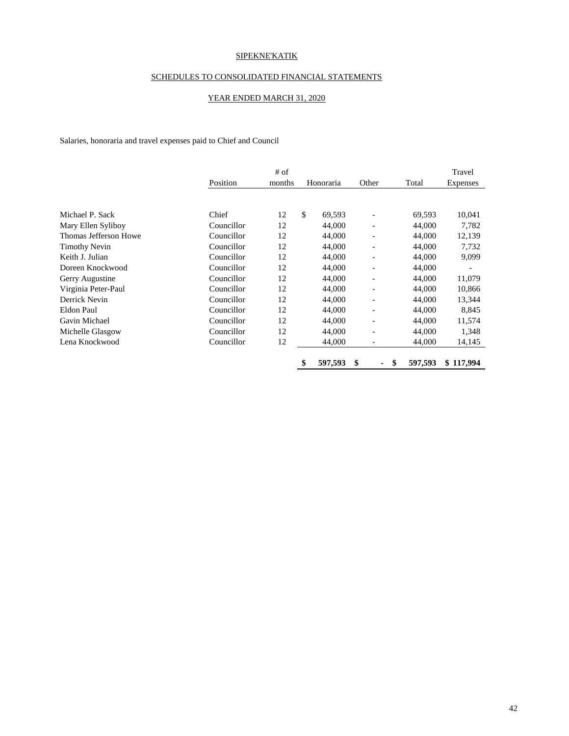SIPEKNE'KATIK

SCHEDULES TO CONSOLIDATED FINANCIAL STATEMENTS

YEAR ENDED MARCH 31, 2020

Salaries, honoraria and travel expenses paid to Chief and Council

| | Position | # of months | Honoraria | Other | Total | Travel Expenses |
|---|---|---|---|---|---|---|
| Michael P. Sack | Chief | 12 | $ 69,593 | - | 69,593 | 10,041 |
| Mary Ellen Syliboy | Councillor | 12 | 44,000 | - | 44,000 | 7,782 |
| Thomas Jefferson Howe | Councillor | 12 | 44,000 | - | 44,000 | 12,139 |
| Timothy Nevin | Councillor | 12 | 44,000 | - | 44,000 | 7,732 |
| Keith J. Julian | Councillor | 12 | 44,000 | - | 44,000 | 9,099 |
| Doreen Knockwood | Councillor | 12 | 44,000 | - | 44,000 | - |
| Gerry Augustine | Councillor | 12 | 44,000 | - | 44,000 | 11,079 |
| Virginia Peter-Paul | Councillor | 12 | 44,000 | - | 44,000 | 10,866 |
| Derrick Nevin | Councillor | 12 | 44,000 | - | 44,000 | 13,344 |
| Eldon Paul | Councillor | 12 | 44,000 | - | 44,000 | 8,845 |
| Gavin Michael | Councillor | 12 | 44,000 | - | 44,000 | 11,574 |
| Michelle Glasgow | Councillor | 12 | 44,000 | - | 44,000 | 1,348 |
| Lena Knockwood | Councillor | 12 | 44,000 | - | 44,000 | 14,145 |
| | | | **$ 597,593** | **$ -** | **$ 597,593** | **$ 117,994** |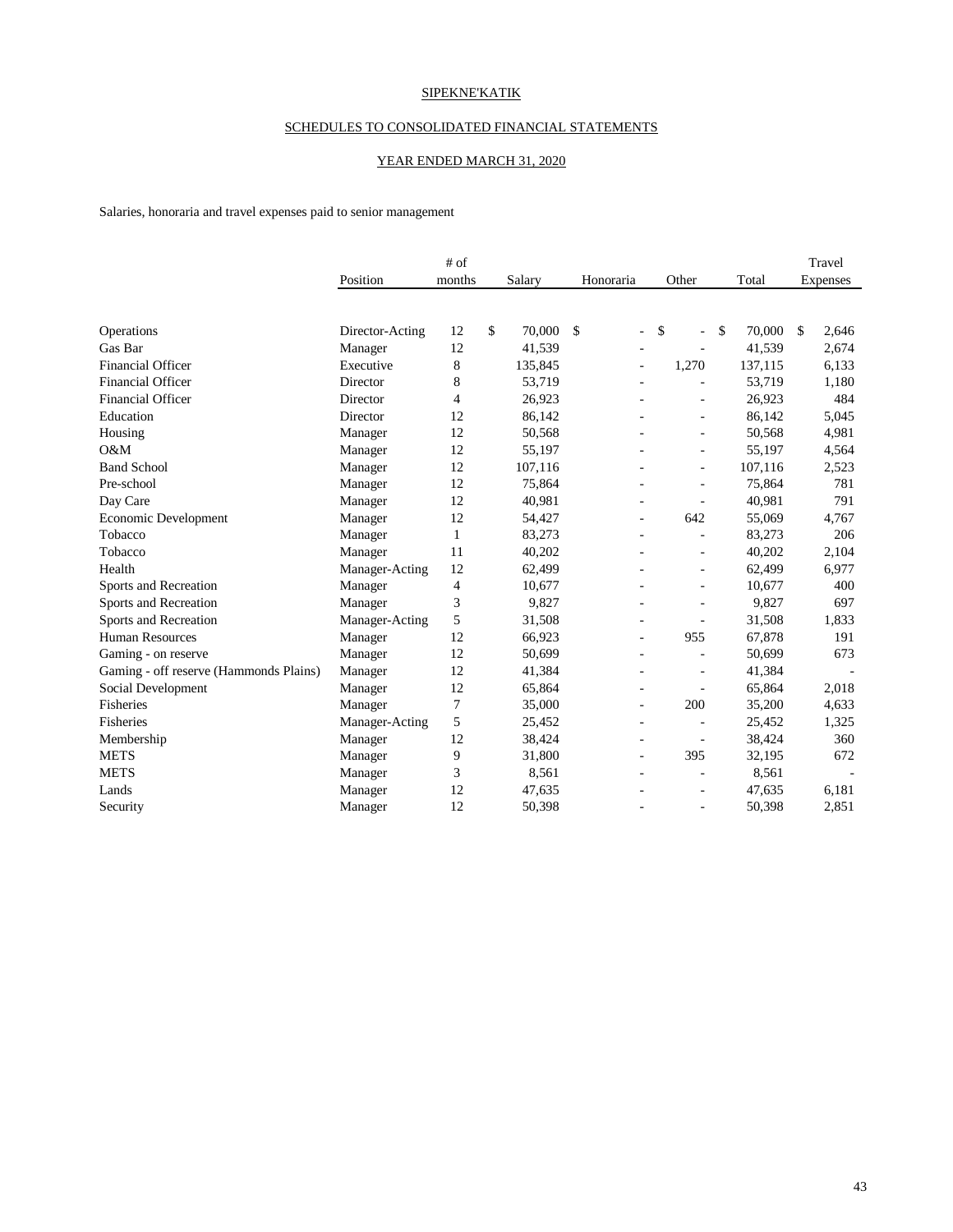SIPEKNE'KATIK

SCHEDULES TO CONSOLIDATED FINANCIAL STATEMENTS

YEAR ENDED MARCH 31, 2020

Salaries, honoraria and travel expenses paid to senior management

| | Position | # of months | Salary | Honoraria | Other | Total | Travel Expenses |
|---|---|---|---|---|---|---|---|
| Operations | Director-Acting | 12 | $ 70,000 | $ - | $ - | $ 70,000 | $ 2,646 |
| Gas Bar | Manager | 12 | 41,539 | - | - | 41,539 | 2,674 |
| Financial Officer | Executive | 8 | 135,845 | - | 1,270 | 137,115 | 6,133 |
| Financial Officer | Director | 8 | 53,719 | - | - | 53,719 | 1,180 |
| Financial Officer | Director | 4 | 26,923 | - | - | 26,923 | 484 |
| Education | Director | 12 | 86,142 | - | - | 86,142 | 5,045 |
| Housing | Manager | 12 | 50,568 | - | - | 50,568 | 4,981 |
| O&M | Manager | 12 | 55,197 | - | - | 55,197 | 4,564 |
| Band School | Manager | 12 | 107,116 | - | - | 107,116 | 2,523 |
| Pre-school | Manager | 12 | 75,864 | - | - | 75,864 | 781 |
| Day Care | Manager | 12 | 40,981 | - | - | 40,981 | 791 |
| Economic Development | Manager | 12 | 54,427 | - | 642 | 55,069 | 4,767 |
| Tobacco | Manager | 1 | 83,273 | - | - | 83,273 | 206 |
| Tobacco | Manager | 11 | 40,202 | - | - | 40,202 | 2,104 |
| Health | Manager-Acting | 12 | 62,499 | - | - | 62,499 | 6,977 |
| Sports and Recreation | Manager | 4 | 10,677 | - | - | 10,677 | 400 |
| Sports and Recreation | Manager | 3 | 9,827 | - | - | 9,827 | 697 |
| Sports and Recreation | Manager-Acting | 5 | 31,508 | - | - | 31,508 | 1,833 |
| Human Resources | Manager | 12 | 66,923 | - | 955 | 67,878 | 191 |
| Gaming - on reserve | Manager | 12 | 50,699 | - | - | 50,699 | 673 |
| Gaming - off reserve (Hammonds Plains) | Manager | 12 | 41,384 | - | - | 41,384 | - |
| Social Development | Manager | 12 | 65,864 | - | - | 65,864 | 2,018 |
| Fisheries | Manager | 7 | 35,000 | - | 200 | 35,200 | 4,633 |
| Fisheries | Manager-Acting | 5 | 25,452 | - | - | 25,452 | 1,325 |
| Membership | Manager | 12 | 38,424 | - | - | 38,424 | 360 |
| METS | Manager | 9 | 31,800 | - | 395 | 32,195 | 672 |
| METS | Manager | 3 | 8,561 | - | - | 8,561 | - |
| Lands | Manager | 12 | 47,635 | - | - | 47,635 | 6,181 |
| Security | Manager | 12 | 50,398 | - | - | 50,398 | 2,851 |